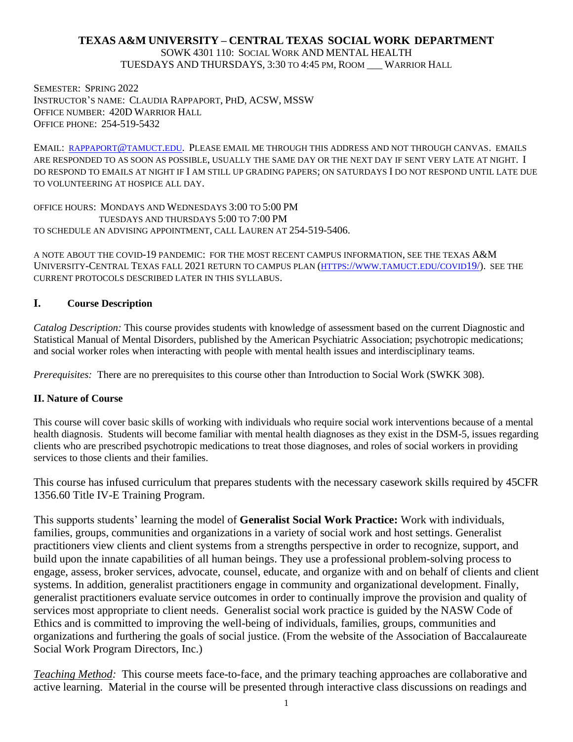# TEXAS A&M UNIVERSITY – CENTRAL TEXAS SOCIAL WORK DEPARTMENT

SOWK 4301 110: SOCIAL WORK AND MENTAL HEALTH
TUESDAYS AND THURSDAYS, 3:30 TO 4:45 PM, ROOM ___ WARRIOR HALL

SEMESTER: SPRING 2022
INSTRUCTOR'S NAME: CLAUDIA RAPPAPORT, PHD, ACSW, MSSW
OFFICE NUMBER: 420D WARRIOR HALL
OFFICE PHONE: 254-519-5432

EMAIL: RAPPAPORT@TAMUCT.EDU. PLEASE EMAIL ME THROUGH THIS ADDRESS AND NOT THROUGH CANVAS. EMAILS ARE RESPONDED TO AS SOON AS POSSIBLE, USUALLY THE SAME DAY OR THE NEXT DAY IF SENT VERY LATE AT NIGHT. I DO RESPOND TO EMAILS AT NIGHT IF I AM STILL UP GRADING PAPERS; ON SATURDAYS I DO NOT RESPOND UNTIL LATE DUE TO VOLUNTEERING AT HOSPICE ALL DAY.

OFFICE HOURS: MONDAYS AND WEDNESDAYS 3:00 TO 5:00 PM
TUESDAYS AND THURSDAYS 5:00 TO 7:00 PM
TO SCHEDULE AN ADVISING APPOINTMENT, CALL LAUREN AT 254-519-5406.

A NOTE ABOUT THE COVID-19 PANDEMIC: FOR THE MOST RECENT CAMPUS INFORMATION, SEE THE TEXAS A&M UNIVERSITY-CENTRAL TEXAS FALL 2021 RETURN TO CAMPUS PLAN (HTTPS://WWW.TAMUCT.EDU/COVID19/). SEE THE CURRENT PROTOCOLS DESCRIBED LATER IN THIS SYLLABUS.

## I. Course Description

*Catalog Description:* This course provides students with knowledge of assessment based on the current Diagnostic and Statistical Manual of Mental Disorders, published by the American Psychiatric Association; psychotropic medications; and social worker roles when interacting with people with mental health issues and interdisciplinary teams.

*Prerequisites:* There are no prerequisites to this course other than Introduction to Social Work (SWKK 308).

## II. Nature of Course

This course will cover basic skills of working with individuals who require social work interventions because of a mental health diagnosis. Students will become familiar with mental health diagnoses as they exist in the DSM-5, issues regarding clients who are prescribed psychotropic medications to treat those diagnoses, and roles of social workers in providing services to those clients and their families.

This course has infused curriculum that prepares students with the necessary casework skills required by 45CFR 1356.60 Title IV-E Training Program.

This supports students' learning the model of **Generalist Social Work Practice:** Work with individuals, families, groups, communities and organizations in a variety of social work and host settings. Generalist practitioners view clients and client systems from a strengths perspective in order to recognize, support, and build upon the innate capabilities of all human beings. They use a professional problem-solving process to engage, assess, broker services, advocate, counsel, educate, and organize with and on behalf of clients and client systems. In addition, generalist practitioners engage in community and organizational development. Finally, generalist practitioners evaluate service outcomes in order to continually improve the provision and quality of services most appropriate to client needs. Generalist social work practice is guided by the NASW Code of Ethics and is committed to improving the well-being of individuals, families, groups, communities and organizations and furthering the goals of social justice. (From the website of the Association of Baccalaureate Social Work Program Directors, Inc.)

*Teaching Method:* This course meets face-to-face, and the primary teaching approaches are collaborative and active learning. Material in the course will be presented through interactive class discussions on readings and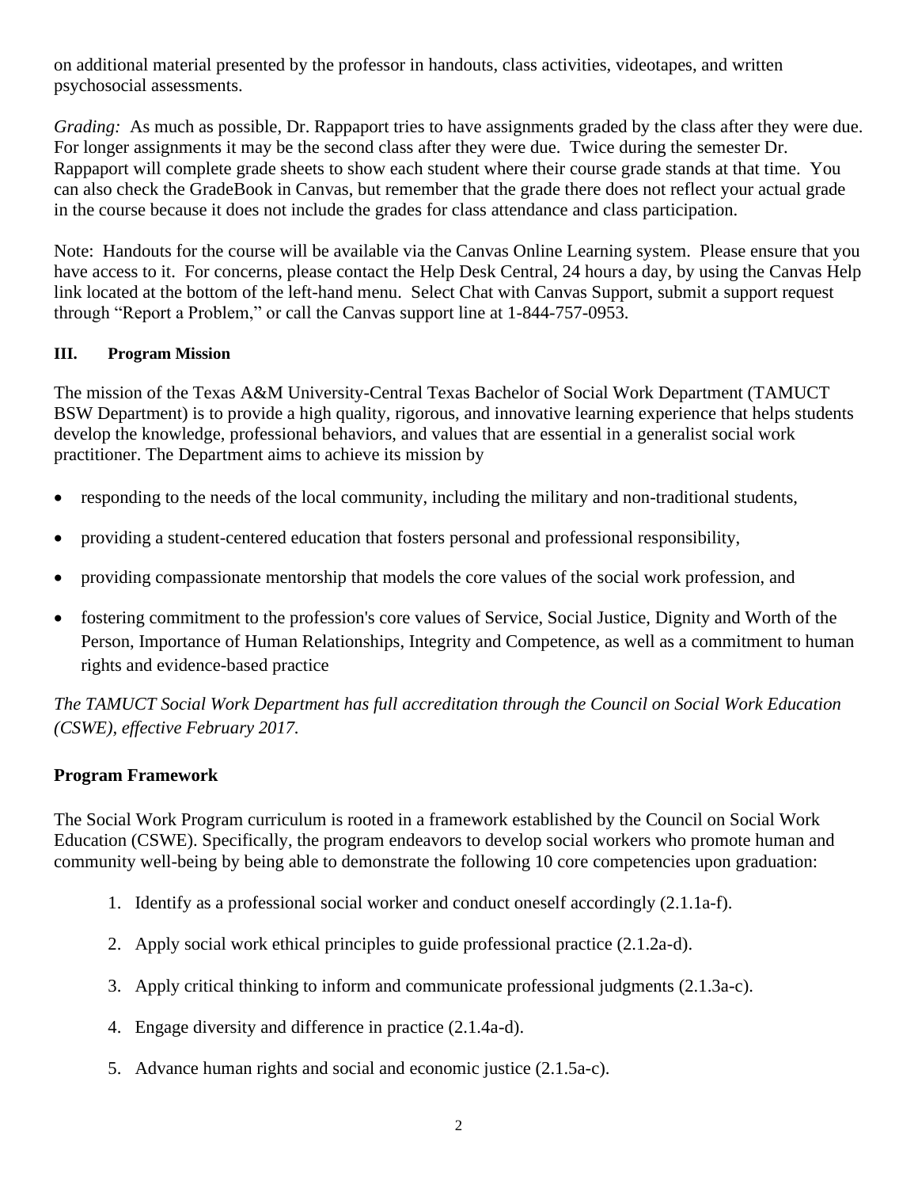on additional material presented by the professor in handouts, class activities, videotapes, and written psychosocial assessments.

*Grading:* As much as possible, Dr. Rappaport tries to have assignments graded by the class after they were due. For longer assignments it may be the second class after they were due. Twice during the semester Dr. Rappaport will complete grade sheets to show each student where their course grade stands at that time. You can also check the GradeBook in Canvas, but remember that the grade there does not reflect your actual grade in the course because it does not include the grades for class attendance and class participation.

Note: Handouts for the course will be available via the Canvas Online Learning system. Please ensure that you have access to it. For concerns, please contact the Help Desk Central, 24 hours a day, by using the Canvas Help link located at the bottom of the left-hand menu. Select Chat with Canvas Support, submit a support request through "Report a Problem," or call the Canvas support line at 1-844-757-0953.

## III. Program Mission

The mission of the Texas A&M University-Central Texas Bachelor of Social Work Department (TAMUCT BSW Department) is to provide a high quality, rigorous, and innovative learning experience that helps students develop the knowledge, professional behaviors, and values that are essential in a generalist social work practitioner. The Department aims to achieve its mission by

- responding to the needs of the local community, including the military and non-traditional students,
- providing a student-centered education that fosters personal and professional responsibility,
- providing compassionate mentorship that models the core values of the social work profession, and
- fostering commitment to the profession's core values of Service, Social Justice, Dignity and Worth of the Person, Importance of Human Relationships, Integrity and Competence, as well as a commitment to human rights and evidence-based practice

*The TAMUCT Social Work Department has full accreditation through the Council on Social Work Education (CSWE), effective February 2017.*

## Program Framework

The Social Work Program curriculum is rooted in a framework established by the Council on Social Work Education (CSWE). Specifically, the program endeavors to develop social workers who promote human and community well-being by being able to demonstrate the following 10 core competencies upon graduation:

1. Identify as a professional social worker and conduct oneself accordingly (2.1.1a-f).
2. Apply social work ethical principles to guide professional practice (2.1.2a-d).
3. Apply critical thinking to inform and communicate professional judgments (2.1.3a-c).
4. Engage diversity and difference in practice (2.1.4a-d).
5. Advance human rights and social and economic justice (2.1.5a-c).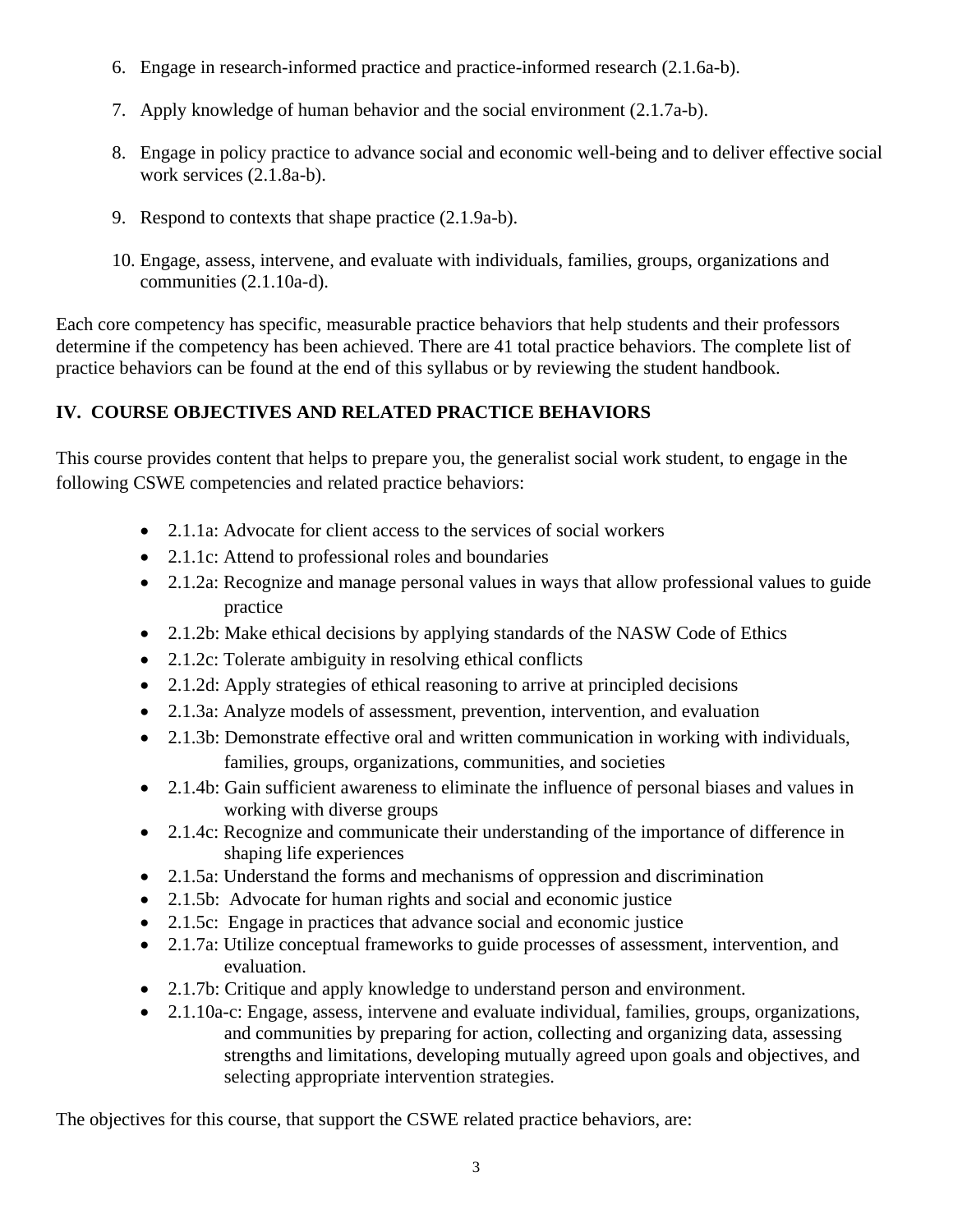6. Engage in research-informed practice and practice-informed research (2.1.6a-b).

7. Apply knowledge of human behavior and the social environment (2.1.7a-b).

8. Engage in policy practice to advance social and economic well-being and to deliver effective social work services (2.1.8a-b).

9. Respond to contexts that shape practice (2.1.9a-b).

10. Engage, assess, intervene, and evaluate with individuals, families, groups, organizations and communities (2.1.10a-d).

Each core competency has specific, measurable practice behaviors that help students and their professors determine if the competency has been achieved. There are 41 total practice behaviors. The complete list of practice behaviors can be found at the end of this syllabus or by reviewing the student handbook.

## IV. COURSE OBJECTIVES AND RELATED PRACTICE BEHAVIORS

This course provides content that helps to prepare you, the generalist social work student, to engage in the following CSWE competencies and related practice behaviors:

- 2.1.1a: Advocate for client access to the services of social workers
- 2.1.1c: Attend to professional roles and boundaries
- 2.1.2a: Recognize and manage personal values in ways that allow professional values to guide practice
- 2.1.2b: Make ethical decisions by applying standards of the NASW Code of Ethics
- 2.1.2c: Tolerate ambiguity in resolving ethical conflicts
- 2.1.2d: Apply strategies of ethical reasoning to arrive at principled decisions
- 2.1.3a: Analyze models of assessment, prevention, intervention, and evaluation
- 2.1.3b: Demonstrate effective oral and written communication in working with individuals, families, groups, organizations, communities, and societies
- 2.1.4b: Gain sufficient awareness to eliminate the influence of personal biases and values in working with diverse groups
- 2.1.4c: Recognize and communicate their understanding of the importance of difference in shaping life experiences
- 2.1.5a: Understand the forms and mechanisms of oppression and discrimination
- 2.1.5b: Advocate for human rights and social and economic justice
- 2.1.5c: Engage in practices that advance social and economic justice
- 2.1.7a: Utilize conceptual frameworks to guide processes of assessment, intervention, and evaluation.
- 2.1.7b: Critique and apply knowledge to understand person and environment.
- 2.1.10a-c: Engage, assess, intervene and evaluate individual, families, groups, organizations, and communities by preparing for action, collecting and organizing data, assessing strengths and limitations, developing mutually agreed upon goals and objectives, and selecting appropriate intervention strategies.

The objectives for this course, that support the CSWE related practice behaviors, are: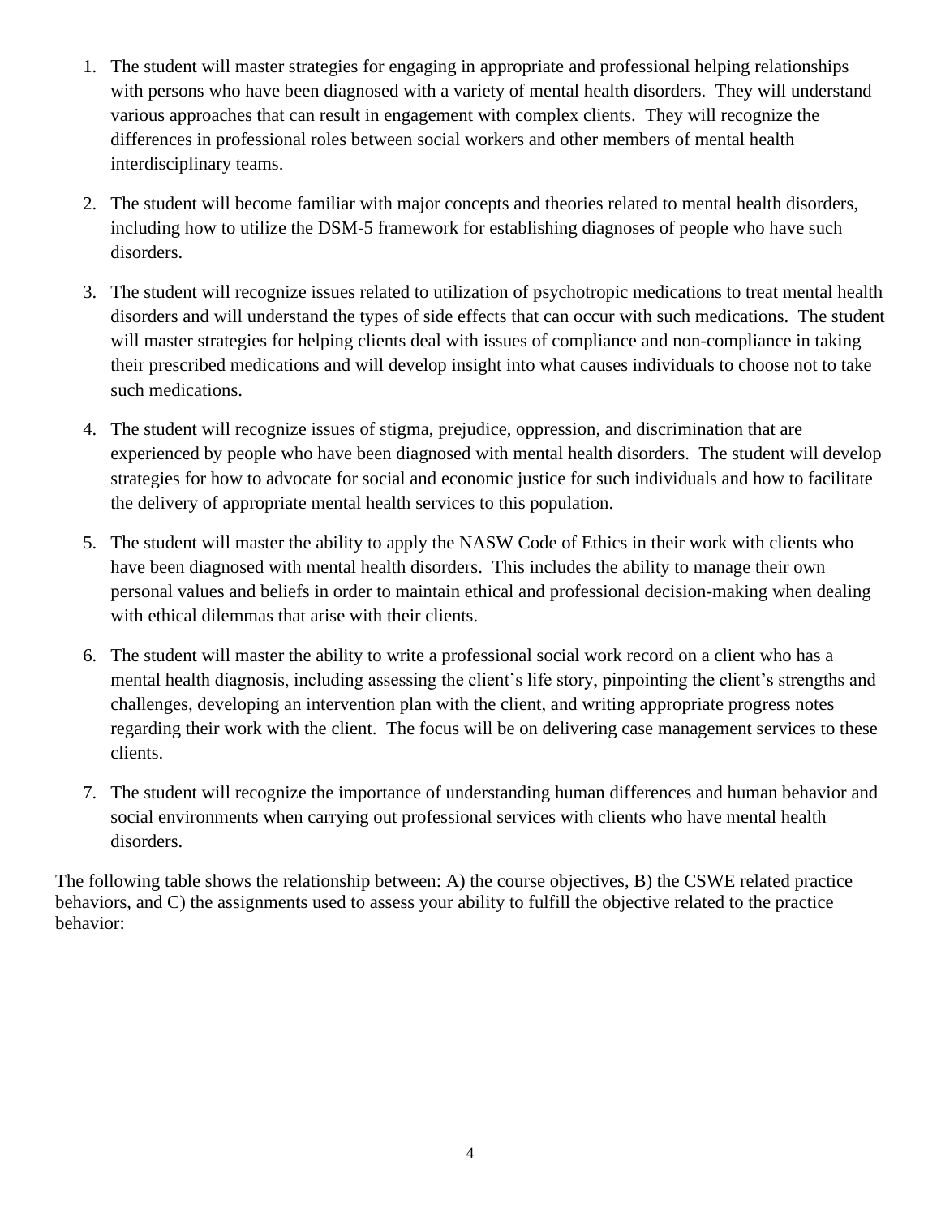1. The student will master strategies for engaging in appropriate and professional helping relationships with persons who have been diagnosed with a variety of mental health disorders. They will understand various approaches that can result in engagement with complex clients. They will recognize the differences in professional roles between social workers and other members of mental health interdisciplinary teams.

2. The student will become familiar with major concepts and theories related to mental health disorders, including how to utilize the DSM-5 framework for establishing diagnoses of people who have such disorders.

3. The student will recognize issues related to utilization of psychotropic medications to treat mental health disorders and will understand the types of side effects that can occur with such medications. The student will master strategies for helping clients deal with issues of compliance and non-compliance in taking their prescribed medications and will develop insight into what causes individuals to choose not to take such medications.

4. The student will recognize issues of stigma, prejudice, oppression, and discrimination that are experienced by people who have been diagnosed with mental health disorders. The student will develop strategies for how to advocate for social and economic justice for such individuals and how to facilitate the delivery of appropriate mental health services to this population.

5. The student will master the ability to apply the NASW Code of Ethics in their work with clients who have been diagnosed with mental health disorders. This includes the ability to manage their own personal values and beliefs in order to maintain ethical and professional decision-making when dealing with ethical dilemmas that arise with their clients.

6. The student will master the ability to write a professional social work record on a client who has a mental health diagnosis, including assessing the client's life story, pinpointing the client's strengths and challenges, developing an intervention plan with the client, and writing appropriate progress notes regarding their work with the client. The focus will be on delivering case management services to these clients.

7. The student will recognize the importance of understanding human differences and human behavior and social environments when carrying out professional services with clients who have mental health disorders.

The following table shows the relationship between: A) the course objectives, B) the CSWE related practice behaviors, and C) the assignments used to assess your ability to fulfill the objective related to the practice behavior: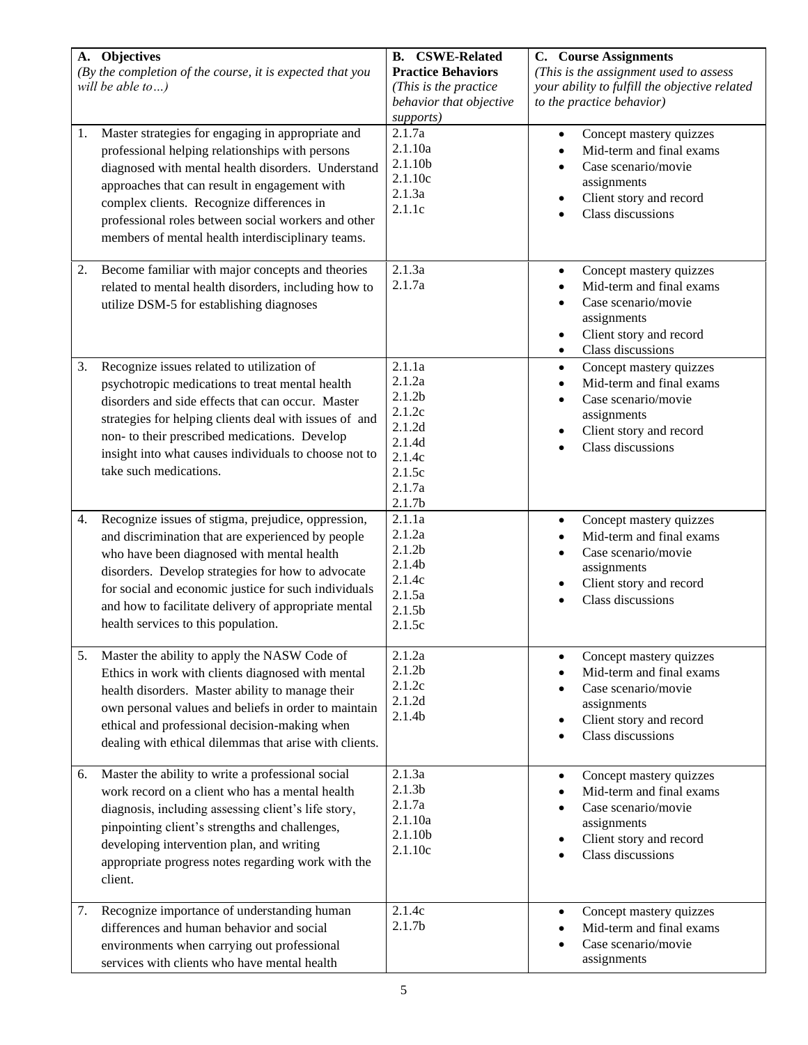| A. Objectives *(By the completion of the course, it is expected that you will be able to…)* | B. CSWE-Related Practice Behaviors *(This is the practice behavior that objective supports)* | C. Course Assignments *(This is the assignment used to assess your ability to fulfill the objective related to the practice behavior)* |
|---|---|---|
| 1. Master strategies for engaging in appropriate and professional helping relationships with persons diagnosed with mental health disorders. Understand approaches that can result in engagement with complex clients. Recognize differences in professional roles between social workers and other members of mental health interdisciplinary teams. | 2.1.7a<br>2.1.10a<br>2.1.10b<br>2.1.10c<br>2.1.3a<br>2.1.1c | • Concept mastery quizzes<br>• Mid-term and final exams<br>• Case scenario/movie assignments<br>• Client story and record<br>• Class discussions |
| 2. Become familiar with major concepts and theories related to mental health disorders, including how to utilize DSM-5 for establishing diagnoses | 2.1.3a<br>2.1.7a | • Concept mastery quizzes<br>• Mid-term and final exams<br>• Case scenario/movie assignments<br>• Client story and record<br>• Class discussions |
| 3. Recognize issues related to utilization of psychotropic medications to treat mental health disorders and side effects that can occur. Master strategies for helping clients deal with issues of and non- to their prescribed medications. Develop insight into what causes individuals to choose not to take such medications. | 2.1.1a<br>2.1.2a<br>2.1.2b<br>2.1.2c<br>2.1.2d<br>2.1.4d<br>2.1.4c<br>2.1.5c<br>2.1.7a<br>2.1.7b | • Concept mastery quizzes<br>• Mid-term and final exams<br>• Case scenario/movie assignments<br>• Client story and record<br>• Class discussions |
| 4. Recognize issues of stigma, prejudice, oppression, and discrimination that are experienced by people who have been diagnosed with mental health disorders. Develop strategies for how to advocate for social and economic justice for such individuals and how to facilitate delivery of appropriate mental health services to this population. | 2.1.1a<br>2.1.2a<br>2.1.2b<br>2.1.4b<br>2.1.4c<br>2.1.5a<br>2.1.5b<br>2.1.5c | • Concept mastery quizzes<br>• Mid-term and final exams<br>• Case scenario/movie assignments<br>• Client story and record<br>• Class discussions |
| 5. Master the ability to apply the NASW Code of Ethics in work with clients diagnosed with mental health disorders. Master ability to manage their own personal values and beliefs in order to maintain ethical and professional decision-making when dealing with ethical dilemmas that arise with clients. | 2.1.2a<br>2.1.2b<br>2.1.2c<br>2.1.2d<br>2.1.4b | • Concept mastery quizzes<br>• Mid-term and final exams<br>• Case scenario/movie assignments<br>• Client story and record<br>• Class discussions |
| 6. Master the ability to write a professional social work record on a client who has a mental health diagnosis, including assessing client's life story, pinpointing client's strengths and challenges, developing intervention plan, and writing appropriate progress notes regarding work with the client. | 2.1.3a<br>2.1.3b<br>2.1.7a<br>2.1.10a<br>2.1.10b<br>2.1.10c | • Concept mastery quizzes<br>• Mid-term and final exams<br>• Case scenario/movie assignments<br>• Client story and record<br>• Class discussions |
| 7. Recognize importance of understanding human differences and human behavior and social environments when carrying out professional services with clients who have mental health | 2.1.4c<br>2.1.7b | • Concept mastery quizzes<br>• Mid-term and final exams<br>• Case scenario/movie assignments |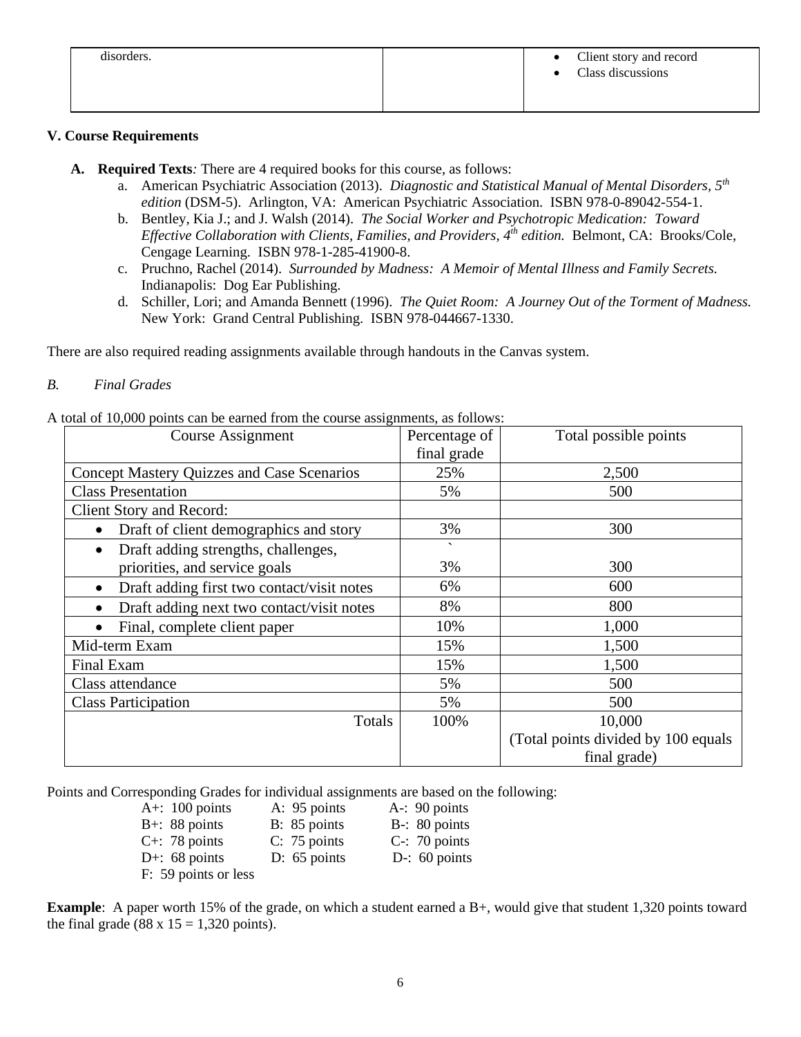| disorders. | | • Client story and record<br>• Class discussions |
|---|---|---|

### V. Course Requirements

**A. Required Texts***:* There are 4 required books for this course, as follows:

a. American Psychiatric Association (2013). *Diagnostic and Statistical Manual of Mental Disorders, 5th edition* (DSM-5). Arlington, VA: American Psychiatric Association. ISBN 978-0-89042-554-1.
b. Bentley, Kia J.; and J. Walsh (2014). *The Social Worker and Psychotropic Medication: Toward Effective Collaboration with Clients, Families, and Providers, 4th edition.* Belmont, CA: Brooks/Cole, Cengage Learning. ISBN 978-1-285-41900-8.
c. Pruchno, Rachel (2014). *Surrounded by Madness: A Memoir of Mental Illness and Family Secrets.* Indianapolis: Dog Ear Publishing.
d. Schiller, Lori; and Amanda Bennett (1996). *The Quiet Room: A Journey Out of the Torment of Madness.* New York: Grand Central Publishing. ISBN 978-044667-1330.

There are also required reading assignments available through handouts in the Canvas system.

*B. Final Grades*

A total of 10,000 points can be earned from the course assignments, as follows:

| Course Assignment | Percentage of final grade | Total possible points |
|---|---|---|
| Concept Mastery Quizzes and Case Scenarios | 25% | 2,500 |
| Class Presentation | 5% | 500 |
| Client Story and Record: | | |
| • Draft of client demographics and story | 3% | 300 |
| • Draft adding strengths, challenges, priorities, and service goals | 3% | 300 |
| • Draft adding first two contact/visit notes | 6% | 600 |
| • Draft adding next two contact/visit notes | 8% | 800 |
| • Final, complete client paper | 10% | 1,000 |
| Mid-term Exam | 15% | 1,500 |
| Final Exam | 15% | 1,500 |
| Class attendance | 5% | 500 |
| Class Participation | 5% | 500 |
| Totals | 100% | 10,000 (Total points divided by 100 equals final grade) |

Points and Corresponding Grades for individual assignments are based on the following:

| | | |
|---|---|---|
| A+: 100 points | A: 95 points | A-: 90 points |
| B+: 88 points | B: 85 points | B-: 80 points |
| C+: 78 points | C: 75 points | C-: 70 points |
| D+: 68 points | D: 65 points | D-: 60 points |
| F: 59 points or less | | |

**Example**: A paper worth 15% of the grade, on which a student earned a B+, would give that student 1,320 points toward the final grade (88 x 15 = 1,320 points).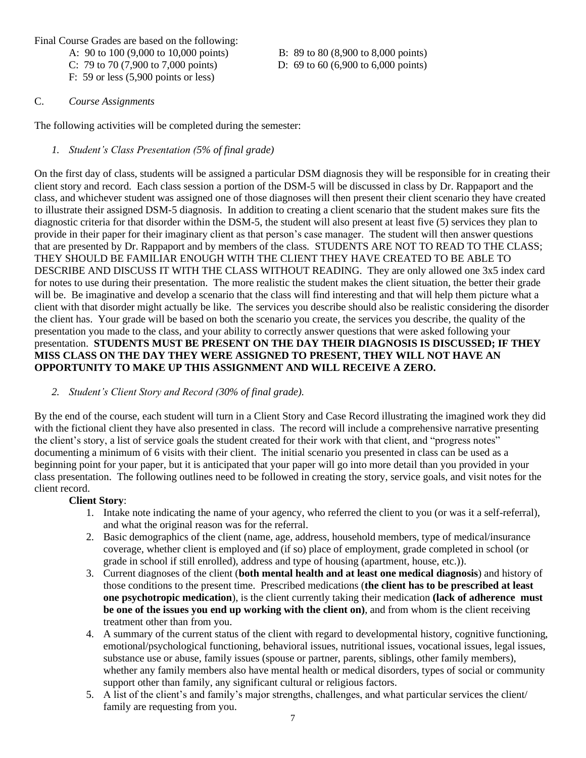Final Course Grades are based on the following:

A: 90 to 100 (9,000 to 10,000 points)
B: 89 to 80 (8,900 to 8,000 points)
C: 79 to 70 (7,900 to 7,000 points)
D: 69 to 60 (6,900 to 6,000 points)
F: 59 or less (5,900 points or less)

C. *Course Assignments*

The following activities will be completed during the semester:

*1. Student's Class Presentation (5% of final grade)*

On the first day of class, students will be assigned a particular DSM diagnosis they will be responsible for in creating their client story and record. Each class session a portion of the DSM-5 will be discussed in class by Dr. Rappaport and the class, and whichever student was assigned one of those diagnoses will then present their client scenario they have created to illustrate their assigned DSM-5 diagnosis. In addition to creating a client scenario that the student makes sure fits the diagnostic criteria for that disorder within the DSM-5, the student will also present at least five (5) services they plan to provide in their paper for their imaginary client as that person's case manager. The student will then answer questions that are presented by Dr. Rappaport and by members of the class. STUDENTS ARE NOT TO READ TO THE CLASS; THEY SHOULD BE FAMILIAR ENOUGH WITH THE CLIENT THEY HAVE CREATED TO BE ABLE TO DESCRIBE AND DISCUSS IT WITH THE CLASS WITHOUT READING. They are only allowed one 3x5 index card for notes to use during their presentation. The more realistic the student makes the client situation, the better their grade will be. Be imaginative and develop a scenario that the class will find interesting and that will help them picture what a client with that disorder might actually be like. The services you describe should also be realistic considering the disorder the client has. Your grade will be based on both the scenario you create, the services you describe, the quality of the presentation you made to the class, and your ability to correctly answer questions that were asked following your presentation. **STUDENTS MUST BE PRESENT ON THE DAY THEIR DIAGNOSIS IS DISCUSSED; IF THEY MISS CLASS ON THE DAY THEY WERE ASSIGNED TO PRESENT, THEY WILL NOT HAVE AN OPPORTUNITY TO MAKE UP THIS ASSIGNMENT AND WILL RECEIVE A ZERO.**

*2. Student's Client Story and Record (30% of final grade).*

By the end of the course, each student will turn in a Client Story and Case Record illustrating the imagined work they did with the fictional client they have also presented in class. The record will include a comprehensive narrative presenting the client's story, a list of service goals the student created for their work with that client, and "progress notes" documenting a minimum of 6 visits with their client. The initial scenario you presented in class can be used as a beginning point for your paper, but it is anticipated that your paper will go into more detail than you provided in your class presentation. The following outlines need to be followed in creating the story, service goals, and visit notes for the client record.

**Client Story**:

1. Intake note indicating the name of your agency, who referred the client to you (or was it a self-referral), and what the original reason was for the referral.
2. Basic demographics of the client (name, age, address, household members, type of medical/insurance coverage, whether client is employed and (if so) place of employment, grade completed in school (or grade in school if still enrolled), address and type of housing (apartment, house, etc.)).
3. Current diagnoses of the client (**both mental health and at least one medical diagnosis**) and history of those conditions to the present time. Prescribed medications (**the client has to be prescribed at least one psychotropic medication**), is the client currently taking their medication **(lack of adherence must be one of the issues you end up working with the client on)**, and from whom is the client receiving treatment other than from you.
4. A summary of the current status of the client with regard to developmental history, cognitive functioning, emotional/psychological functioning, behavioral issues, nutritional issues, vocational issues, legal issues, substance use or abuse, family issues (spouse or partner, parents, siblings, other family members), whether any family members also have mental health or medical disorders, types of social or community support other than family, any significant cultural or religious factors.
5. A list of the client's and family's major strengths, challenges, and what particular services the client/ family are requesting from you.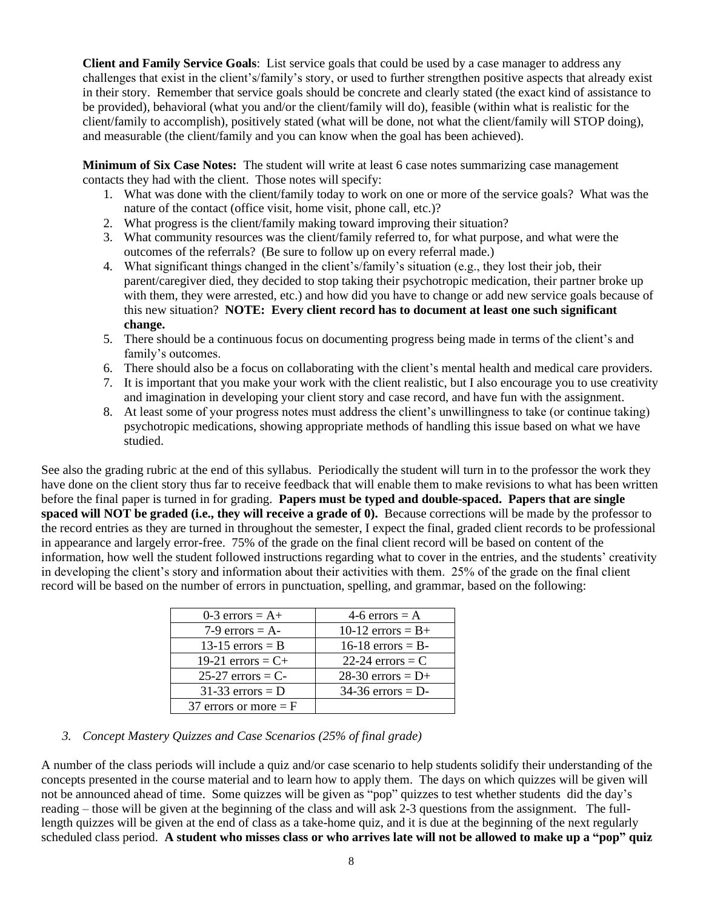**Client and Family Service Goals**: List service goals that could be used by a case manager to address any challenges that exist in the client's/family's story, or used to further strengthen positive aspects that already exist in their story. Remember that service goals should be concrete and clearly stated (the exact kind of assistance to be provided), behavioral (what you and/or the client/family will do), feasible (within what is realistic for the client/family to accomplish), positively stated (what will be done, not what the client/family will STOP doing), and measurable (the client/family and you can know when the goal has been achieved).

**Minimum of Six Case Notes:** The student will write at least 6 case notes summarizing case management contacts they had with the client. Those notes will specify:

1. What was done with the client/family today to work on one or more of the service goals? What was the nature of the contact (office visit, home visit, phone call, etc.)?
2. What progress is the client/family making toward improving their situation?
3. What community resources was the client/family referred to, for what purpose, and what were the outcomes of the referrals? (Be sure to follow up on every referral made.)
4. What significant things changed in the client's/family's situation (e.g., they lost their job, their parent/caregiver died, they decided to stop taking their psychotropic medication, their partner broke up with them, they were arrested, etc.) and how did you have to change or add new service goals because of this new situation? **NOTE: Every client record has to document at least one such significant change.**
5. There should be a continuous focus on documenting progress being made in terms of the client's and family's outcomes.
6. There should also be a focus on collaborating with the client's mental health and medical care providers.
7. It is important that you make your work with the client realistic, but I also encourage you to use creativity and imagination in developing your client story and case record, and have fun with the assignment.
8. At least some of your progress notes must address the client's unwillingness to take (or continue taking) psychotropic medications, showing appropriate methods of handling this issue based on what we have studied.

See also the grading rubric at the end of this syllabus. Periodically the student will turn in to the professor the work they have done on the client story thus far to receive feedback that will enable them to make revisions to what has been written before the final paper is turned in for grading. **Papers must be typed and double-spaced. Papers that are single spaced will NOT be graded (i.e., they will receive a grade of 0).** Because corrections will be made by the professor to the record entries as they are turned in throughout the semester, I expect the final, graded client records to be professional in appearance and largely error-free. 75% of the grade on the final client record will be based on content of the information, how well the student followed instructions regarding what to cover in the entries, and the students' creativity in developing the client's story and information about their activities with them. 25% of the grade on the final client record will be based on the number of errors in punctuation, spelling, and grammar, based on the following:

| | |
|---|---|
| 0-3 errors = A+ | 4-6 errors = A |
| 7-9 errors = A- | 10-12 errors = B+ |
| 13-15 errors = B | 16-18 errors = B- |
| 19-21 errors = C+ | 22-24 errors = C |
| 25-27 errors = C- | 28-30 errors = D+ |
| 31-33 errors = D | 34-36 errors = D- |
| 37 errors or more = F | |

*3. Concept Mastery Quizzes and Case Scenarios (25% of final grade)*

A number of the class periods will include a quiz and/or case scenario to help students solidify their understanding of the concepts presented in the course material and to learn how to apply them. The days on which quizzes will be given will not be announced ahead of time. Some quizzes will be given as "pop" quizzes to test whether students did the day's reading – those will be given at the beginning of the class and will ask 2-3 questions from the assignment. The full-length quizzes will be given at the end of class as a take-home quiz, and it is due at the beginning of the next regularly scheduled class period. **A student who misses class or who arrives late will not be allowed to make up a "pop" quiz**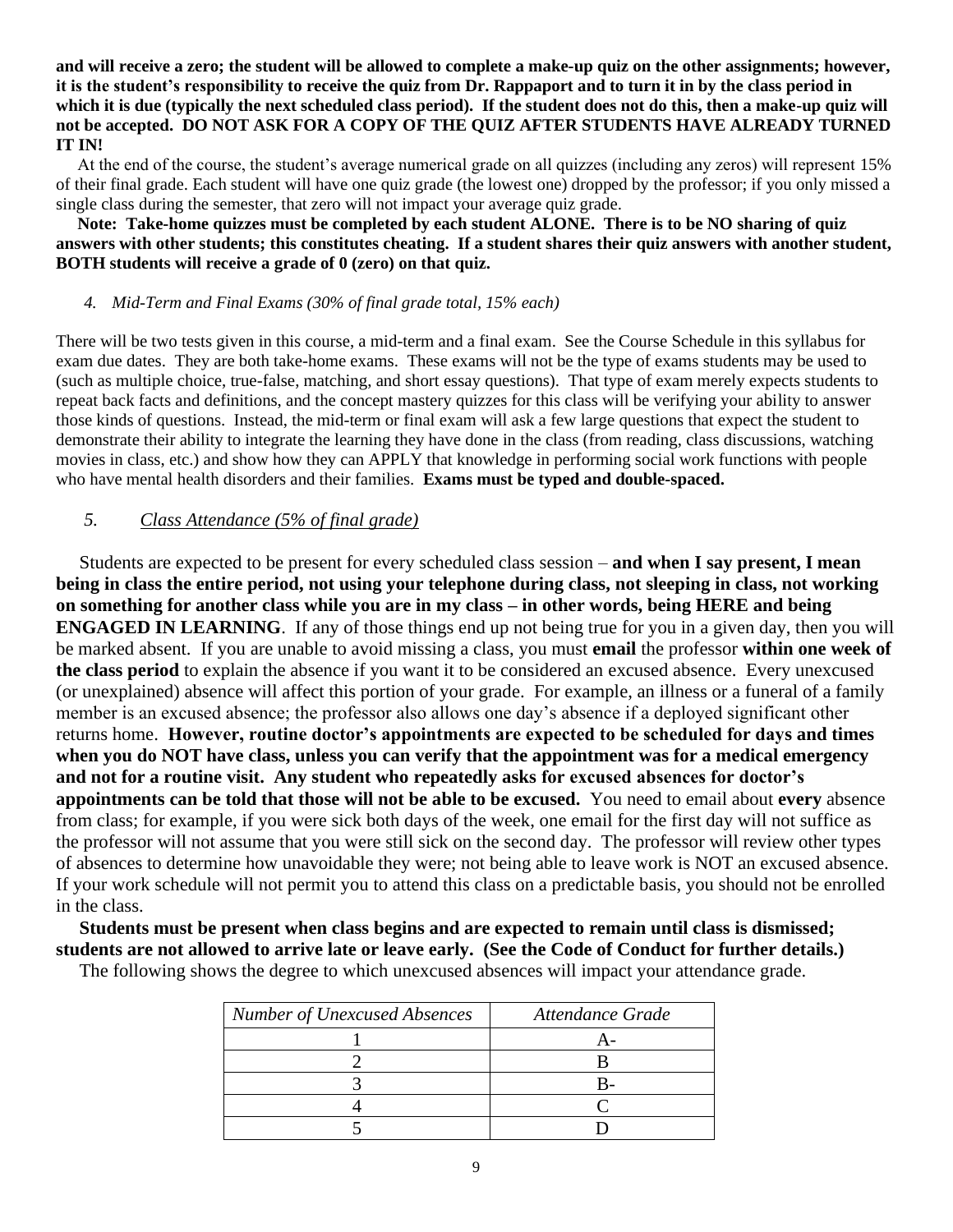**and will receive a zero; the student will be allowed to complete a make-up quiz on the other assignments; however, it is the student's responsibility to receive the quiz from Dr. Rappaport and to turn it in by the class period in which it is due (typically the next scheduled class period). If the student does not do this, then a make-up quiz will not be accepted. DO NOT ASK FOR A COPY OF THE QUIZ AFTER STUDENTS HAVE ALREADY TURNED IT IN!**

At the end of the course, the student's average numerical grade on all quizzes (including any zeros) will represent 15% of their final grade. Each student will have one quiz grade (the lowest one) dropped by the professor; if you only missed a single class during the semester, that zero will not impact your average quiz grade.

**Note: Take-home quizzes must be completed by each student ALONE. There is to be NO sharing of quiz answers with other students; this constitutes cheating. If a student shares their quiz answers with another student, BOTH students will receive a grade of 0 (zero) on that quiz.**

*4. Mid-Term and Final Exams (30% of final grade total, 15% each)*

There will be two tests given in this course, a mid-term and a final exam. See the Course Schedule in this syllabus for exam due dates. They are both take-home exams. These exams will not be the type of exams students may be used to (such as multiple choice, true-false, matching, and short essay questions). That type of exam merely expects students to repeat back facts and definitions, and the concept mastery quizzes for this class will be verifying your ability to answer those kinds of questions. Instead, the mid-term or final exam will ask a few large questions that expect the student to demonstrate their ability to integrate the learning they have done in the class (from reading, class discussions, watching movies in class, etc.) and show how they can APPLY that knowledge in performing social work functions with people who have mental health disorders and their families. **Exams must be typed and double-spaced.**

*5. Class Attendance (5% of final grade)*

Students are expected to be present for every scheduled class session – **and when I say present, I mean being in class the entire period, not using your telephone during class, not sleeping in class, not working on something for another class while you are in my class – in other words, being HERE and being ENGAGED IN LEARNING**. If any of those things end up not being true for you in a given day, then you will be marked absent. If you are unable to avoid missing a class, you must **email** the professor **within one week of the class period** to explain the absence if you want it to be considered an excused absence. Every unexcused (or unexplained) absence will affect this portion of your grade. For example, an illness or a funeral of a family member is an excused absence; the professor also allows one day's absence if a deployed significant other returns home. **However, routine doctor's appointments are expected to be scheduled for days and times when you do NOT have class, unless you can verify that the appointment was for a medical emergency and not for a routine visit. Any student who repeatedly asks for excused absences for doctor's appointments can be told that those will not be able to be excused.** You need to email about **every** absence from class; for example, if you were sick both days of the week, one email for the first day will not suffice as the professor will not assume that you were still sick on the second day. The professor will review other types of absences to determine how unavoidable they were; not being able to leave work is NOT an excused absence. If your work schedule will not permit you to attend this class on a predictable basis, you should not be enrolled in the class.

**Students must be present when class begins and are expected to remain until class is dismissed; students are not allowed to arrive late or leave early. (See the Code of Conduct for further details.)**

The following shows the degree to which unexcused absences will impact your attendance grade.

| *Number of Unexcused Absences* | *Attendance Grade* |
|---|---|
| 1 | A- |
| 2 | B |
| 3 | B- |
| 4 | C |
| 5 | D |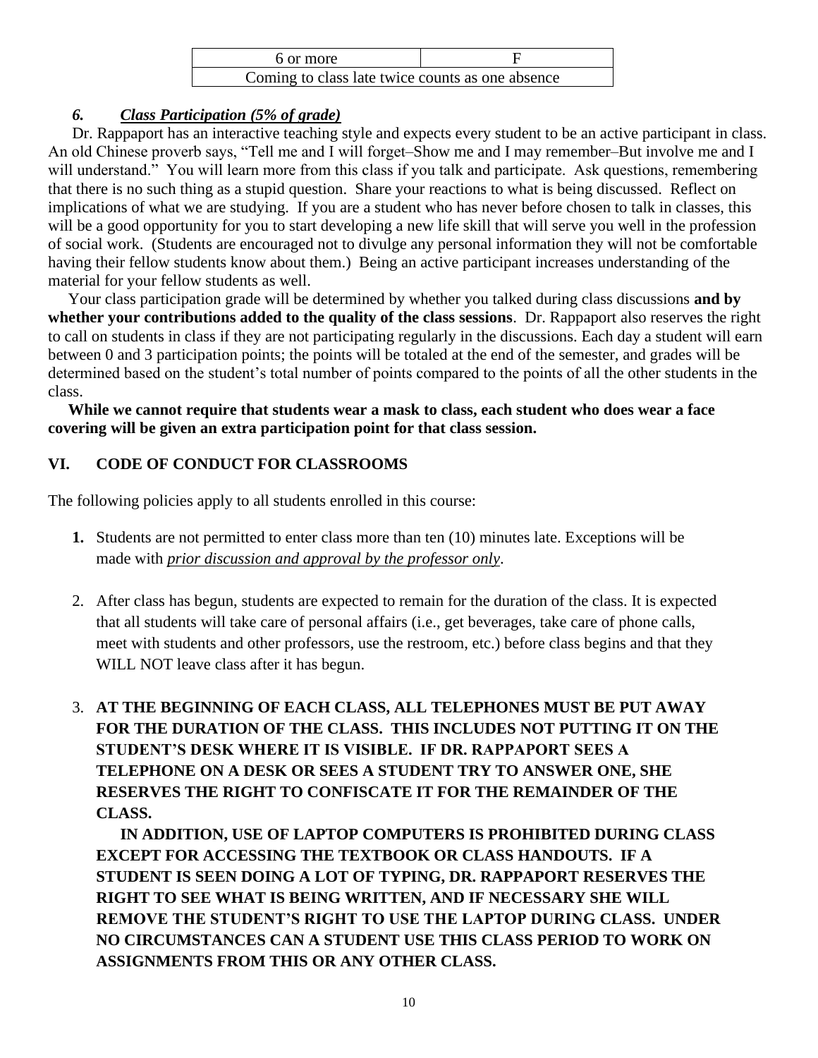| 6 or more | F |
|---|---|
| Coming to class late twice counts as one absence | |

### *6. <u>Class Participation (5% of grade)</u>*

Dr. Rappaport has an interactive teaching style and expects every student to be an active participant in class. An old Chinese proverb says, "Tell me and I will forget–Show me and I may remember–But involve me and I will understand." You will learn more from this class if you talk and participate. Ask questions, remembering that there is no such thing as a stupid question. Share your reactions to what is being discussed. Reflect on implications of what we are studying. If you are a student who has never before chosen to talk in classes, this will be a good opportunity for you to start developing a new life skill that will serve you well in the profession of social work. (Students are encouraged not to divulge any personal information they will not be comfortable having their fellow students know about them.) Being an active participant increases understanding of the material for your fellow students as well.

Your class participation grade will be determined by whether you talked during class discussions **and by whether your contributions added to the quality of the class sessions**. Dr. Rappaport also reserves the right to call on students in class if they are not participating regularly in the discussions. Each day a student will earn between 0 and 3 participation points; the points will be totaled at the end of the semester, and grades will be determined based on the student's total number of points compared to the points of all the other students in the class.

**While we cannot require that students wear a mask to class, each student who does wear a face covering will be given an extra participation point for that class session.**

## VI. CODE OF CONDUCT FOR CLASSROOMS

The following policies apply to all students enrolled in this course:

1. Students are not permitted to enter class more than ten (10) minutes late. Exceptions will be made with *<u>prior discussion and approval by the professor only</u>*.

2. After class has begun, students are expected to remain for the duration of the class. It is expected that all students will take care of personal affairs (i.e., get beverages, take care of phone calls, meet with students and other professors, use the restroom, etc.) before class begins and that they WILL NOT leave class after it has begun.

3. **AT THE BEGINNING OF EACH CLASS, ALL TELEPHONES MUST BE PUT AWAY FOR THE DURATION OF THE CLASS. THIS INCLUDES NOT PUTTING IT ON THE STUDENT'S DESK WHERE IT IS VISIBLE. IF DR. RAPPAPORT SEES A TELEPHONE ON A DESK OR SEES A STUDENT TRY TO ANSWER ONE, SHE RESERVES THE RIGHT TO CONFISCATE IT FOR THE REMAINDER OF THE CLASS.**

   **IN ADDITION, USE OF LAPTOP COMPUTERS IS PROHIBITED DURING CLASS EXCEPT FOR ACCESSING THE TEXTBOOK OR CLASS HANDOUTS. IF A STUDENT IS SEEN DOING A LOT OF TYPING, DR. RAPPAPORT RESERVES THE RIGHT TO SEE WHAT IS BEING WRITTEN, AND IF NECESSARY SHE WILL REMOVE THE STUDENT'S RIGHT TO USE THE LAPTOP DURING CLASS. UNDER NO CIRCUMSTANCES CAN A STUDENT USE THIS CLASS PERIOD TO WORK ON ASSIGNMENTS FROM THIS OR ANY OTHER CLASS.**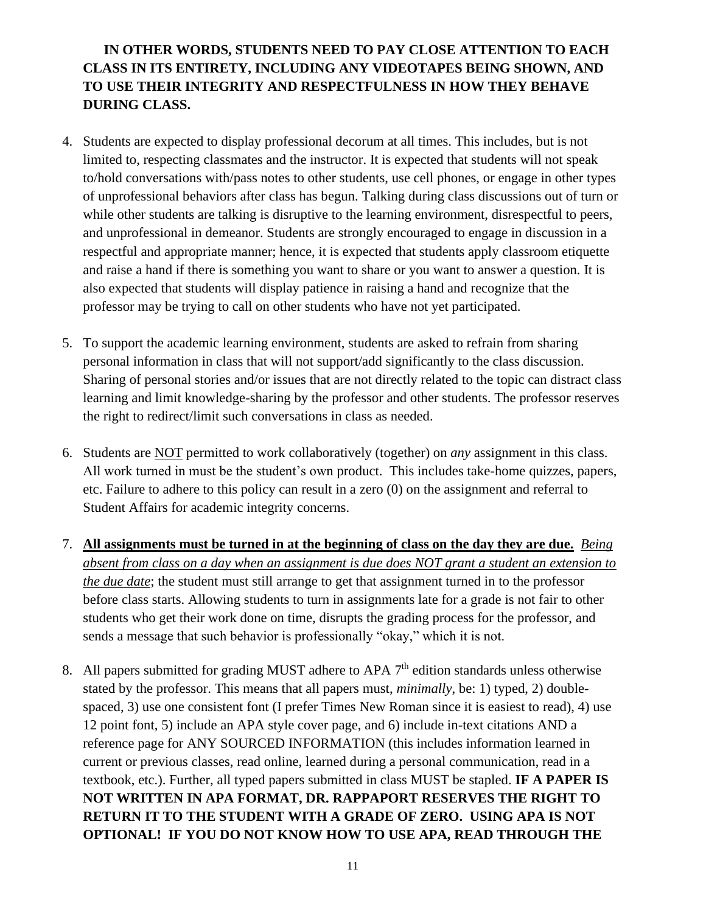**IN OTHER WORDS, STUDENTS NEED TO PAY CLOSE ATTENTION TO EACH CLASS IN ITS ENTIRETY, INCLUDING ANY VIDEOTAPES BEING SHOWN, AND TO USE THEIR INTEGRITY AND RESPECTFULNESS IN HOW THEY BEHAVE DURING CLASS.**

4. Students are expected to display professional decorum at all times. This includes, but is not limited to, respecting classmates and the instructor. It is expected that students will not speak to/hold conversations with/pass notes to other students, use cell phones, or engage in other types of unprofessional behaviors after class has begun. Talking during class discussions out of turn or while other students are talking is disruptive to the learning environment, disrespectful to peers, and unprofessional in demeanor. Students are strongly encouraged to engage in discussion in a respectful and appropriate manner; hence, it is expected that students apply classroom etiquette and raise a hand if there is something you want to share or you want to answer a question. It is also expected that students will display patience in raising a hand and recognize that the professor may be trying to call on other students who have not yet participated.

5. To support the academic learning environment, students are asked to refrain from sharing personal information in class that will not support/add significantly to the class discussion. Sharing of personal stories and/or issues that are not directly related to the topic can distract class learning and limit knowledge-sharing by the professor and other students. The professor reserves the right to redirect/limit such conversations in class as needed.

6. Students are <u>NOT</u> permitted to work collaboratively (together) on *any* assignment in this class. All work turned in must be the student's own product. This includes take-home quizzes, papers, etc. Failure to adhere to this policy can result in a zero (0) on the assignment and referral to Student Affairs for academic integrity concerns.

7. **<u>All assignments must be turned in at the beginning of class on the day they are due.</u>** <u>*Being absent from class on a day when an assignment is due does NOT grant a student an extension to the due date*</u>; the student must still arrange to get that assignment turned in to the professor before class starts. Allowing students to turn in assignments late for a grade is not fair to other students who get their work done on time, disrupts the grading process for the professor, and sends a message that such behavior is professionally "okay," which it is not.

8. All papers submitted for grading MUST adhere to APA 7th edition standards unless otherwise stated by the professor. This means that all papers must, *minimally*, be: 1) typed, 2) double-spaced, 3) use one consistent font (I prefer Times New Roman since it is easiest to read), 4) use 12 point font, 5) include an APA style cover page, and 6) include in-text citations AND a reference page for ANY SOURCED INFORMATION (this includes information learned in current or previous classes, read online, learned during a personal communication, read in a textbook, etc.). Further, all typed papers submitted in class MUST be stapled. **IF A PAPER IS NOT WRITTEN IN APA FORMAT, DR. RAPPAPORT RESERVES THE RIGHT TO RETURN IT TO THE STUDENT WITH A GRADE OF ZERO. USING APA IS NOT OPTIONAL! IF YOU DO NOT KNOW HOW TO USE APA, READ THROUGH THE**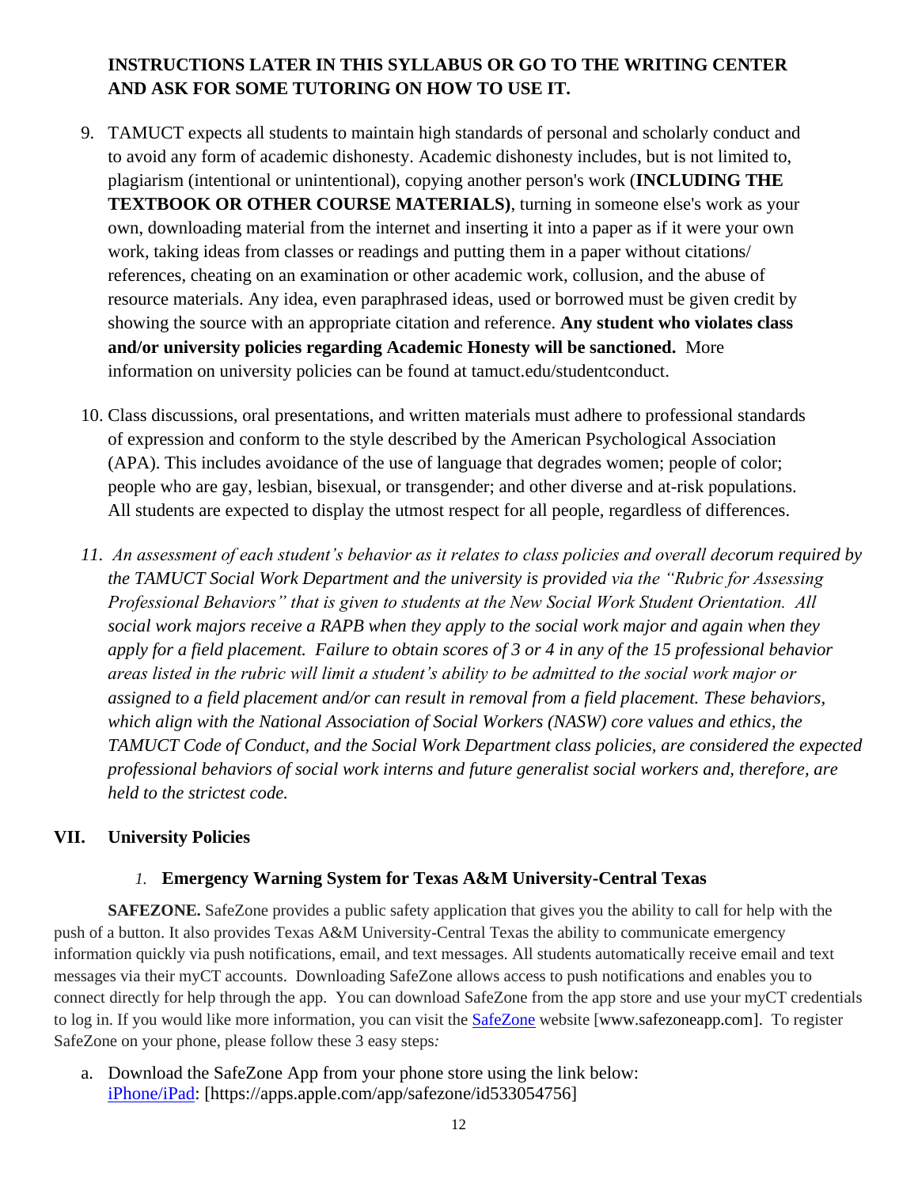**INSTRUCTIONS LATER IN THIS SYLLABUS OR GO TO THE WRITING CENTER AND ASK FOR SOME TUTORING ON HOW TO USE IT.**

9. TAMUCT expects all students to maintain high standards of personal and scholarly conduct and to avoid any form of academic dishonesty. Academic dishonesty includes, but is not limited to, plagiarism (intentional or unintentional), copying another person's work (**INCLUDING THE TEXTBOOK OR OTHER COURSE MATERIALS)**, turning in someone else's work as your own, downloading material from the internet and inserting it into a paper as if it were your own work, taking ideas from classes or readings and putting them in a paper without citations/ references, cheating on an examination or other academic work, collusion, and the abuse of resource materials. Any idea, even paraphrased ideas, used or borrowed must be given credit by showing the source with an appropriate citation and reference. **Any student who violates class and/or university policies regarding Academic Honesty will be sanctioned.** More information on university policies can be found at tamuct.edu/studentconduct.

10. Class discussions, oral presentations, and written materials must adhere to professional standards of expression and conform to the style described by the American Psychological Association (APA). This includes avoidance of the use of language that degrades women; people of color; people who are gay, lesbian, bisexual, or transgender; and other diverse and at-risk populations. All students are expected to display the utmost respect for all people, regardless of differences.

11. *An assessment of each student's behavior as it relates to class policies and overall decorum required by the TAMUCT Social Work Department and the university is provided via the "Rubric for Assessing Professional Behaviors" that is given to students at the New Social Work Student Orientation. All social work majors receive a RAPB when they apply to the social work major and again when they apply for a field placement. Failure to obtain scores of 3 or 4 in any of the 15 professional behavior areas listed in the rubric will limit a student's ability to be admitted to the social work major or assigned to a field placement and/or can result in removal from a field placement. These behaviors, which align with the National Association of Social Workers (NASW) core values and ethics, the TAMUCT Code of Conduct, and the Social Work Department class policies, are considered the expected professional behaviors of social work interns and future generalist social workers and, therefore, are held to the strictest code.*

## VII. University Policies

### *1.* Emergency Warning System for Texas A&M University-Central Texas

**SAFEZONE.** SafeZone provides a public safety application that gives you the ability to call for help with the push of a button. It also provides Texas A&M University-Central Texas the ability to communicate emergency information quickly via push notifications, email, and text messages. All students automatically receive email and text messages via their myCT accounts. Downloading SafeZone allows access to push notifications and enables you to connect directly for help through the app. You can download SafeZone from the app store and use your myCT credentials to log in. If you would like more information, you can visit the SafeZone website [www.safezoneapp.com]. To register SafeZone on your phone, please follow these 3 easy steps*:*

a. Download the SafeZone App from your phone store using the link below:
   iPhone/iPad: [https://apps.apple.com/app/safezone/id533054756]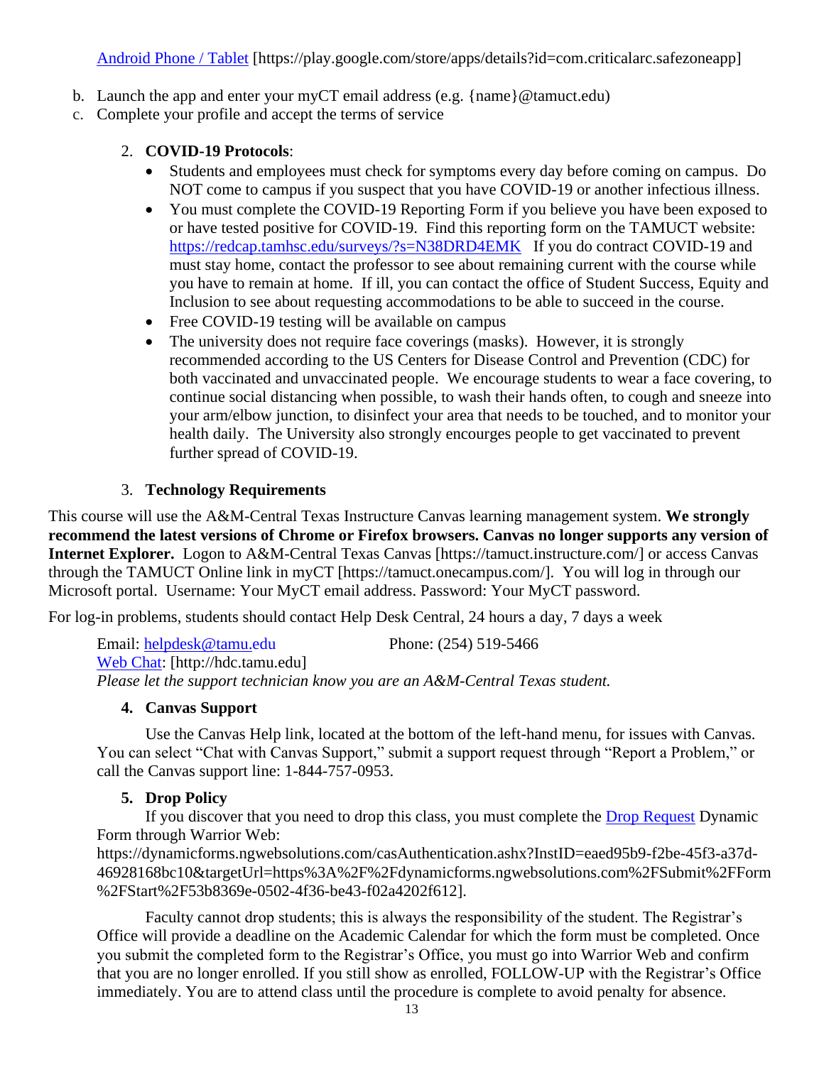[Android Phone / Tablet](https://play.google.com/store/apps/details?id=com.criticalarc.safezoneapp) [https://play.google.com/store/apps/details?id=com.criticalarc.safezoneapp]

b. Launch the app and enter your myCT email address (e.g. {name}@tamuct.edu)
c. Complete your profile and accept the terms of service

2. **COVID-19 Protocols**:
   - Students and employees must check for symptoms every day before coming on campus. Do NOT come to campus if you suspect that you have COVID-19 or another infectious illness.
   - You must complete the COVID-19 Reporting Form if you believe you have been exposed to or have tested positive for COVID-19. Find this reporting form on the TAMUCT website: https://redcap.tamhsc.edu/surveys/?s=N38DRD4EMK If you do contract COVID-19 and must stay home, contact the professor to see about remaining current with the course while you have to remain at home. If ill, you can contact the office of Student Success, Equity and Inclusion to see about requesting accommodations to be able to succeed in the course.
   - Free COVID-19 testing will be available on campus
   - The university does not require face coverings (masks). However, it is strongly recommended according to the US Centers for Disease Control and Prevention (CDC) for both vaccinated and unvaccinated people. We encourage students to wear a face covering, to continue social distancing when possible, to wash their hands often, to cough and sneeze into your arm/elbow junction, to disinfect your area that needs to be touched, and to monitor your health daily. The University also strongly encourges people to get vaccinated to prevent further spread of COVID-19.

3. **Technology Requirements**

This course will use the A&M-Central Texas Instructure Canvas learning management system. **We strongly recommend the latest versions of Chrome or Firefox browsers. Canvas no longer supports any version of Internet Explorer.** Logon to A&M-Central Texas Canvas [https://tamuct.instructure.com/] or access Canvas through the TAMUCT Online link in myCT [https://tamuct.onecampus.com/]. You will log in through our Microsoft portal. Username: Your MyCT email address. Password: Your MyCT password.

For log-in problems, students should contact Help Desk Central, 24 hours a day, 7 days a week

Email: helpdesk@tamu.edu Phone: (254) 519-5466
[Web Chat](http://hdc.tamu.edu): [http://hdc.tamu.edu]
*Please let the support technician know you are an A&M-Central Texas student.*

4. **Canvas Support**

Use the Canvas Help link, located at the bottom of the left-hand menu, for issues with Canvas. You can select "Chat with Canvas Support," submit a support request through "Report a Problem," or call the Canvas support line: 1-844-757-0953.

5. **Drop Policy**

If you discover that you need to drop this class, you must complete the [Drop Request](https://dynamicforms.ngwebsolutions.com/casAuthentication.ashx?InstID=eaed95b9-f2be-45f3-a37d-46928168bc10&targetUrl=https%3A%2F%2Fdynamicforms.ngwebsolutions.com%2FSubmit%2FForm%2FStart%2F53b8369e-0502-4f36-be43-f02a4202f612) Dynamic Form through Warrior Web:
https://dynamicforms.ngwebsolutions.com/casAuthentication.ashx?InstID=eaed95b9-f2be-45f3-a37d-46928168bc10&targetUrl=https%3A%2F%2Fdynamicforms.ngwebsolutions.com%2FSubmit%2FForm%2FStart%2F53b8369e-0502-4f36-be43-f02a4202f612].

Faculty cannot drop students; this is always the responsibility of the student. The Registrar's Office will provide a deadline on the Academic Calendar for which the form must be completed. Once you submit the completed form to the Registrar's Office, you must go into Warrior Web and confirm that you are no longer enrolled. If you still show as enrolled, FOLLOW-UP with the Registrar's Office immediately. You are to attend class until the procedure is complete to avoid penalty for absence.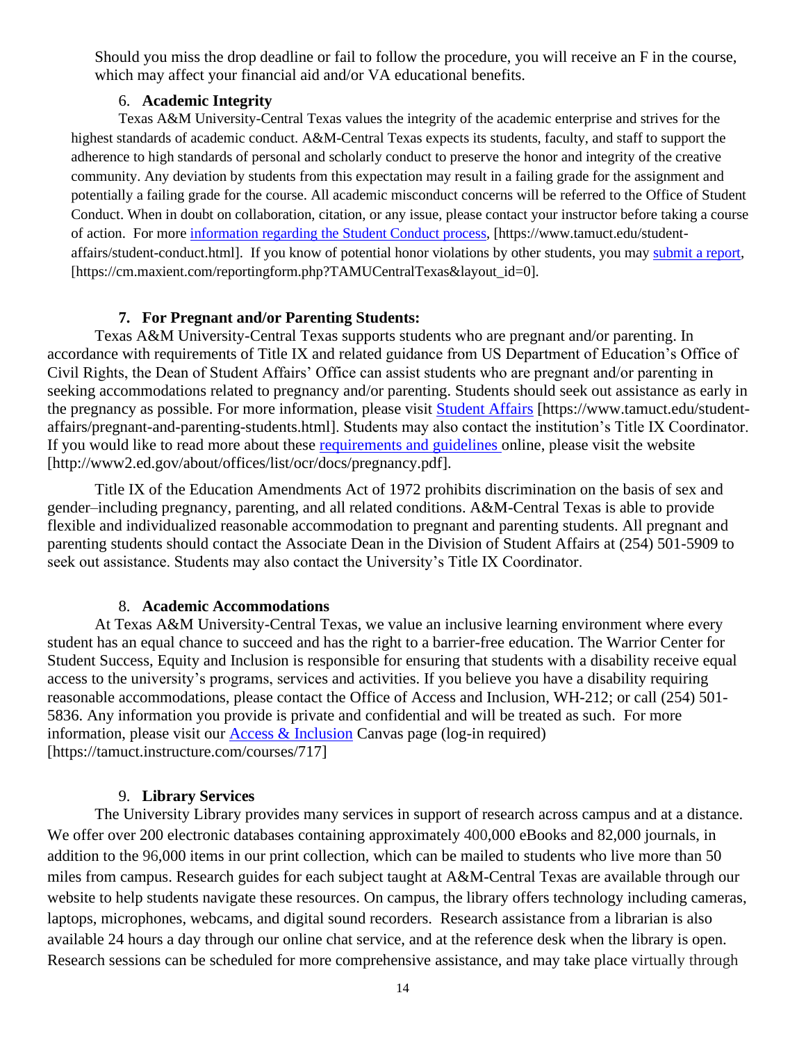Should you miss the drop deadline or fail to follow the procedure, you will receive an F in the course, which may affect your financial aid and/or VA educational benefits.

6. **Academic Integrity**

Texas A&M University-Central Texas values the integrity of the academic enterprise and strives for the highest standards of academic conduct. A&M-Central Texas expects its students, faculty, and staff to support the adherence to high standards of personal and scholarly conduct to preserve the honor and integrity of the creative community. Any deviation by students from this expectation may result in a failing grade for the assignment and potentially a failing grade for the course. All academic misconduct concerns will be referred to the Office of Student Conduct. When in doubt on collaboration, citation, or any issue, please contact your instructor before taking a course of action. For more information regarding the Student Conduct process, [https://www.tamuct.edu/student-affairs/student-conduct.html]. If you know of potential honor violations by other students, you may submit a report, [https://cm.maxient.com/reportingform.php?TAMUCentralTexas&layout_id=0].

7. **For Pregnant and/or Parenting Students:**

Texas A&M University-Central Texas supports students who are pregnant and/or parenting. In accordance with requirements of Title IX and related guidance from US Department of Education's Office of Civil Rights, the Dean of Student Affairs' Office can assist students who are pregnant and/or parenting in seeking accommodations related to pregnancy and/or parenting. Students should seek out assistance as early in the pregnancy as possible. For more information, please visit Student Affairs [https://www.tamuct.edu/student-affairs/pregnant-and-parenting-students.html]. Students may also contact the institution's Title IX Coordinator. If you would like to read more about these requirements and guidelines online, please visit the website [http://www2.ed.gov/about/offices/list/ocr/docs/pregnancy.pdf].

Title IX of the Education Amendments Act of 1972 prohibits discrimination on the basis of sex and gender–including pregnancy, parenting, and all related conditions. A&M-Central Texas is able to provide flexible and individualized reasonable accommodation to pregnant and parenting students. All pregnant and parenting students should contact the Associate Dean in the Division of Student Affairs at (254) 501-5909 to seek out assistance. Students may also contact the University's Title IX Coordinator.

8. **Academic Accommodations**

At Texas A&M University-Central Texas, we value an inclusive learning environment where every student has an equal chance to succeed and has the right to a barrier-free education. The Warrior Center for Student Success, Equity and Inclusion is responsible for ensuring that students with a disability receive equal access to the university's programs, services and activities. If you believe you have a disability requiring reasonable accommodations, please contact the Office of Access and Inclusion, WH-212; or call (254) 501-5836. Any information you provide is private and confidential and will be treated as such. For more information, please visit our Access & Inclusion Canvas page (log-in required) [https://tamuct.instructure.com/courses/717]

9. **Library Services**

The University Library provides many services in support of research across campus and at a distance. We offer over 200 electronic databases containing approximately 400,000 eBooks and 82,000 journals, in addition to the 96,000 items in our print collection, which can be mailed to students who live more than 50 miles from campus. Research guides for each subject taught at A&M-Central Texas are available through our website to help students navigate these resources. On campus, the library offers technology including cameras, laptops, microphones, webcams, and digital sound recorders. Research assistance from a librarian is also available 24 hours a day through our online chat service, and at the reference desk when the library is open. Research sessions can be scheduled for more comprehensive assistance, and may take place virtually through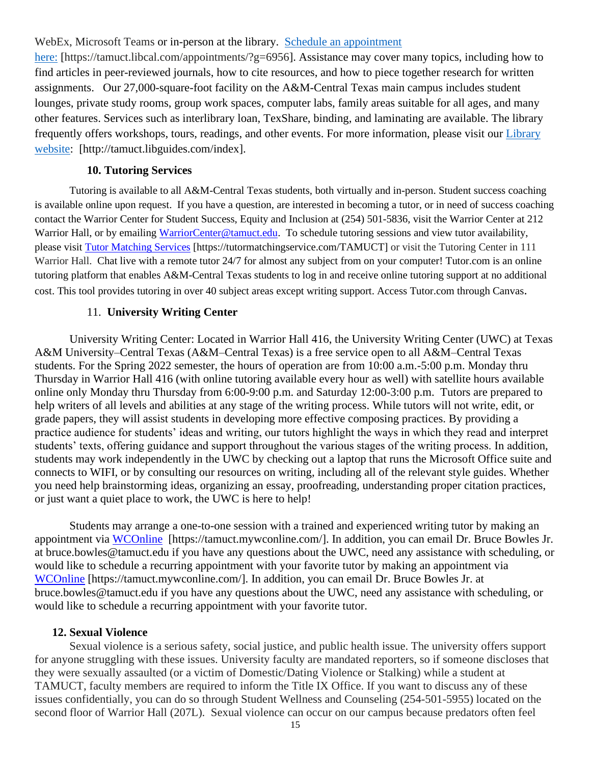WebEx, Microsoft Teams or in-person at the library. [Schedule an appointment here:](https://tamuct.libcal.com/appointments/?g=6956) [https://tamuct.libcal.com/appointments/?g=6956]. Assistance may cover many topics, including how to find articles in peer-reviewed journals, how to cite resources, and how to piece together research for written assignments. Our 27,000-square-foot facility on the A&M-Central Texas main campus includes student lounges, private study rooms, group work spaces, computer labs, family areas suitable for all ages, and many other features. Services such as interlibrary loan, TexShare, binding, and laminating are available. The library frequently offers workshops, tours, readings, and other events. For more information, please visit our [Library website](http://tamuct.libguides.com/index): [http://tamuct.libguides.com/index].

### 10. Tutoring Services

Tutoring is available to all A&M-Central Texas students, both virtually and in-person. Student success coaching is available online upon request. If you have a question, are interested in becoming a tutor, or in need of success coaching contact the Warrior Center for Student Success, Equity and Inclusion at (254) 501-5836, visit the Warrior Center at 212 Warrior Hall, or by emailing WarriorCenter@tamuct.edu. To schedule tutoring sessions and view tutor availability, please visit [Tutor Matching Services](https://tutormatchingservice.com/TAMUCT) [https://tutormatchingservice.com/TAMUCT] or visit the Tutoring Center in 111 Warrior Hall. Chat live with a remote tutor 24/7 for almost any subject from on your computer! Tutor.com is an online tutoring platform that enables A&M-Central Texas students to log in and receive online tutoring support at no additional cost. This tool provides tutoring in over 40 subject areas except writing support. Access Tutor.com through Canvas.

### 11. University Writing Center

University Writing Center: Located in Warrior Hall 416, the University Writing Center (UWC) at Texas A&M University–Central Texas (A&M–Central Texas) is a free service open to all A&M–Central Texas students. For the Spring 2022 semester, the hours of operation are from 10:00 a.m.-5:00 p.m. Monday thru Thursday in Warrior Hall 416 (with online tutoring available every hour as well) with satellite hours available online only Monday thru Thursday from 6:00-9:00 p.m. and Saturday 12:00-3:00 p.m. Tutors are prepared to help writers of all levels and abilities at any stage of the writing process. While tutors will not write, edit, or grade papers, they will assist students in developing more effective composing practices. By providing a practice audience for students' ideas and writing, our tutors highlight the ways in which they read and interpret students' texts, offering guidance and support throughout the various stages of the writing process. In addition, students may work independently in the UWC by checking out a laptop that runs the Microsoft Office suite and connects to WIFI, or by consulting our resources on writing, including all of the relevant style guides. Whether you need help brainstorming ideas, organizing an essay, proofreading, understanding proper citation practices, or just want a quiet place to work, the UWC is here to help!

Students may arrange a one-to-one session with a trained and experienced writing tutor by making an appointment via [WCOnline](https://tamuct.mywconline.com/) [https://tamuct.mywconline.com/]. In addition, you can email Dr. Bruce Bowles Jr. at bruce.bowles@tamuct.edu if you have any questions about the UWC, need any assistance with scheduling, or would like to schedule a recurring appointment with your favorite tutor by making an appointment via [WCOnline](https://tamuct.mywconline.com/) [https://tamuct.mywconline.com/]. In addition, you can email Dr. Bruce Bowles Jr. at bruce.bowles@tamuct.edu if you have any questions about the UWC, need any assistance with scheduling, or would like to schedule a recurring appointment with your favorite tutor.

### 12. Sexual Violence

Sexual violence is a serious safety, social justice, and public health issue. The university offers support for anyone struggling with these issues. University faculty are mandated reporters, so if someone discloses that they were sexually assaulted (or a victim of Domestic/Dating Violence or Stalking) while a student at TAMUCT, faculty members are required to inform the Title IX Office. If you want to discuss any of these issues confidentially, you can do so through Student Wellness and Counseling (254-501-5955) located on the second floor of Warrior Hall (207L). Sexual violence can occur on our campus because predators often feel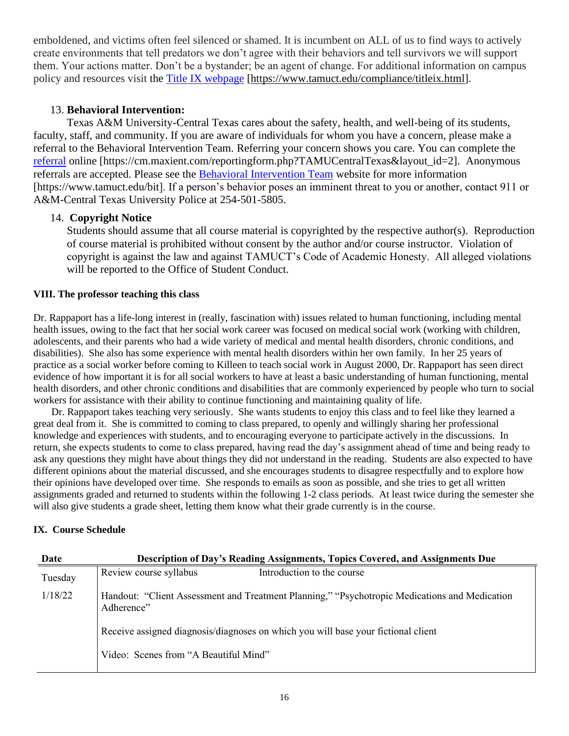emboldened, and victims often feel silenced or shamed. It is incumbent on ALL of us to find ways to actively create environments that tell predators we don't agree with their behaviors and tell survivors we will support them. Your actions matter. Don't be a bystander; be an agent of change. For additional information on campus policy and resources visit the Title IX webpage [https://www.tamuct.edu/compliance/titleix.html].

13. **Behavioral Intervention:**

Texas A&M University-Central Texas cares about the safety, health, and well-being of its students, faculty, staff, and community. If you are aware of individuals for whom you have a concern, please make a referral to the Behavioral Intervention Team. Referring your concern shows you care. You can complete the referral online [https://cm.maxient.com/reportingform.php?TAMUCentralTexas&layout_id=2]. Anonymous referrals are accepted. Please see the Behavioral Intervention Team website for more information [https://www.tamuct.edu/bit]. If a person's behavior poses an imminent threat to you or another, contact 911 or A&M-Central Texas University Police at 254-501-5805.

14. **Copyright Notice**

Students should assume that all course material is copyrighted by the respective author(s). Reproduction of course material is prohibited without consent by the author and/or course instructor. Violation of copyright is against the law and against TAMUCT's Code of Academic Honesty. All alleged violations will be reported to the Office of Student Conduct.

**VIII. The professor teaching this class**

Dr. Rappaport has a life-long interest in (really, fascination with) issues related to human functioning, including mental health issues, owing to the fact that her social work career was focused on medical social work (working with children, adolescents, and their parents who had a wide variety of medical and mental health disorders, chronic conditions, and disabilities). She also has some experience with mental health disorders within her own family. In her 25 years of practice as a social worker before coming to Killeen to teach social work in August 2000, Dr. Rappaport has seen direct evidence of how important it is for all social workers to have at least a basic understanding of human functioning, mental health disorders, and other chronic conditions and disabilities that are commonly experienced by people who turn to social workers for assistance with their ability to continue functioning and maintaining quality of life.

Dr. Rappaport takes teaching very seriously. She wants students to enjoy this class and to feel like they learned a great deal from it. She is committed to coming to class prepared, to openly and willingly sharing her professional knowledge and experiences with students, and to encouraging everyone to participate actively in the discussions. In return, she expects students to come to class prepared, having read the day's assignment ahead of time and being ready to ask any questions they might have about things they did not understand in the reading. Students are also expected to have different opinions about the material discussed, and she encourages students to disagree respectfully and to explore how their opinions have developed over time. She responds to emails as soon as possible, and she tries to get all written assignments graded and returned to students within the following 1-2 class periods. At least twice during the semester she will also give students a grade sheet, letting them know what their grade currently is in the course.

**IX. Course Schedule**

| Date | Description of Day's Reading Assignments, Topics Covered, and Assignments Due |
|---|---|
| Tuesday 1/18/22 | Review course syllabus &nbsp;&nbsp;&nbsp;&nbsp; Introduction to the course<br><br>Handout: "Client Assessment and Treatment Planning," "Psychotropic Medications and Medication Adherence"<br><br>Receive assigned diagnosis/diagnoses on which you will base your fictional client<br><br>Video: Scenes from "A Beautiful Mind" |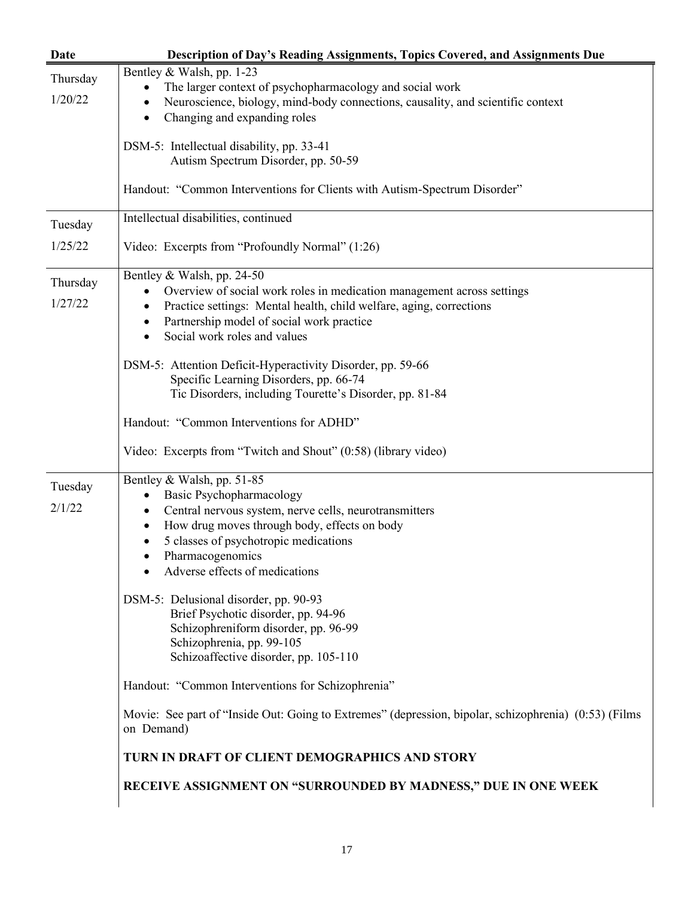| Date | Description of Day's Reading Assignments, Topics Covered, and Assignments Due |
|---|---|
| Thursday 1/20/22 | Bentley & Walsh, pp. 1-23<br>• The larger context of psychopharmacology and social work<br>• Neuroscience, biology, mind-body connections, causality, and scientific context<br>• Changing and expanding roles<br><br>DSM-5: Intellectual disability, pp. 33-41<br>Autism Spectrum Disorder, pp. 50-59<br><br>Handout: "Common Interventions for Clients with Autism-Spectrum Disorder" |
| Tuesday 1/25/22 | Intellectual disabilities, continued<br><br>Video: Excerpts from "Profoundly Normal" (1:26) |
| Thursday 1/27/22 | Bentley & Walsh, pp. 24-50<br>• Overview of social work roles in medication management across settings<br>• Practice settings: Mental health, child welfare, aging, corrections<br>• Partnership model of social work practice<br>• Social work roles and values<br><br>DSM-5: Attention Deficit-Hyperactivity Disorder, pp. 59-66<br>Specific Learning Disorders, pp. 66-74<br>Tic Disorders, including Tourette's Disorder, pp. 81-84<br><br>Handout: "Common Interventions for ADHD"<br><br>Video: Excerpts from "Twitch and Shout" (0:58) (library video) |
| Tuesday 2/1/22 | Bentley & Walsh, pp. 51-85<br>• Basic Psychopharmacology<br>• Central nervous system, nerve cells, neurotransmitters<br>• How drug moves through body, effects on body<br>• 5 classes of psychotropic medications<br>• Pharmacogenomics<br>• Adverse effects of medications<br><br>DSM-5: Delusional disorder, pp. 90-93<br>Brief Psychotic disorder, pp. 94-96<br>Schizophreniform disorder, pp. 96-99<br>Schizophrenia, pp. 99-105<br>Schizoaffective disorder, pp. 105-110<br><br>Handout: "Common Interventions for Schizophrenia"<br><br>Movie: See part of "Inside Out: Going to Extremes" (depression, bipolar, schizophrenia) (0:53) (Films on Demand)<br><br>**TURN IN DRAFT OF CLIENT DEMOGRAPHICS AND STORY**<br><br>**RECEIVE ASSIGNMENT ON "SURROUNDED BY MADNESS," DUE IN ONE WEEK** |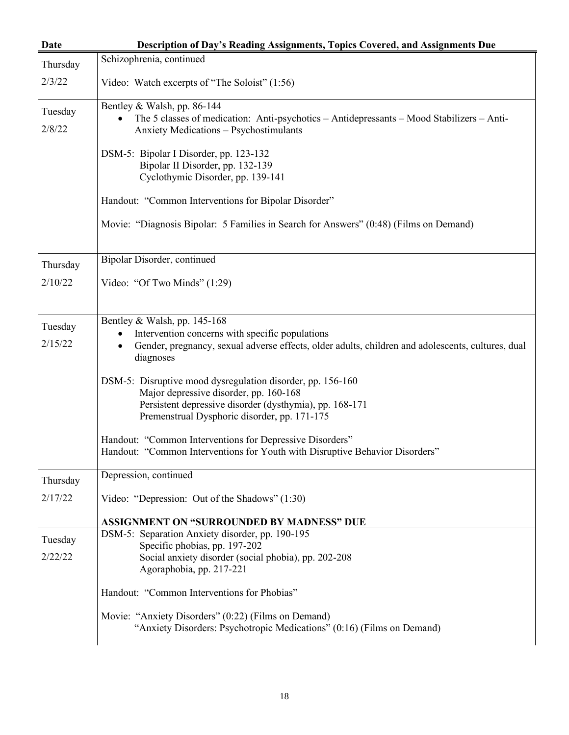| Date | Description of Day's Reading Assignments, Topics Covered, and Assignments Due |
|---|---|
| Thursday<br><br>2/3/22 | Schizophrenia, continued<br><br>Video: Watch excerpts of "The Soloist" (1:56) |
| Tuesday<br><br>2/8/22 | Bentley & Walsh, pp. 86-144<br>• The 5 classes of medication: Anti-psychotics – Antidepressants – Mood Stabilizers – Anti-Anxiety Medications – Psychostimulants<br><br>DSM-5: Bipolar I Disorder, pp. 123-132<br>Bipolar II Disorder, pp. 132-139<br>Cyclothymic Disorder, pp. 139-141<br><br>Handout: "Common Interventions for Bipolar Disorder"<br><br>Movie: "Diagnosis Bipolar: 5 Families in Search for Answers" (0:48) (Films on Demand) |
| Thursday<br><br>2/10/22 | Bipolar Disorder, continued<br><br>Video: "Of Two Minds" (1:29) |
| Tuesday<br><br>2/15/22 | Bentley & Walsh, pp. 145-168<br>• Intervention concerns with specific populations<br>• Gender, pregnancy, sexual adverse effects, older adults, children and adolescents, cultures, dual diagnoses<br><br>DSM-5: Disruptive mood dysregulation disorder, pp. 156-160<br>Major depressive disorder, pp. 160-168<br>Persistent depressive disorder (dysthymia), pp. 168-171<br>Premenstrual Dysphoric disorder, pp. 171-175<br><br>Handout: "Common Interventions for Depressive Disorders"<br>Handout: "Common Interventions for Youth with Disruptive Behavior Disorders" |
| Thursday<br><br>2/17/22 | Depression, continued<br><br>Video: "Depression: Out of the Shadows" (1:30)<br><br>**ASSIGNMENT ON "SURROUNDED BY MADNESS" DUE** |
| Tuesday<br><br>2/22/22 | DSM-5: Separation Anxiety disorder, pp. 190-195<br>Specific phobias, pp. 197-202<br>Social anxiety disorder (social phobia), pp. 202-208<br>Agoraphobia, pp. 217-221<br><br>Handout: "Common Interventions for Phobias"<br><br>Movie: "Anxiety Disorders" (0:22) (Films on Demand)<br>"Anxiety Disorders: Psychotropic Medications" (0:16) (Films on Demand) |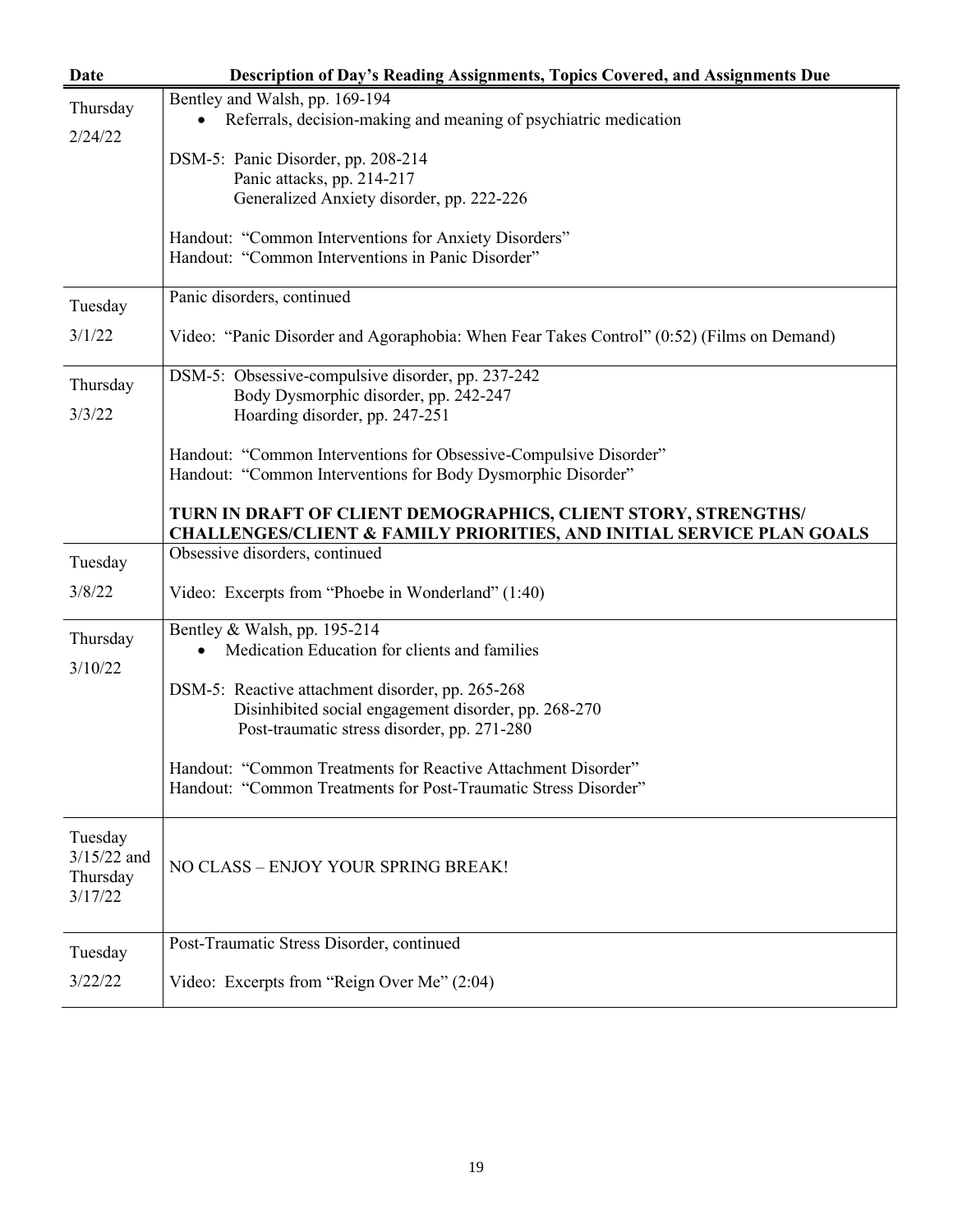| Date | Description of Day's Reading Assignments, Topics Covered, and Assignments Due |
|---|---|
| Thursday<br>2/24/22 | Bentley and Walsh, pp. 169-194<br>• Referrals, decision-making and meaning of psychiatric medication<br><br>DSM-5: Panic Disorder, pp. 208-214<br>Panic attacks, pp. 214-217<br>Generalized Anxiety disorder, pp. 222-226<br><br>Handout: "Common Interventions for Anxiety Disorders"<br>Handout: "Common Interventions in Panic Disorder" |
| Tuesday<br>3/1/22 | Panic disorders, continued<br><br>Video: "Panic Disorder and Agoraphobia: When Fear Takes Control" (0:52) (Films on Demand) |
| Thursday<br>3/3/22 | DSM-5: Obsessive-compulsive disorder, pp. 237-242<br>Body Dysmorphic disorder, pp. 242-247<br>Hoarding disorder, pp. 247-251<br><br>Handout: "Common Interventions for Obsessive-Compulsive Disorder"<br>Handout: "Common Interventions for Body Dysmorphic Disorder"<br><br>**TURN IN DRAFT OF CLIENT DEMOGRAPHICS, CLIENT STORY, STRENGTHS/ CHALLENGES/CLIENT & FAMILY PRIORITIES, AND INITIAL SERVICE PLAN GOALS** |
| Tuesday<br>3/8/22 | Obsessive disorders, continued<br><br>Video: Excerpts from "Phoebe in Wonderland" (1:40) |
| Thursday<br>3/10/22 | Bentley & Walsh, pp. 195-214<br>• Medication Education for clients and families<br><br>DSM-5: Reactive attachment disorder, pp. 265-268<br>Disinhibited social engagement disorder, pp. 268-270<br>Post-traumatic stress disorder, pp. 271-280<br><br>Handout: "Common Treatments for Reactive Attachment Disorder"<br>Handout: "Common Treatments for Post-Traumatic Stress Disorder" |
| Tuesday<br>3/15/22 and<br>Thursday<br>3/17/22 | NO CLASS – ENJOY YOUR SPRING BREAK! |
| Tuesday<br>3/22/22 | Post-Traumatic Stress Disorder, continued<br><br>Video: Excerpts from "Reign Over Me" (2:04) |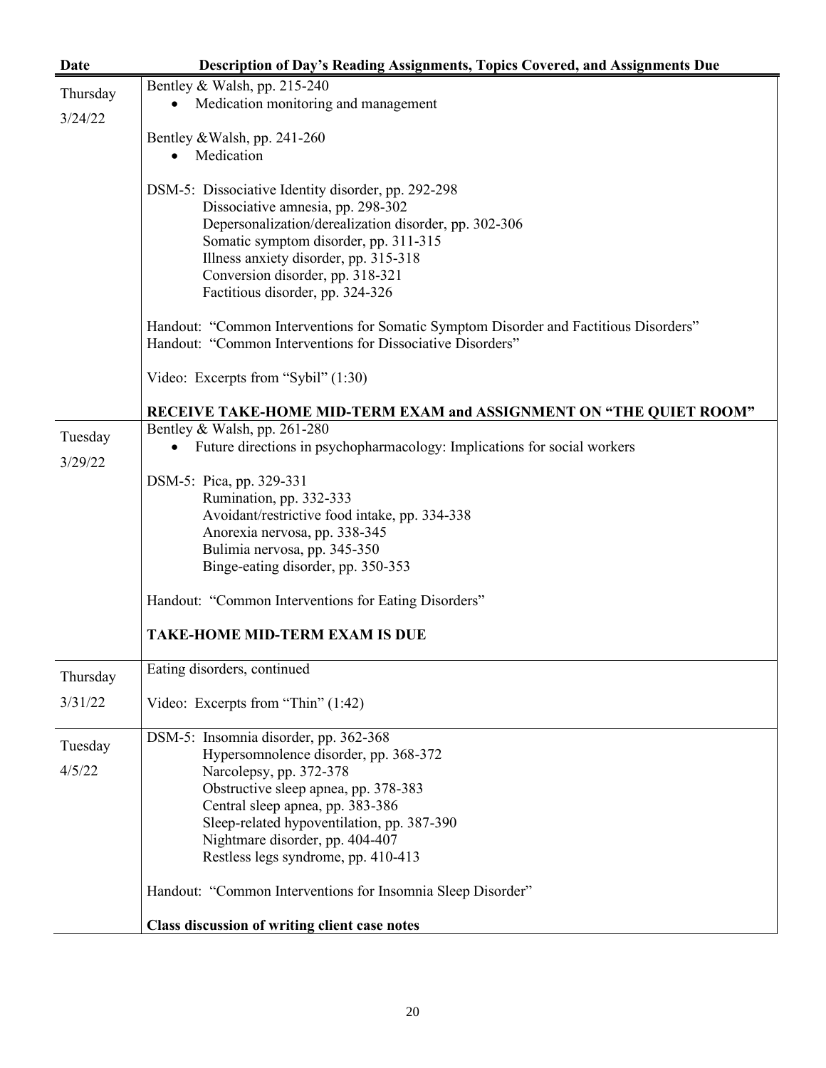| Date | Description of Day's Reading Assignments, Topics Covered, and Assignments Due |
|---|---|
| Thursday<br>3/24/22 | Bentley & Walsh, pp. 215-240<br>• Medication monitoring and management<br><br>Bentley &Walsh, pp. 241-260<br>• Medication<br><br>DSM-5: Dissociative Identity disorder, pp. 292-298<br>Dissociative amnesia, pp. 298-302<br>Depersonalization/derealization disorder, pp. 302-306<br>Somatic symptom disorder, pp. 311-315<br>Illness anxiety disorder, pp. 315-318<br>Conversion disorder, pp. 318-321<br>Factitious disorder, pp. 324-326<br><br>Handout: "Common Interventions for Somatic Symptom Disorder and Factitious Disorders"<br>Handout: "Common Interventions for Dissociative Disorders"<br><br>Video: Excerpts from "Sybil" (1:30)<br><br>**RECEIVE TAKE-HOME MID-TERM EXAM and ASSIGNMENT ON "THE QUIET ROOM"** |
| Tuesday<br>3/29/22 | Bentley & Walsh, pp. 261-280<br>• Future directions in psychopharmacology: Implications for social workers<br><br>DSM-5: Pica, pp. 329-331<br>Rumination, pp. 332-333<br>Avoidant/restrictive food intake, pp. 334-338<br>Anorexia nervosa, pp. 338-345<br>Bulimia nervosa, pp. 345-350<br>Binge-eating disorder, pp. 350-353<br><br>Handout: "Common Interventions for Eating Disorders"<br><br>**TAKE-HOME MID-TERM EXAM IS DUE** |
| Thursday<br>3/31/22 | Eating disorders, continued<br><br>Video: Excerpts from "Thin" (1:42) |
| Tuesday<br>4/5/22 | DSM-5: Insomnia disorder, pp. 362-368<br>Hypersomnolence disorder, pp. 368-372<br>Narcolepsy, pp. 372-378<br>Obstructive sleep apnea, pp. 378-383<br>Central sleep apnea, pp. 383-386<br>Sleep-related hypoventilation, pp. 387-390<br>Nightmare disorder, pp. 404-407<br>Restless legs syndrome, pp. 410-413<br><br>Handout: "Common Interventions for Insomnia Sleep Disorder"<br><br>**Class discussion of writing client case notes** |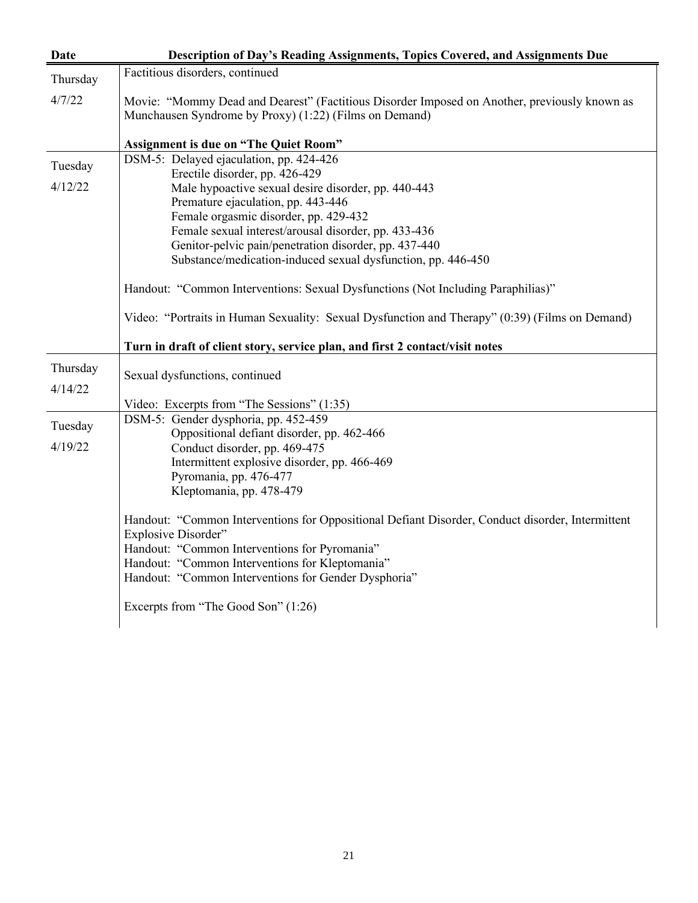| Date | Description of Day's Reading Assignments, Topics Covered, and Assignments Due |
|---|---|
| Thursday 4/7/22 | Factitious disorders, continued<br><br>Movie: "Mommy Dead and Dearest" (Factitious Disorder Imposed on Another, previously known as Munchausen Syndrome by Proxy) (1:22) (Films on Demand)<br><br>**Assignment is due on "The Quiet Room"** |
| Tuesday 4/12/22 | DSM-5: Delayed ejaculation, pp. 424-426<br>Erectile disorder, pp. 426-429<br>Male hypoactive sexual desire disorder, pp. 440-443<br>Premature ejaculation, pp. 443-446<br>Female orgasmic disorder, pp. 429-432<br>Female sexual interest/arousal disorder, pp. 433-436<br>Genitor-pelvic pain/penetration disorder, pp. 437-440<br>Substance/medication-induced sexual dysfunction, pp. 446-450<br><br>Handout: "Common Interventions: Sexual Dysfunctions (Not Including Paraphilias)"<br><br>Video: "Portraits in Human Sexuality: Sexual Dysfunction and Therapy" (0:39) (Films on Demand)<br><br>**Turn in draft of client story, service plan, and first 2 contact/visit notes** |
| Thursday 4/14/22 | Sexual dysfunctions, continued<br><br>Video: Excerpts from "The Sessions" (1:35) |
| Tuesday 4/19/22 | DSM-5: Gender dysphoria, pp. 452-459<br>Oppositional defiant disorder, pp. 462-466<br>Conduct disorder, pp. 469-475<br>Intermittent explosive disorder, pp. 466-469<br>Pyromania, pp. 476-477<br>Kleptomania, pp. 478-479<br><br>Handout: "Common Interventions for Oppositional Defiant Disorder, Conduct disorder, Intermittent Explosive Disorder"<br>Handout: "Common Interventions for Pyromania"<br>Handout: "Common Interventions for Kleptomania"<br>Handout: "Common Interventions for Gender Dysphoria"<br><br>Excerpts from "The Good Son" (1:26) |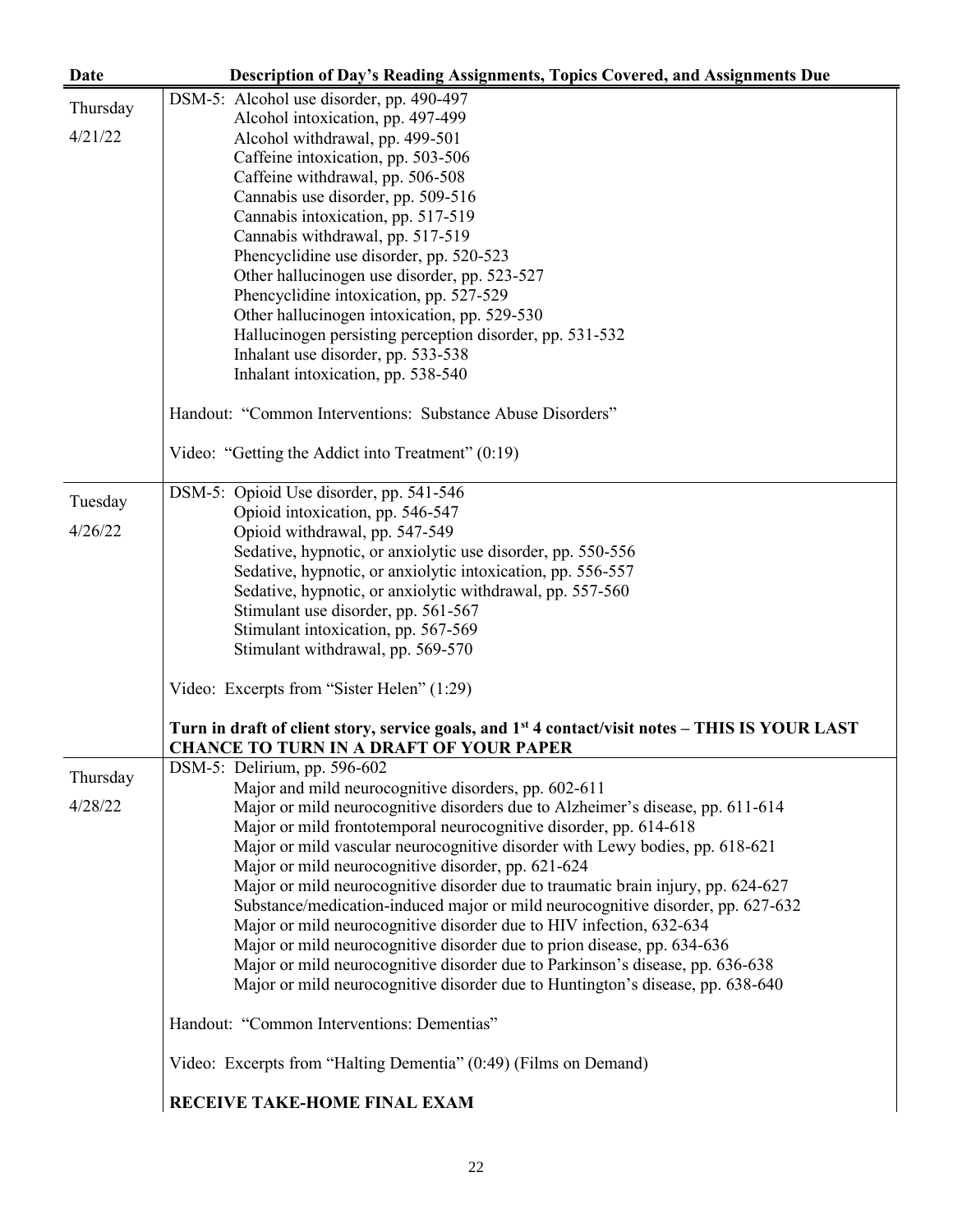| Date | Description of Day's Reading Assignments, Topics Covered, and Assignments Due |
|---|---|
| Thursday 4/21/22 | DSM-5: Alcohol use disorder, pp. 490-497<br>Alcohol intoxication, pp. 497-499<br>Alcohol withdrawal, pp. 499-501<br>Caffeine intoxication, pp. 503-506<br>Caffeine withdrawal, pp. 506-508<br>Cannabis use disorder, pp. 509-516<br>Cannabis intoxication, pp. 517-519<br>Cannabis withdrawal, pp. 517-519<br>Phencyclidine use disorder, pp. 520-523<br>Other hallucinogen use disorder, pp. 523-527<br>Phencyclidine intoxication, pp. 527-529<br>Other hallucinogen intoxication, pp. 529-530<br>Hallucinogen persisting perception disorder, pp. 531-532<br>Inhalant use disorder, pp. 533-538<br>Inhalant intoxication, pp. 538-540<br><br>Handout: "Common Interventions: Substance Abuse Disorders"<br><br>Video: "Getting the Addict into Treatment" (0:19) |
| Tuesday 4/26/22 | DSM-5: Opioid Use disorder, pp. 541-546<br>Opioid intoxication, pp. 546-547<br>Opioid withdrawal, pp. 547-549<br>Sedative, hypnotic, or anxiolytic use disorder, pp. 550-556<br>Sedative, hypnotic, or anxiolytic intoxication, pp. 556-557<br>Sedative, hypnotic, or anxiolytic withdrawal, pp. 557-560<br>Stimulant use disorder, pp. 561-567<br>Stimulant intoxication, pp. 567-569<br>Stimulant withdrawal, pp. 569-570<br><br>Video: Excerpts from "Sister Helen" (1:29)<br><br>**Turn in draft of client story, service goals, and 1st 4 contact/visit notes – THIS IS YOUR LAST CHANCE TO TURN IN A DRAFT OF YOUR PAPER** |
| Thursday 4/28/22 | DSM-5: Delirium, pp. 596-602<br>Major and mild neurocognitive disorders, pp. 602-611<br>Major or mild neurocognitive disorders due to Alzheimer's disease, pp. 611-614<br>Major or mild frontotemporal neurocognitive disorder, pp. 614-618<br>Major or mild vascular neurocognitive disorder with Lewy bodies, pp. 618-621<br>Major or mild neurocognitive disorder, pp. 621-624<br>Major or mild neurocognitive disorder due to traumatic brain injury, pp. 624-627<br>Substance/medication-induced major or mild neurocognitive disorder, pp. 627-632<br>Major or mild neurocognitive disorder due to HIV infection, 632-634<br>Major or mild neurocognitive disorder due to prion disease, pp. 634-636<br>Major or mild neurocognitive disorder due to Parkinson's disease, pp. 636-638<br>Major or mild neurocognitive disorder due to Huntington's disease, pp. 638-640<br><br>Handout: "Common Interventions: Dementias"<br><br>Video: Excerpts from "Halting Dementia" (0:49) (Films on Demand)<br><br>**RECEIVE TAKE-HOME FINAL EXAM** |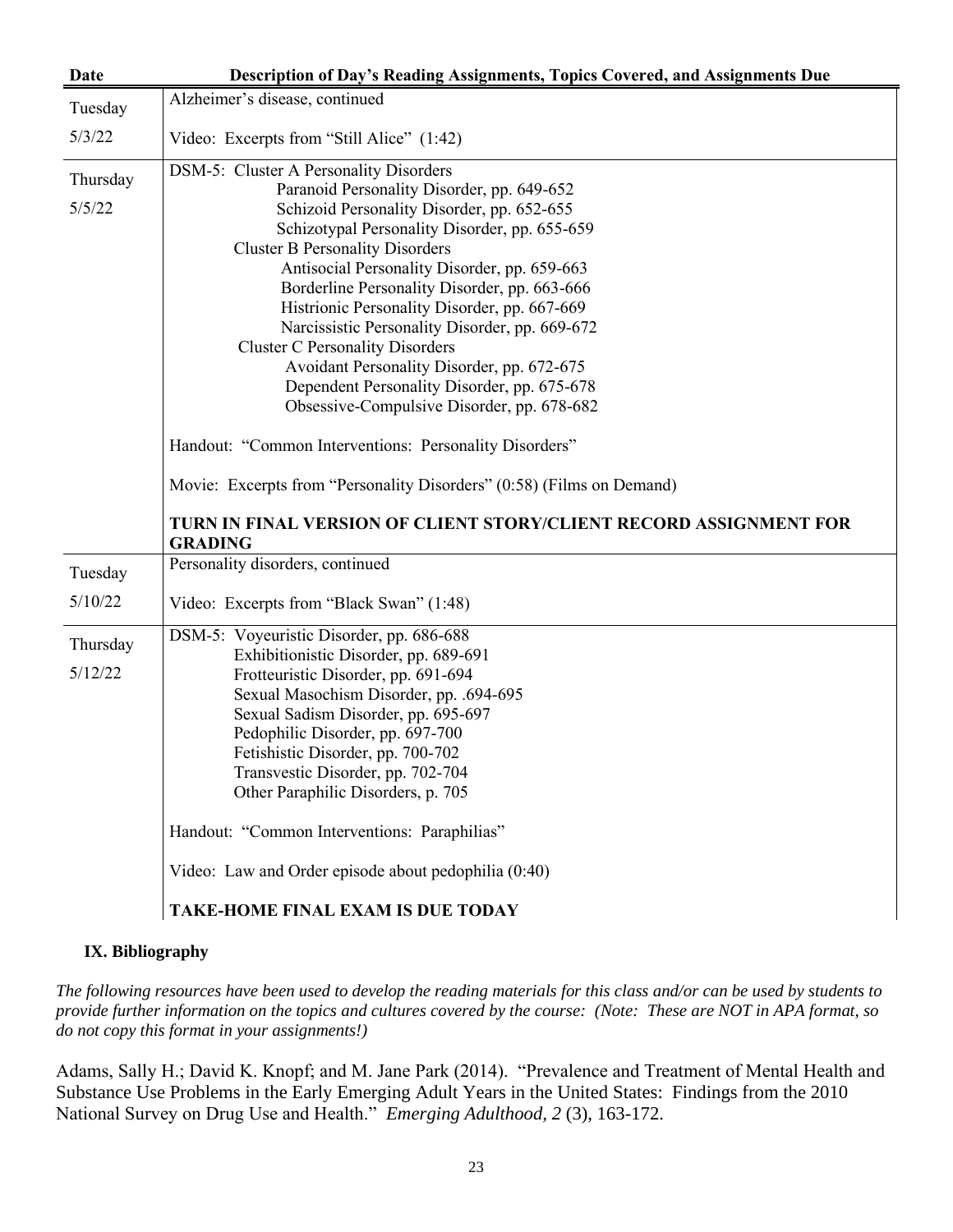| Date | Description of Day's Reading Assignments, Topics Covered, and Assignments Due |
|---|---|
| Tuesday 5/3/22 | Alzheimer's disease, continued<br><br>Video: Excerpts from "Still Alice" (1:42) |
| Thursday 5/5/22 | DSM-5: Cluster A Personality Disorders<br>Paranoid Personality Disorder, pp. 649-652<br>Schizoid Personality Disorder, pp. 652-655<br>Schizotypal Personality Disorder, pp. 655-659<br>Cluster B Personality Disorders<br>Antisocial Personality Disorder, pp. 659-663<br>Borderline Personality Disorder, pp. 663-666<br>Histrionic Personality Disorder, pp. 667-669<br>Narcissistic Personality Disorder, pp. 669-672<br>Cluster C Personality Disorders<br>Avoidant Personality Disorder, pp. 672-675<br>Dependent Personality Disorder, pp. 675-678<br>Obsessive-Compulsive Disorder, pp. 678-682<br><br>Handout: "Common Interventions: Personality Disorders"<br><br>Movie: Excerpts from "Personality Disorders" (0:58) (Films on Demand)<br><br>**TURN IN FINAL VERSION OF CLIENT STORY/CLIENT RECORD ASSIGNMENT FOR GRADING** |
| Tuesday 5/10/22 | Personality disorders, continued<br><br>Video: Excerpts from "Black Swan" (1:48) |
| Thursday 5/12/22 | DSM-5: Voyeuristic Disorder, pp. 686-688<br>Exhibitionistic Disorder, pp. 689-691<br>Frotteuristic Disorder, pp. 691-694<br>Sexual Masochism Disorder, pp. .694-695<br>Sexual Sadism Disorder, pp. 695-697<br>Pedophilic Disorder, pp. 697-700<br>Fetishistic Disorder, pp. 700-702<br>Transvestic Disorder, pp. 702-704<br>Other Paraphilic Disorders, p. 705<br><br>Handout: "Common Interventions: Paraphilias"<br><br>Video: Law and Order episode about pedophilia (0:40)<br><br>**TAKE-HOME FINAL EXAM IS DUE TODAY** |

## IX. Bibliography

*The following resources have been used to develop the reading materials for this class and/or can be used by students to provide further information on the topics and cultures covered by the course: (Note: These are NOT in APA format, so do not copy this format in your assignments!)*

Adams, Sally H.; David K. Knopf; and M. Jane Park (2014). "Prevalence and Treatment of Mental Health and Substance Use Problems in the Early Emerging Adult Years in the United States: Findings from the 2010 National Survey on Drug Use and Health." *Emerging Adulthood, 2* (3), 163-172.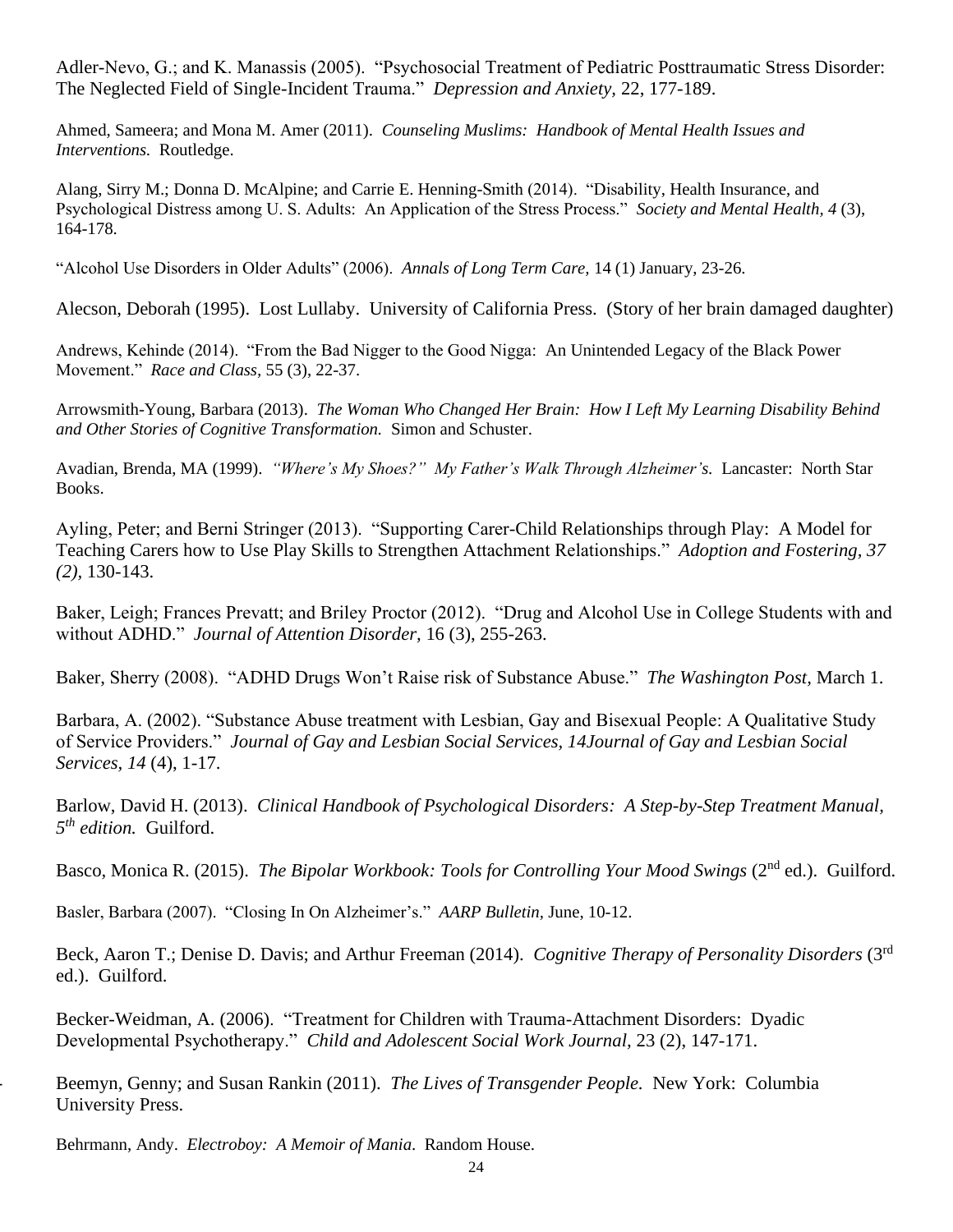Adler-Nevo, G.; and K. Manassis (2005). "Psychosocial Treatment of Pediatric Posttraumatic Stress Disorder: The Neglected Field of Single-Incident Trauma." *Depression and Anxiety,* 22, 177-189.

Ahmed, Sameera; and Mona M. Amer (2011). *Counseling Muslims: Handbook of Mental Health Issues and Interventions.* Routledge.

Alang, Sirry M.; Donna D. McAlpine; and Carrie E. Henning-Smith (2014). "Disability, Health Insurance, and Psychological Distress among U. S. Adults: An Application of the Stress Process." *Society and Mental Health, 4* (3), 164-178.

"Alcohol Use Disorders in Older Adults" (2006). *Annals of Long Term Care,* 14 (1) January, 23-26.

Alecson, Deborah (1995). Lost Lullaby. University of California Press. (Story of her brain damaged daughter)

Andrews, Kehinde (2014). "From the Bad Nigger to the Good Nigga: An Unintended Legacy of the Black Power Movement." *Race and Class,* 55 (3), 22-37.

Arrowsmith-Young, Barbara (2013). *The Woman Who Changed Her Brain: How I Left My Learning Disability Behind and Other Stories of Cognitive Transformation.* Simon and Schuster.

Avadian, Brenda, MA (1999). *"Where's My Shoes?" My Father's Walk Through Alzheimer's.* Lancaster: North Star Books.

Ayling, Peter; and Berni Stringer (2013). "Supporting Carer-Child Relationships through Play: A Model for Teaching Carers how to Use Play Skills to Strengthen Attachment Relationships." *Adoption and Fostering, 37 (2),* 130-143.

Baker, Leigh; Frances Prevatt; and Briley Proctor (2012). "Drug and Alcohol Use in College Students with and without ADHD." *Journal of Attention Disorder,* 16 (3), 255-263.

Baker, Sherry (2008). "ADHD Drugs Won't Raise risk of Substance Abuse." *The Washington Post,* March 1.

Barbara, A. (2002). "Substance Abuse treatment with Lesbian, Gay and Bisexual People: A Qualitative Study of Service Providers." *Journal of Gay and Lesbian Social Services, 14Journal of Gay and Lesbian Social Services, 14* (4), 1-17.

Barlow, David H. (2013). *Clinical Handbook of Psychological Disorders: A Step-by-Step Treatment Manual, 5th edition.* Guilford.

Basco, Monica R. (2015). *The Bipolar Workbook: Tools for Controlling Your Mood Swings* (2nd ed.). Guilford.

Basler, Barbara (2007). "Closing In On Alzheimer's." *AARP Bulletin,* June, 10-12.

Beck, Aaron T.; Denise D. Davis; and Arthur Freeman (2014). *Cognitive Therapy of Personality Disorders* (3rd ed.). Guilford.

Becker-Weidman, A. (2006). "Treatment for Children with Trauma-Attachment Disorders: Dyadic Developmental Psychotherapy." *Child and Adolescent Social Work Journal,* 23 (2), 147-171.

Beemyn, Genny; and Susan Rankin (2011). *The Lives of Transgender People.* New York: Columbia University Press.

Behrmann, Andy. *Electroboy: A Memoir of Mania.* Random House.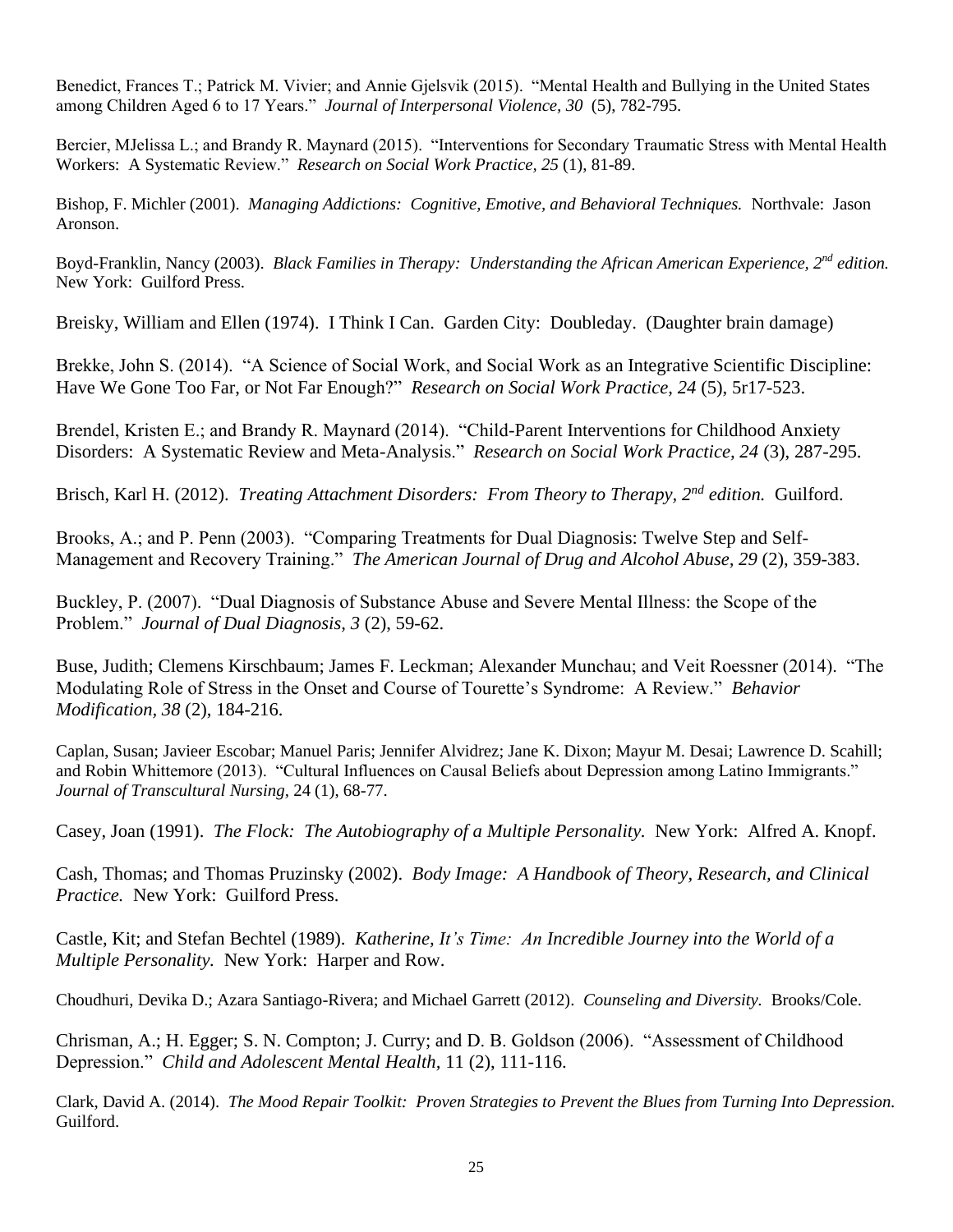Benedict, Frances T.; Patrick M. Vivier; and Annie Gjelsvik (2015). "Mental Health and Bullying in the United States among Children Aged 6 to 17 Years." *Journal of Interpersonal Violence, 30* (5), 782-795.

Bercier, MJelissa L.; and Brandy R. Maynard (2015). "Interventions for Secondary Traumatic Stress with Mental Health Workers: A Systematic Review." *Research on Social Work Practice, 25* (1), 81-89.

Bishop, F. Michler (2001). *Managing Addictions: Cognitive, Emotive, and Behavioral Techniques.* Northvale: Jason Aronson.

Boyd-Franklin, Nancy (2003). *Black Families in Therapy: Understanding the African American Experience, 2nd edition.* New York: Guilford Press.

Breisky, William and Ellen (1974). I Think I Can. Garden City: Doubleday. (Daughter brain damage)

Brekke, John S. (2014). "A Science of Social Work, and Social Work as an Integrative Scientific Discipline: Have We Gone Too Far, or Not Far Enough?" *Research on Social Work Practice, 24* (5), 5r17-523.

Brendel, Kristen E.; and Brandy R. Maynard (2014). "Child-Parent Interventions for Childhood Anxiety Disorders: A Systematic Review and Meta-Analysis." *Research on Social Work Practice, 24* (3), 287-295.

Brisch, Karl H. (2012). *Treating Attachment Disorders: From Theory to Therapy, 2nd edition.* Guilford.

Brooks, A.; and P. Penn (2003). "Comparing Treatments for Dual Diagnosis: Twelve Step and Self-Management and Recovery Training." *The American Journal of Drug and Alcohol Abuse, 29* (2), 359-383.

Buckley, P. (2007). "Dual Diagnosis of Substance Abuse and Severe Mental Illness: the Scope of the Problem." *Journal of Dual Diagnosis, 3* (2), 59-62.

Buse, Judith; Clemens Kirschbaum; James F. Leckman; Alexander Munchau; and Veit Roessner (2014). "The Modulating Role of Stress in the Onset and Course of Tourette's Syndrome: A Review." *Behavior Modification, 38* (2), 184-216.

Caplan, Susan; Javieer Escobar; Manuel Paris; Jennifer Alvidrez; Jane K. Dixon; Mayur M. Desai; Lawrence D. Scahill; and Robin Whittemore (2013). "Cultural Influences on Causal Beliefs about Depression among Latino Immigrants." *Journal of Transcultural Nursing*, 24 (1), 68-77.

Casey, Joan (1991). *The Flock: The Autobiography of a Multiple Personality.* New York: Alfred A. Knopf.

Cash, Thomas; and Thomas Pruzinsky (2002). *Body Image: A Handbook of Theory, Research, and Clinical Practice.* New York: Guilford Press.

Castle, Kit; and Stefan Bechtel (1989). *Katherine, It's Time: An Incredible Journey into the World of a Multiple Personality.* New York: Harper and Row.

Choudhuri, Devika D.; Azara Santiago-Rivera; and Michael Garrett (2012). *Counseling and Diversity.* Brooks/Cole.

Chrisman, A.; H. Egger; S. N. Compton; J. Curry; and D. B. Goldson (2006). "Assessment of Childhood Depression." *Child and Adolescent Mental Health,* 11 (2), 111-116.

Clark, David A. (2014). *The Mood Repair Toolkit: Proven Strategies to Prevent the Blues from Turning Into Depression.* Guilford.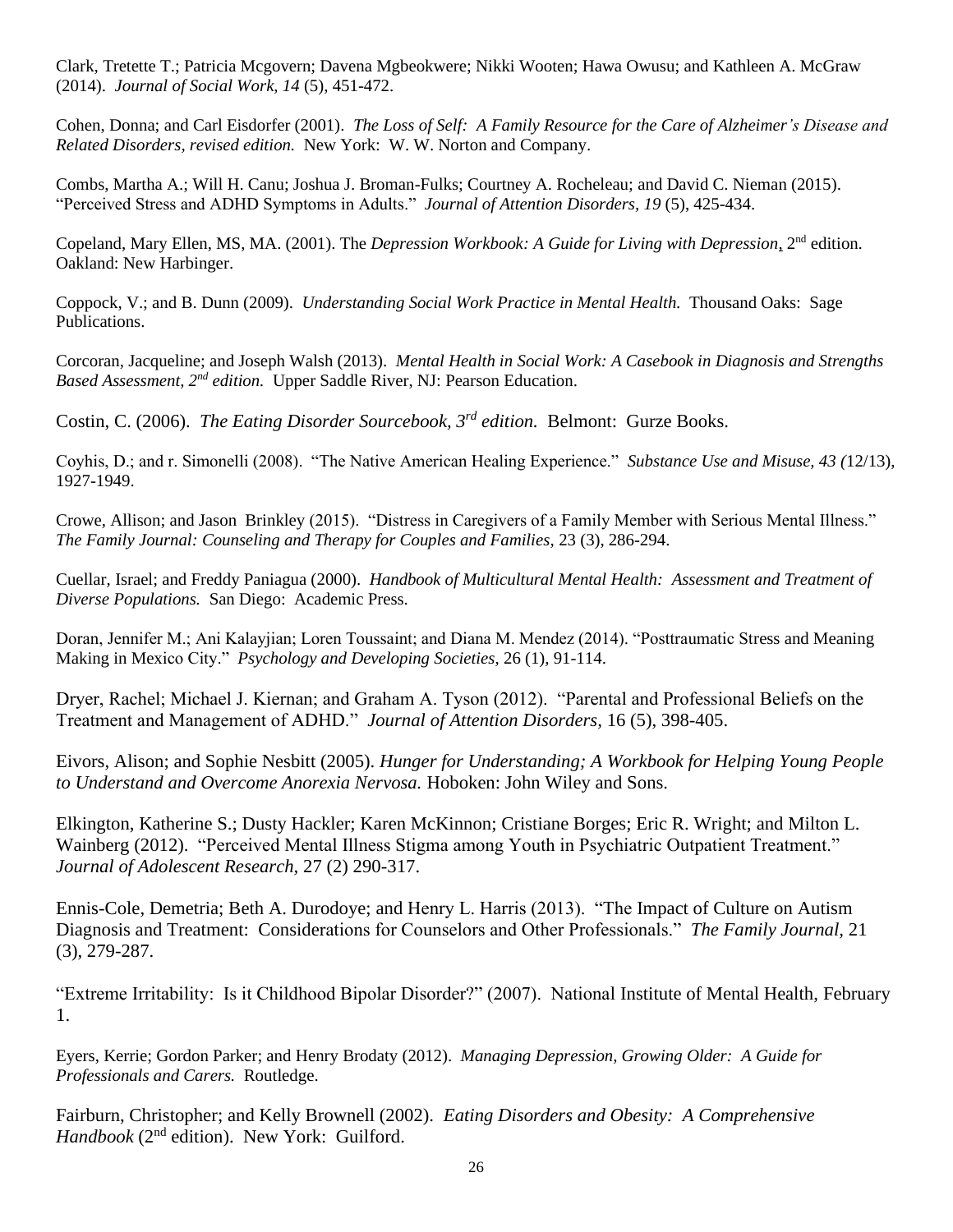Clark, Tretette T.; Patricia Mcgovern; Davena Mgbeokwere; Nikki Wooten; Hawa Owusu; and Kathleen A. McGraw (2014). *Journal of Social Work, 14* (5), 451-472.

Cohen, Donna; and Carl Eisdorfer (2001). *The Loss of Self: A Family Resource for the Care of Alzheimer's Disease and Related Disorders, revised edition.* New York: W. W. Norton and Company.

Combs, Martha A.; Will H. Canu; Joshua J. Broman-Fulks; Courtney A. Rocheleau; and David C. Nieman (2015). "Perceived Stress and ADHD Symptoms in Adults." *Journal of Attention Disorders, 19* (5), 425-434.

Copeland, Mary Ellen, MS, MA. (2001). The *Depression Workbook: A Guide for Living with Depression*, 2nd edition. Oakland: New Harbinger.

Coppock, V.; and B. Dunn (2009). *Understanding Social Work Practice in Mental Health.* Thousand Oaks: Sage Publications.

Corcoran, Jacqueline; and Joseph Walsh (2013). *Mental Health in Social Work: A Casebook in Diagnosis and Strengths Based Assessment, 2nd edition.* Upper Saddle River, NJ: Pearson Education.

Costin, C. (2006). *The Eating Disorder Sourcebook, 3rd edition.* Belmont: Gurze Books.

Coyhis, D.; and r. Simonelli (2008). "The Native American Healing Experience." *Substance Use and Misuse, 43 (*12/13), 1927-1949.

Crowe, Allison; and Jason Brinkley (2015). "Distress in Caregivers of a Family Member with Serious Mental Illness." *The Family Journal: Counseling and Therapy for Couples and Families,* 23 (3), 286-294.

Cuellar, Israel; and Freddy Paniagua (2000). *Handbook of Multicultural Mental Health: Assessment and Treatment of Diverse Populations.* San Diego: Academic Press.

Doran, Jennifer M.; Ani Kalayjian; Loren Toussaint; and Diana M. Mendez (2014). "Posttraumatic Stress and Meaning Making in Mexico City." *Psychology and Developing Societies,* 26 (1), 91-114.

Dryer, Rachel; Michael J. Kiernan; and Graham A. Tyson (2012). "Parental and Professional Beliefs on the Treatment and Management of ADHD." *Journal of Attention Disorders,* 16 (5), 398-405.

Eivors, Alison; and Sophie Nesbitt (2005). *Hunger for Understanding; A Workbook for Helping Young People to Understand and Overcome Anorexia Nervosa.* Hoboken: John Wiley and Sons.

Elkington, Katherine S.; Dusty Hackler; Karen McKinnon; Cristiane Borges; Eric R. Wright; and Milton L. Wainberg (2012). "Perceived Mental Illness Stigma among Youth in Psychiatric Outpatient Treatment." *Journal of Adolescent Research,* 27 (2) 290-317.

Ennis-Cole, Demetria; Beth A. Durodoye; and Henry L. Harris (2013). "The Impact of Culture on Autism Diagnosis and Treatment: Considerations for Counselors and Other Professionals." *The Family Journal,* 21 (3), 279-287.

"Extreme Irritability: Is it Childhood Bipolar Disorder?" (2007). National Institute of Mental Health, February 1.

Eyers, Kerrie; Gordon Parker; and Henry Brodaty (2012). *Managing Depression, Growing Older: A Guide for Professionals and Carers.* Routledge.

Fairburn, Christopher; and Kelly Brownell (2002). *Eating Disorders and Obesity: A Comprehensive Handbook* (2nd edition). New York: Guilford.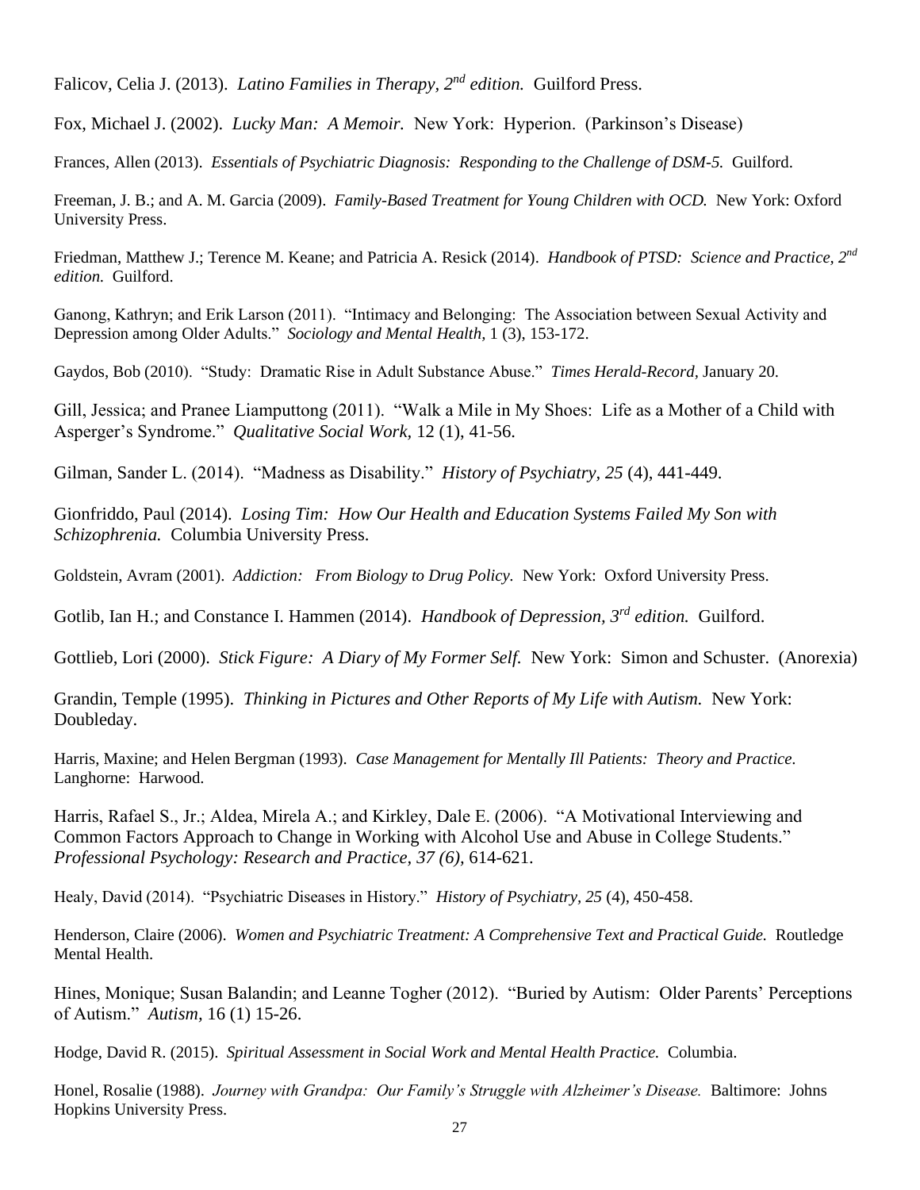Falicov, Celia J. (2013). *Latino Families in Therapy, 2nd edition.* Guilford Press.

Fox, Michael J. (2002). *Lucky Man: A Memoir.* New York: Hyperion. (Parkinson's Disease)

Frances, Allen (2013). *Essentials of Psychiatric Diagnosis: Responding to the Challenge of DSM-5.* Guilford.

Freeman, J. B.; and A. M. Garcia (2009). *Family-Based Treatment for Young Children with OCD.* New York: Oxford University Press.

Friedman, Matthew J.; Terence M. Keane; and Patricia A. Resick (2014). *Handbook of PTSD: Science and Practice, 2nd edition.* Guilford.

Ganong, Kathryn; and Erik Larson (2011). "Intimacy and Belonging: The Association between Sexual Activity and Depression among Older Adults." *Sociology and Mental Health,* 1 (3), 153-172.

Gaydos, Bob (2010). "Study: Dramatic Rise in Adult Substance Abuse." *Times Herald-Record,* January 20.

Gill, Jessica; and Pranee Liamputtong (2011). "Walk a Mile in My Shoes: Life as a Mother of a Child with Asperger's Syndrome." *Qualitative Social Work,* 12 (1), 41-56.

Gilman, Sander L. (2014). "Madness as Disability." *History of Psychiatry, 25* (4), 441-449.

Gionfriddo, Paul (2014). *Losing Tim: How Our Health and Education Systems Failed My Son with Schizophrenia.* Columbia University Press.

Goldstein, Avram (2001). *Addiction: From Biology to Drug Policy.* New York: Oxford University Press.

Gotlib, Ian H.; and Constance I. Hammen (2014). *Handbook of Depression, 3rd edition.* Guilford.

Gottlieb, Lori (2000). *Stick Figure: A Diary of My Former Self.* New York: Simon and Schuster. (Anorexia)

Grandin, Temple (1995). *Thinking in Pictures and Other Reports of My Life with Autism.* New York: Doubleday.

Harris, Maxine; and Helen Bergman (1993). *Case Management for Mentally Ill Patients: Theory and Practice.* Langhorne: Harwood.

Harris, Rafael S., Jr.; Aldea, Mirela A.; and Kirkley, Dale E. (2006). "A Motivational Interviewing and Common Factors Approach to Change in Working with Alcohol Use and Abuse in College Students." *Professional Psychology: Research and Practice, 37 (6),* 614-621.

Healy, David (2014). "Psychiatric Diseases in History." *History of Psychiatry, 25* (4), 450-458.

Henderson, Claire (2006). *Women and Psychiatric Treatment: A Comprehensive Text and Practical Guide.* Routledge Mental Health.

Hines, Monique; Susan Balandin; and Leanne Togher (2012). "Buried by Autism: Older Parents' Perceptions of Autism." *Autism,* 16 (1) 15-26.

Hodge, David R. (2015). *Spiritual Assessment in Social Work and Mental Health Practice.* Columbia.

Honel, Rosalie (1988). *Journey with Grandpa: Our Family's Struggle with Alzheimer's Disease.* Baltimore: Johns Hopkins University Press.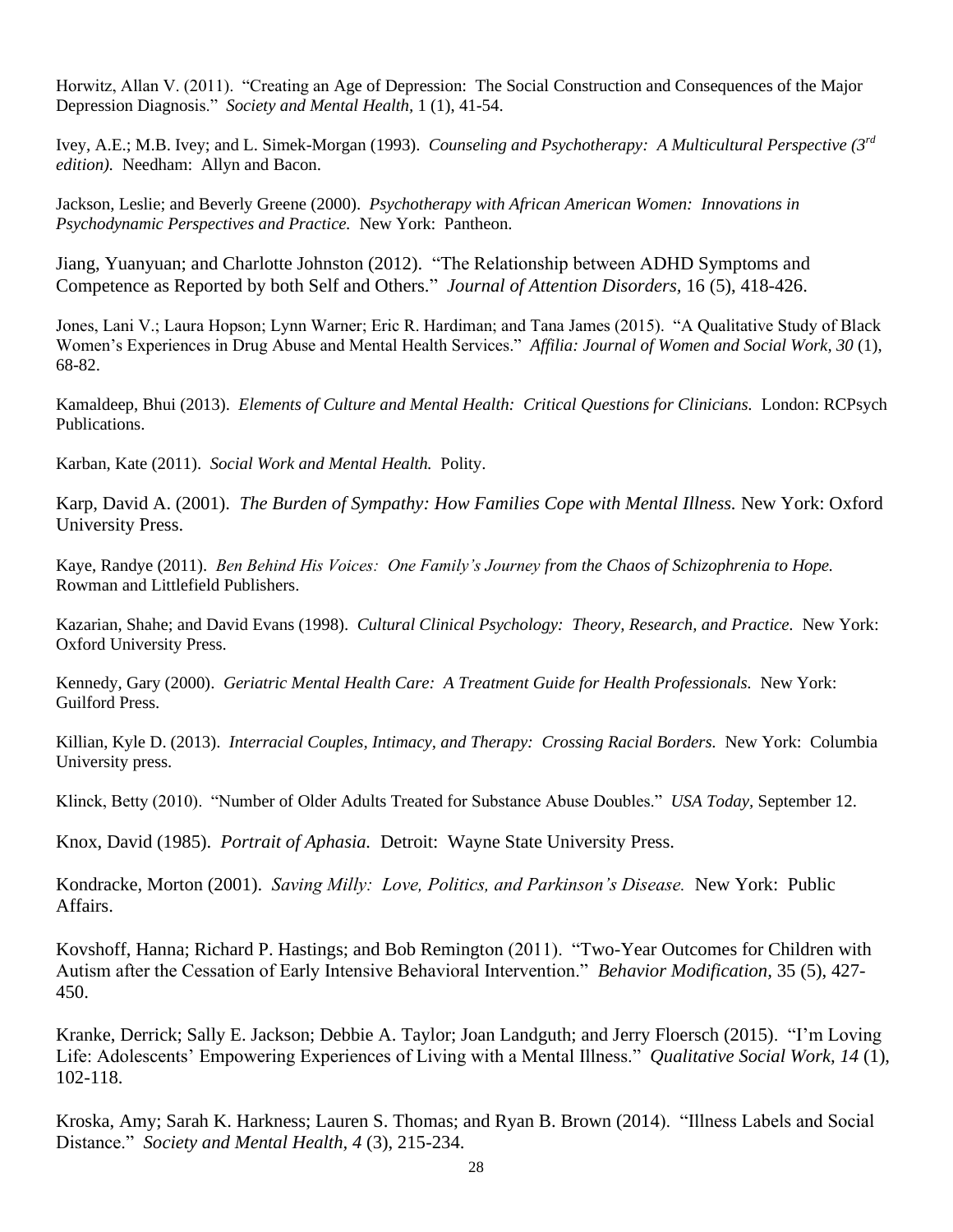Horwitz, Allan V. (2011). "Creating an Age of Depression: The Social Construction and Consequences of the Major Depression Diagnosis." *Society and Mental Health,* 1 (1), 41-54.

Ivey, A.E.; M.B. Ivey; and L. Simek-Morgan (1993). *Counseling and Psychotherapy: A Multicultural Perspective (3rd edition).* Needham: Allyn and Bacon.

Jackson, Leslie; and Beverly Greene (2000). *Psychotherapy with African American Women: Innovations in Psychodynamic Perspectives and Practice.* New York: Pantheon.

Jiang, Yuanyuan; and Charlotte Johnston (2012). "The Relationship between ADHD Symptoms and Competence as Reported by both Self and Others." *Journal of Attention Disorders,* 16 (5), 418-426.

Jones, Lani V.; Laura Hopson; Lynn Warner; Eric R. Hardiman; and Tana James (2015). "A Qualitative Study of Black Women's Experiences in Drug Abuse and Mental Health Services." *Affilia: Journal of Women and Social Work, 30* (1), 68-82.

Kamaldeep, Bhui (2013). *Elements of Culture and Mental Health: Critical Questions for Clinicians.* London: RCPsych Publications.

Karban, Kate (2011). *Social Work and Mental Health.* Polity.

Karp, David A. (2001). *The Burden of Sympathy: How Families Cope with Mental Illness.* New York: Oxford University Press.

Kaye, Randye (2011). *Ben Behind His Voices: One Family's Journey from the Chaos of Schizophrenia to Hope.* Rowman and Littlefield Publishers.

Kazarian, Shahe; and David Evans (1998). *Cultural Clinical Psychology: Theory, Research, and Practice.* New York: Oxford University Press.

Kennedy, Gary (2000). *Geriatric Mental Health Care: A Treatment Guide for Health Professionals.* New York: Guilford Press.

Killian, Kyle D. (2013). *Interracial Couples, Intimacy, and Therapy: Crossing Racial Borders.* New York: Columbia University press.

Klinck, Betty (2010). "Number of Older Adults Treated for Substance Abuse Doubles." *USA Today,* September 12.

Knox, David (1985). *Portrait of Aphasia.* Detroit: Wayne State University Press.

Kondracke, Morton (2001). *Saving Milly: Love, Politics, and Parkinson's Disease.* New York: Public Affairs.

Kovshoff, Hanna; Richard P. Hastings; and Bob Remington (2011). "Two-Year Outcomes for Children with Autism after the Cessation of Early Intensive Behavioral Intervention." *Behavior Modification,* 35 (5), 427-450.

Kranke, Derrick; Sally E. Jackson; Debbie A. Taylor; Joan Landguth; and Jerry Floersch (2015). "I'm Loving Life: Adolescents' Empowering Experiences of Living with a Mental Illness." *Qualitative Social Work, 14* (1), 102-118.

Kroska, Amy; Sarah K. Harkness; Lauren S. Thomas; and Ryan B. Brown (2014). "Illness Labels and Social Distance." *Society and Mental Health, 4* (3), 215-234.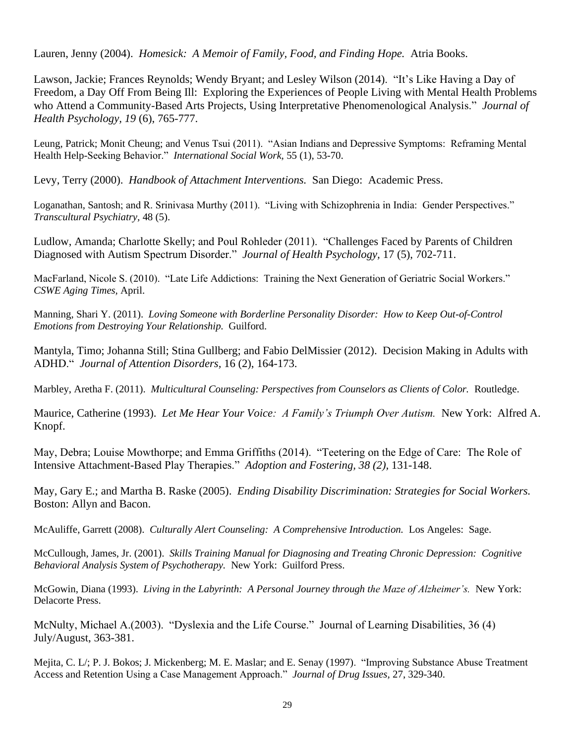Lauren, Jenny (2004). *Homesick: A Memoir of Family, Food, and Finding Hope.* Atria Books.

Lawson, Jackie; Frances Reynolds; Wendy Bryant; and Lesley Wilson (2014). "It's Like Having a Day of Freedom, a Day Off From Being Ill: Exploring the Experiences of People Living with Mental Health Problems who Attend a Community-Based Arts Projects, Using Interpretative Phenomenological Analysis." *Journal of Health Psychology, 19* (6), 765-777.

Leung, Patrick; Monit Cheung; and Venus Tsui (2011). "Asian Indians and Depressive Symptoms: Reframing Mental Health Help-Seeking Behavior." *International Social Work,* 55 (1), 53-70.

Levy, Terry (2000). *Handbook of Attachment Interventions.* San Diego: Academic Press.

Loganathan, Santosh; and R. Srinivasa Murthy (2011). "Living with Schizophrenia in India: Gender Perspectives." *Transcultural Psychiatry,* 48 (5).

Ludlow, Amanda; Charlotte Skelly; and Poul Rohleder (2011). "Challenges Faced by Parents of Children Diagnosed with Autism Spectrum Disorder." *Journal of Health Psychology,* 17 (5), 702-711.

MacFarland, Nicole S. (2010). "Late Life Addictions: Training the Next Generation of Geriatric Social Workers." *CSWE Aging Times,* April.

Manning, Shari Y. (2011). *Loving Someone with Borderline Personality Disorder: How to Keep Out-of-Control Emotions from Destroying Your Relationship.* Guilford.

Mantyla, Timo; Johanna Still; Stina Gullberg; and Fabio DelMissier (2012). Decision Making in Adults with ADHD." *Journal of Attention Disorders,* 16 (2), 164-173.

Marbley, Aretha F. (2011). *Multicultural Counseling: Perspectives from Counselors as Clients of Color.* Routledge.

Maurice, Catherine (1993). *Let Me Hear Your Voice: A Family's Triumph Over Autism.* New York: Alfred A. Knopf.

May, Debra; Louise Mowthorpe; and Emma Griffiths (2014). "Teetering on the Edge of Care: The Role of Intensive Attachment-Based Play Therapies." *Adoption and Fostering, 38 (2),* 131-148.

May, Gary E.; and Martha B. Raske (2005). *Ending Disability Discrimination: Strategies for Social Workers.* Boston: Allyn and Bacon.

McAuliffe, Garrett (2008). *Culturally Alert Counseling: A Comprehensive Introduction.* Los Angeles: Sage.

McCullough, James, Jr. (2001). *Skills Training Manual for Diagnosing and Treating Chronic Depression: Cognitive Behavioral Analysis System of Psychotherapy.* New York: Guilford Press.

McGowin, Diana (1993). *Living in the Labyrinth: A Personal Journey through the Maze of Alzheimer's.* New York: Delacorte Press.

McNulty, Michael A.(2003). "Dyslexia and the Life Course." Journal of Learning Disabilities, 36 (4) July/August, 363-381.

Mejita, C. L/; P. J. Bokos; J. Mickenberg; M. E. Maslar; and E. Senay (1997). "Improving Substance Abuse Treatment Access and Retention Using a Case Management Approach." *Journal of Drug Issues,* 27, 329-340.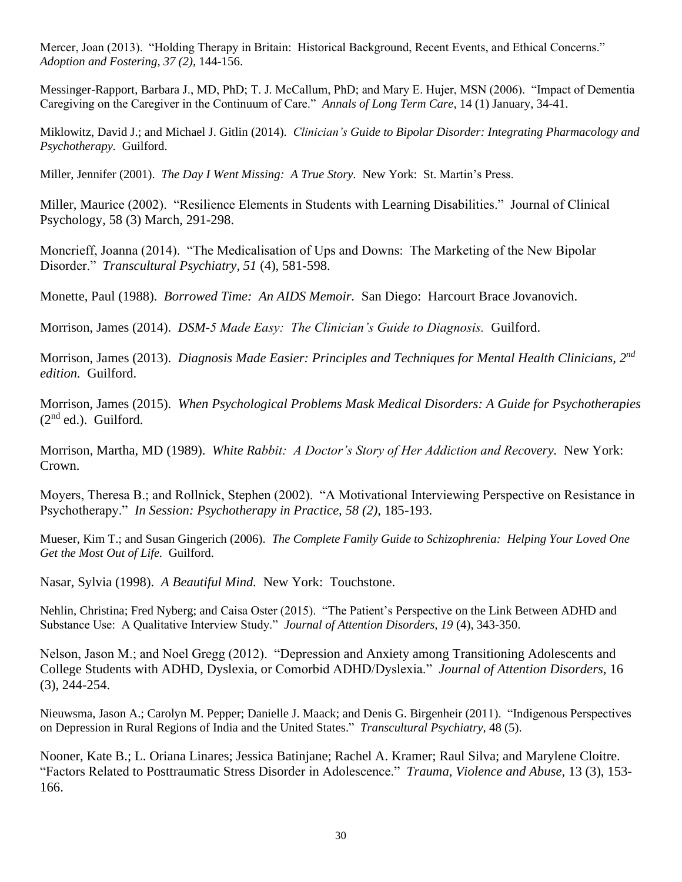Mercer, Joan (2013). "Holding Therapy in Britain: Historical Background, Recent Events, and Ethical Concerns." *Adoption and Fostering, 37 (2),* 144-156.

Messinger-Rapport, Barbara J., MD, PhD; T. J. McCallum, PhD; and Mary E. Hujer, MSN (2006). "Impact of Dementia Caregiving on the Caregiver in the Continuum of Care." *Annals of Long Term Care,* 14 (1) January, 34-41.

Miklowitz, David J.; and Michael J. Gitlin (2014). *Clinician's Guide to Bipolar Disorder: Integrating Pharmacology and Psychotherapy.* Guilford.

Miller, Jennifer (2001). *The Day I Went Missing: A True Story.* New York: St. Martin's Press.

Miller, Maurice (2002). "Resilience Elements in Students with Learning Disabilities." Journal of Clinical Psychology, 58 (3) March, 291-298.

Moncrieff, Joanna (2014). "The Medicalisation of Ups and Downs: The Marketing of the New Bipolar Disorder." *Transcultural Psychiatry, 51* (4), 581-598.

Monette, Paul (1988). *Borrowed Time: An AIDS Memoir.* San Diego: Harcourt Brace Jovanovich.

Morrison, James (2014). *DSM-5 Made Easy: The Clinician's Guide to Diagnosis.* Guilford.

Morrison, James (2013). *Diagnosis Made Easier: Principles and Techniques for Mental Health Clinicians, 2nd edition.* Guilford.

Morrison, James (2015). *When Psychological Problems Mask Medical Disorders: A Guide for Psychotherapies* (2nd ed.). Guilford.

Morrison, Martha, MD (1989). *White Rabbit: A Doctor's Story of Her Addiction and Recovery.* New York: Crown.

Moyers, Theresa B.; and Rollnick, Stephen (2002). "A Motivational Interviewing Perspective on Resistance in Psychotherapy." *In Session: Psychotherapy in Practice, 58 (2),* 185-193.

Mueser, Kim T.; and Susan Gingerich (2006). *The Complete Family Guide to Schizophrenia: Helping Your Loved One Get the Most Out of Life.* Guilford.

Nasar, Sylvia (1998). *A Beautiful Mind.* New York: Touchstone.

Nehlin, Christina; Fred Nyberg; and Caisa Oster (2015). "The Patient's Perspective on the Link Between ADHD and Substance Use: A Qualitative Interview Study." *Journal of Attention Disorders, 19* (4), 343-350.

Nelson, Jason M.; and Noel Gregg (2012). "Depression and Anxiety among Transitioning Adolescents and College Students with ADHD, Dyslexia, or Comorbid ADHD/Dyslexia." *Journal of Attention Disorders*, 16 (3), 244-254.

Nieuwsma, Jason A.; Carolyn M. Pepper; Danielle J. Maack; and Denis G. Birgenheir (2011). "Indigenous Perspectives on Depression in Rural Regions of India and the United States." *Transcultural Psychiatry*, 48 (5).

Nooner, Kate B.; L. Oriana Linares; Jessica Batinjane; Rachel A. Kramer; Raul Silva; and Marylene Cloitre. "Factors Related to Posttraumatic Stress Disorder in Adolescence." *Trauma, Violence and Abuse*, 13 (3), 153-166.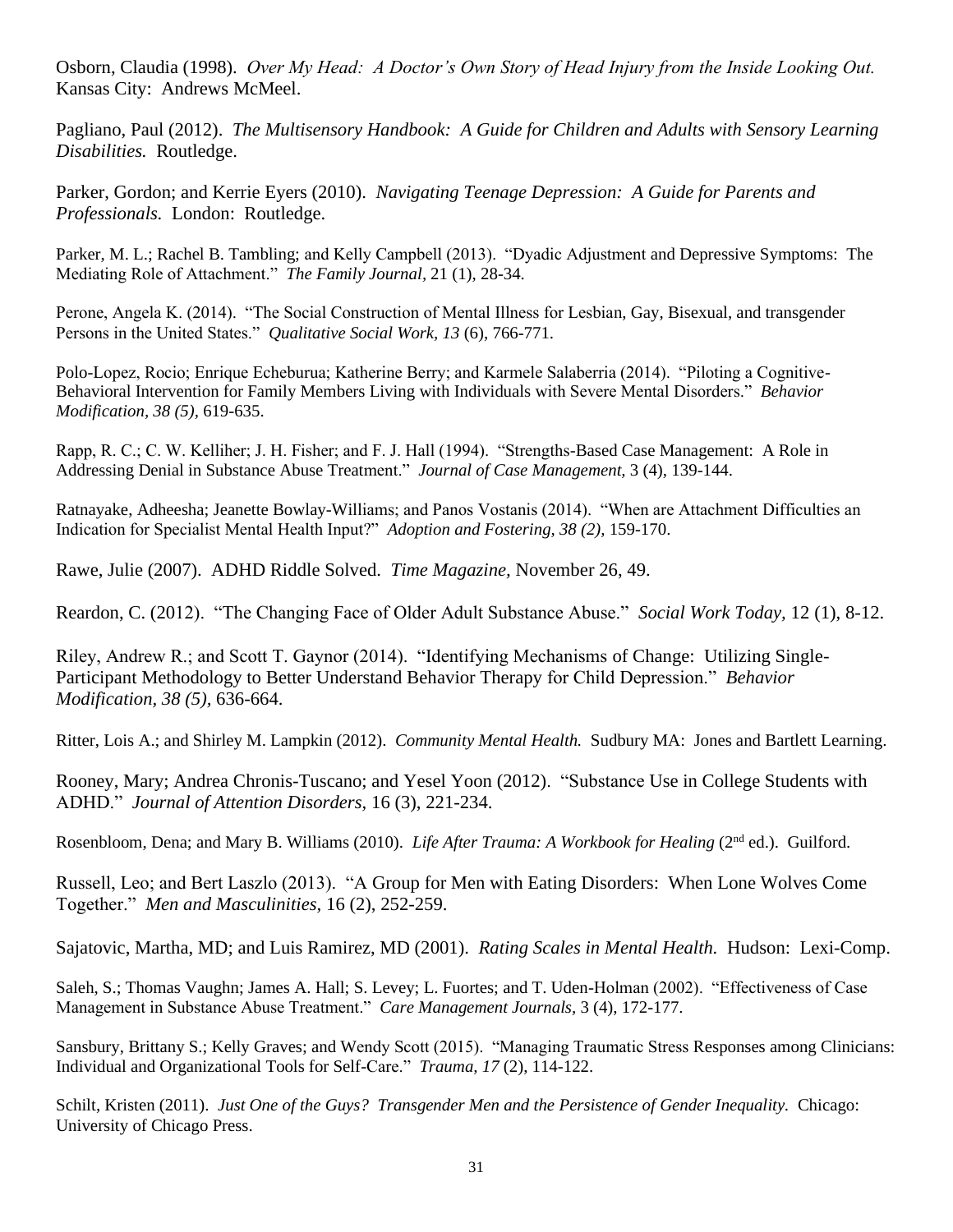Osborn, Claudia (1998). *Over My Head: A Doctor's Own Story of Head Injury from the Inside Looking Out.* Kansas City: Andrews McMeel.

Pagliano, Paul (2012). *The Multisensory Handbook: A Guide for Children and Adults with Sensory Learning Disabilities.* Routledge.

Parker, Gordon; and Kerrie Eyers (2010). *Navigating Teenage Depression: A Guide for Parents and Professionals.* London: Routledge.

Parker, M. L.; Rachel B. Tambling; and Kelly Campbell (2013). "Dyadic Adjustment and Depressive Symptoms: The Mediating Role of Attachment." *The Family Journal*, 21 (1), 28-34.

Perone, Angela K. (2014). "The Social Construction of Mental Illness for Lesbian, Gay, Bisexual, and transgender Persons in the United States." *Qualitative Social Work, 13* (6), 766-771.

Polo-Lopez, Rocio; Enrique Echeburua; Katherine Berry; and Karmele Salaberria (2014). "Piloting a Cognitive-Behavioral Intervention for Family Members Living with Individuals with Severe Mental Disorders." *Behavior Modification, 38 (5),* 619-635.

Rapp, R. C.; C. W. Kelliher; J. H. Fisher; and F. J. Hall (1994). "Strengths-Based Case Management: A Role in Addressing Denial in Substance Abuse Treatment." *Journal of Case Management,* 3 (4), 139-144.

Ratnayake, Adheesha; Jeanette Bowlay-Williams; and Panos Vostanis (2014). "When are Attachment Difficulties an Indication for Specialist Mental Health Input?" *Adoption and Fostering, 38 (2),* 159-170.

Rawe, Julie (2007). ADHD Riddle Solved. *Time Magazine*, November 26, 49.

Reardon, C. (2012). "The Changing Face of Older Adult Substance Abuse." *Social Work Today*, 12 (1), 8-12.

Riley, Andrew R.; and Scott T. Gaynor (2014). "Identifying Mechanisms of Change: Utilizing Single-Participant Methodology to Better Understand Behavior Therapy for Child Depression." *Behavior Modification, 38 (5),* 636-664.

Ritter, Lois A.; and Shirley M. Lampkin (2012). *Community Mental Health.* Sudbury MA: Jones and Bartlett Learning.

Rooney, Mary; Andrea Chronis-Tuscano; and Yesel Yoon (2012). "Substance Use in College Students with ADHD." *Journal of Attention Disorders,* 16 (3), 221-234.

Rosenbloom, Dena; and Mary B. Williams (2010). *Life After Trauma: A Workbook for Healing* (2nd ed.). Guilford.

Russell, Leo; and Bert Laszlo (2013). "A Group for Men with Eating Disorders: When Lone Wolves Come Together." *Men and Masculinities,* 16 (2), 252-259.

Sajatovic, Martha, MD; and Luis Ramirez, MD (2001). *Rating Scales in Mental Health.* Hudson: Lexi-Comp.

Saleh, S.; Thomas Vaughn; James A. Hall; S. Levey; L. Fuortes; and T. Uden-Holman (2002). "Effectiveness of Case Management in Substance Abuse Treatment." *Care Management Journals,* 3 (4), 172-177.

Sansbury, Brittany S.; Kelly Graves; and Wendy Scott (2015). "Managing Traumatic Stress Responses among Clinicians: Individual and Organizational Tools for Self-Care." *Trauma, 17* (2), 114-122.

Schilt, Kristen (2011). *Just One of the Guys? Transgender Men and the Persistence of Gender Inequality.* Chicago: University of Chicago Press.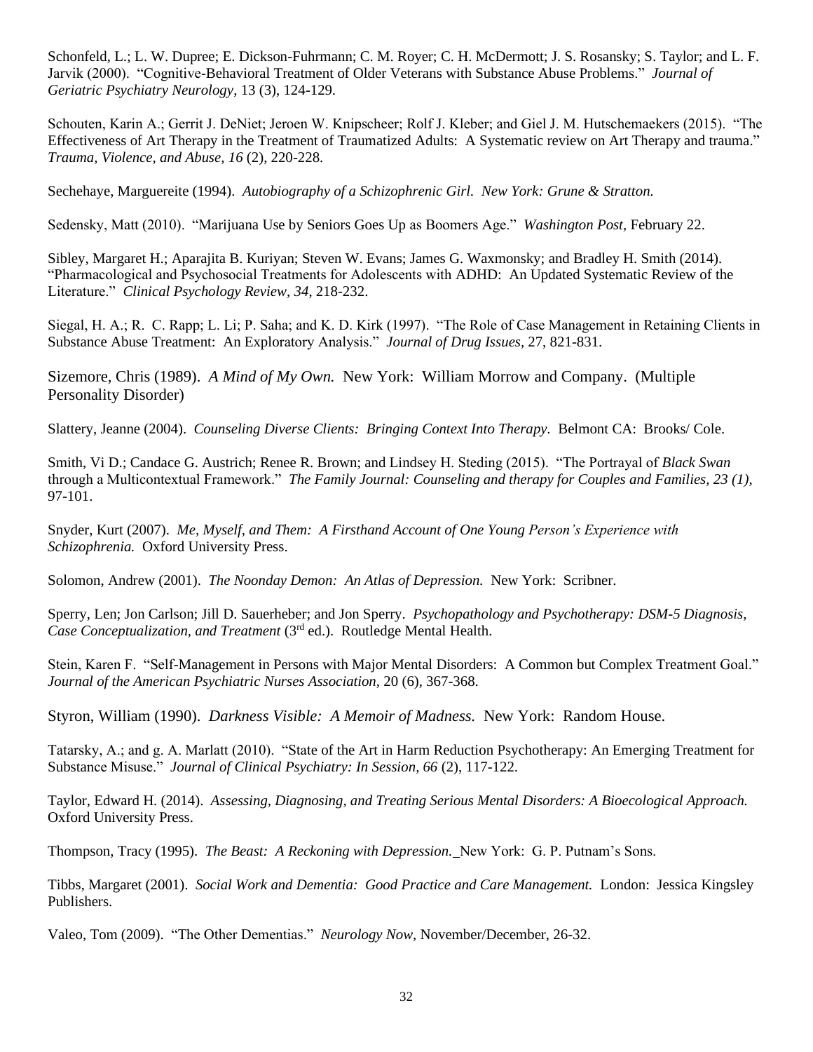Schonfeld, L.; L. W. Dupree; E. Dickson-Fuhrmann; C. M. Royer; C. H. McDermott; J. S. Rosansky; S. Taylor; and L. F. Jarvik (2000). "Cognitive-Behavioral Treatment of Older Veterans with Substance Abuse Problems." *Journal of Geriatric Psychiatry Neurology*, 13 (3), 124-129.

Schouten, Karin A.; Gerrit J. DeNiet; Jeroen W. Knipscheer; Rolf J. Kleber; and Giel J. M. Hutschemaekers (2015). "The Effectiveness of Art Therapy in the Treatment of Traumatized Adults: A Systematic review on Art Therapy and trauma." *Trauma, Violence, and Abuse, 16* (2), 220-228.

Sechehaye, Marguereite (1994). *Autobiography of a Schizophrenic Girl. New York: Grune & Stratton.*

Sedensky, Matt (2010). "Marijuana Use by Seniors Goes Up as Boomers Age." *Washington Post,* February 22.

Sibley, Margaret H.; Aparajita B. Kuriyan; Steven W. Evans; James G. Waxmonsky; and Bradley H. Smith (2014). "Pharmacological and Psychosocial Treatments for Adolescents with ADHD: An Updated Systematic Review of the Literature." *Clinical Psychology Review, 34*, 218-232.

Siegal, H. A.; R. C. Rapp; L. Li; P. Saha; and K. D. Kirk (1997). "The Role of Case Management in Retaining Clients in Substance Abuse Treatment: An Exploratory Analysis." *Journal of Drug Issues,* 27, 821-831.

Sizemore, Chris (1989). *A Mind of My Own.* New York: William Morrow and Company. (Multiple Personality Disorder)

Slattery, Jeanne (2004). *Counseling Diverse Clients: Bringing Context Into Therapy.* Belmont CA: Brooks/ Cole.

Smith, Vi D.; Candace G. Austrich; Renee R. Brown; and Lindsey H. Steding (2015). "The Portrayal of *Black Swan* through a Multicontextual Framework." *The Family Journal: Counseling and therapy for Couples and Families, 23 (1),* 97-101.

Snyder, Kurt (2007). *Me, Myself, and Them: A Firsthand Account of One Young Person's Experience with Schizophrenia.* Oxford University Press.

Solomon, Andrew (2001). *The Noonday Demon: An Atlas of Depression.* New York: Scribner.

Sperry, Len; Jon Carlson; Jill D. Sauerheber; and Jon Sperry. *Psychopathology and Psychotherapy: DSM-5 Diagnosis, Case Conceptualization, and Treatment* (3rd ed.). Routledge Mental Health.

Stein, Karen F. "Self-Management in Persons with Major Mental Disorders: A Common but Complex Treatment Goal." *Journal of the American Psychiatric Nurses Association*, 20 (6), 367-368.

Styron, William (1990). *Darkness Visible: A Memoir of Madness.* New York: Random House.

Tatarsky, A.; and g. A. Marlatt (2010). "State of the Art in Harm Reduction Psychotherapy: An Emerging Treatment for Substance Misuse." *Journal of Clinical Psychiatry: In Session, 66* (2), 117-122.

Taylor, Edward H. (2014). *Assessing, Diagnosing, and Treating Serious Mental Disorders: A Bioecological Approach.* Oxford University Press.

Thompson, Tracy (1995). *The Beast: A Reckoning with Depression.* New York: G. P. Putnam's Sons.

Tibbs, Margaret (2001). *Social Work and Dementia: Good Practice and Care Management.* London: Jessica Kingsley Publishers.

Valeo, Tom (2009). "The Other Dementias." *Neurology Now,* November/December, 26-32.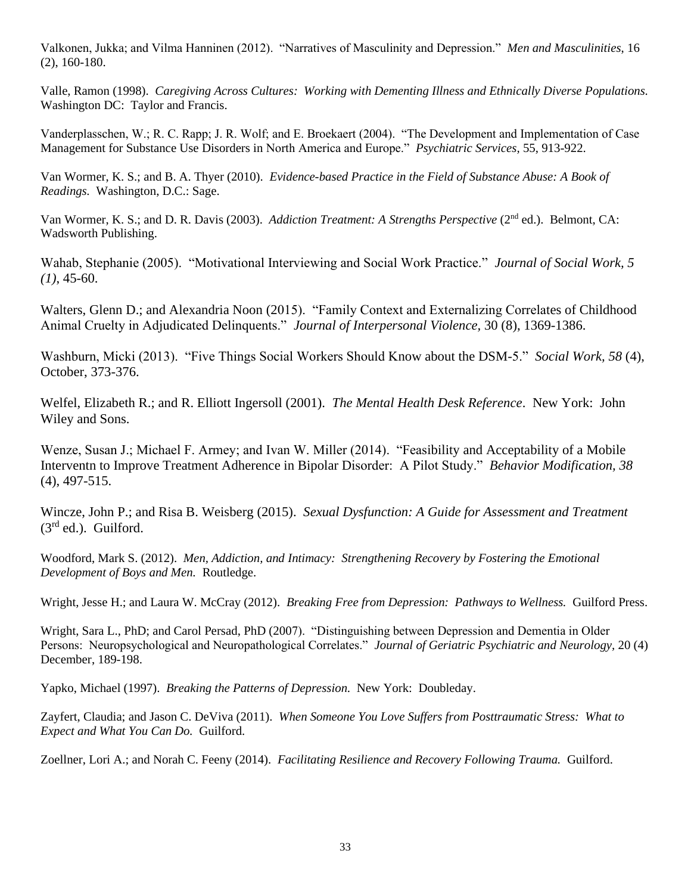Valkonen, Jukka; and Vilma Hanninen (2012). "Narratives of Masculinity and Depression." *Men and Masculinities*, 16 (2), 160-180.

Valle, Ramon (1998). *Caregiving Across Cultures: Working with Dementing Illness and Ethnically Diverse Populations.* Washington DC: Taylor and Francis.

Vanderplasschen, W.; R. C. Rapp; J. R. Wolf; and E. Broekaert (2004). "The Development and Implementation of Case Management for Substance Use Disorders in North America and Europe." *Psychiatric Services*, 55, 913-922.

Van Wormer, K. S.; and B. A. Thyer (2010). *Evidence-based Practice in the Field of Substance Abuse: A Book of Readings.* Washington, D.C.: Sage.

Van Wormer, K. S.; and D. R. Davis (2003). *Addiction Treatment: A Strengths Perspective* (2nd ed.). Belmont, CA: Wadsworth Publishing.

Wahab, Stephanie (2005). "Motivational Interviewing and Social Work Practice." *Journal of Social Work, 5 (1),* 45-60.

Walters, Glenn D.; and Alexandria Noon (2015). "Family Context and Externalizing Correlates of Childhood Animal Cruelty in Adjudicated Delinquents." *Journal of Interpersonal Violence,* 30 (8), 1369-1386.

Washburn, Micki (2013). "Five Things Social Workers Should Know about the DSM-5." *Social Work, 58* (4), October, 373-376.

Welfel, Elizabeth R.; and R. Elliott Ingersoll (2001). *The Mental Health Desk Reference*. New York: John Wiley and Sons.

Wenze, Susan J.; Michael F. Armey; and Ivan W. Miller (2014). "Feasibility and Acceptability of a Mobile Interventn to Improve Treatment Adherence in Bipolar Disorder: A Pilot Study." *Behavior Modification, 38* (4), 497-515.

Wincze, John P.; and Risa B. Weisberg (2015). *Sexual Dysfunction: A Guide for Assessment and Treatment* (3rd ed.). Guilford.

Woodford, Mark S. (2012). *Men, Addiction, and Intimacy: Strengthening Recovery by Fostering the Emotional Development of Boys and Men.* Routledge.

Wright, Jesse H.; and Laura W. McCray (2012). *Breaking Free from Depression: Pathways to Wellness.* Guilford Press.

Wright, Sara L., PhD; and Carol Persad, PhD (2007). "Distinguishing between Depression and Dementia in Older Persons: Neuropsychological and Neuropathological Correlates." *Journal of Geriatric Psychiatric and Neurology,* 20 (4) December, 189-198.

Yapko, Michael (1997). *Breaking the Patterns of Depression.* New York: Doubleday.

Zayfert, Claudia; and Jason C. DeViva (2011). *When Someone You Love Suffers from Posttraumatic Stress: What to Expect and What You Can Do.* Guilford.

Zoellner, Lori A.; and Norah C. Feeny (2014). *Facilitating Resilience and Recovery Following Trauma.* Guilford.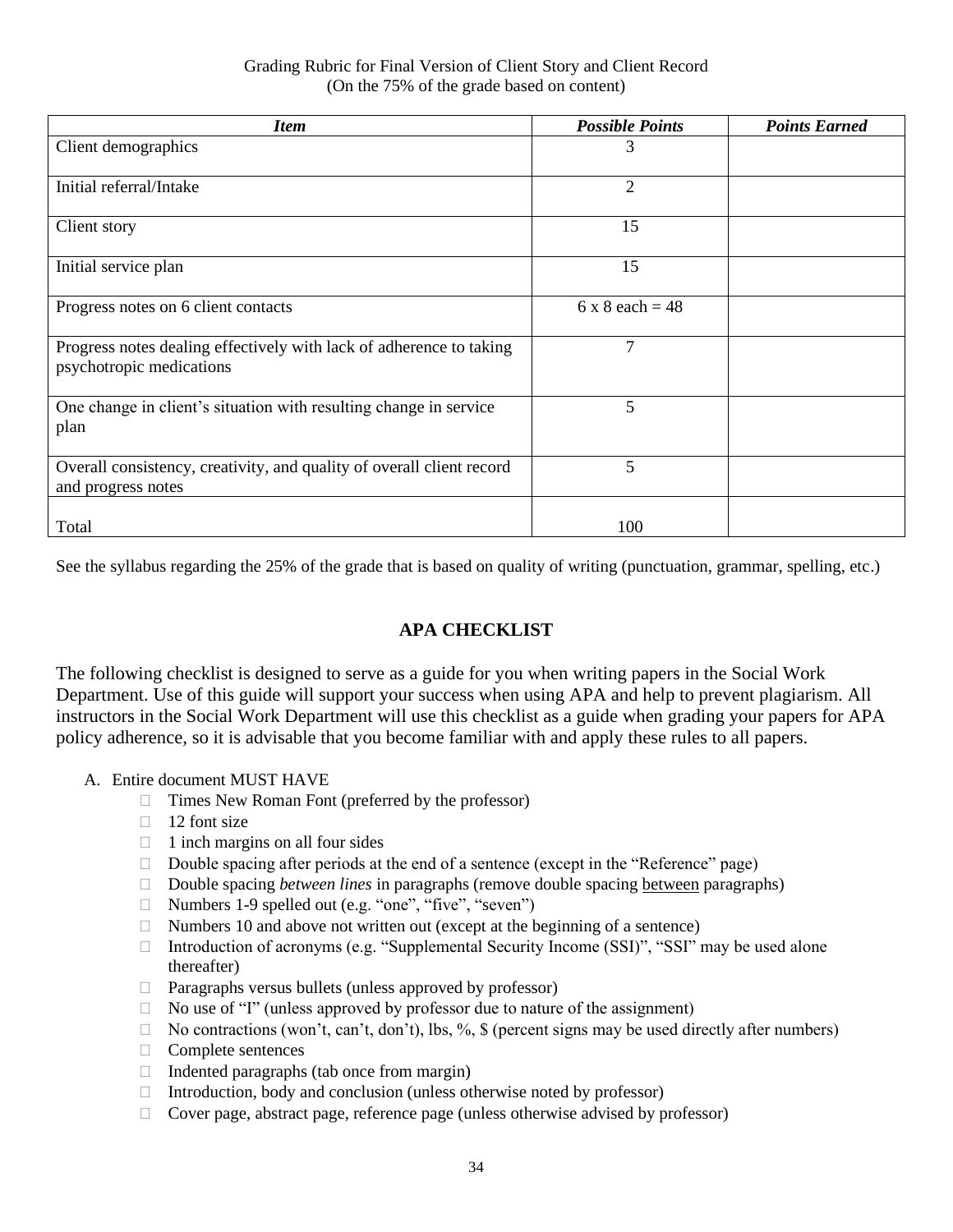Grading Rubric for Final Version of Client Story and Client Record
(On the 75% of the grade based on content)

| ***Item*** | ***Possible Points*** | ***Points Earned*** |
|---|---|---|
| Client demographics | 3 | |
| Initial referral/Intake | 2 | |
| Client story | 15 | |
| Initial service plan | 15 | |
| Progress notes on 6 client contacts | 6 x 8 each = 48 | |
| Progress notes dealing effectively with lack of adherence to taking psychotropic medications | 7 | |
| One change in client's situation with resulting change in service plan | 5 | |
| Overall consistency, creativity, and quality of overall client record and progress notes | 5 | |
| Total | 100 | |

See the syllabus regarding the 25% of the grade that is based on quality of writing (punctuation, grammar, spelling, etc.)

## APA CHECKLIST

The following checklist is designed to serve as a guide for you when writing papers in the Social Work Department. Use of this guide will support your success when using APA and help to prevent plagiarism. All instructors in the Social Work Department will use this checklist as a guide when grading your papers for APA policy adherence, so it is advisable that you become familiar with and apply these rules to all papers.

A. Entire document MUST HAVE
   - Times New Roman Font (preferred by the professor)
   - 12 font size
   - 1 inch margins on all four sides
   - Double spacing after periods at the end of a sentence (except in the "Reference" page)
   - Double spacing *between lines* in paragraphs (remove double spacing <u>between</u> paragraphs)
   - Numbers 1-9 spelled out (e.g. "one", "five", "seven")
   - Numbers 10 and above not written out (except at the beginning of a sentence)
   - Introduction of acronyms (e.g. "Supplemental Security Income (SSI)", "SSI" may be used alone thereafter)
   - Paragraphs versus bullets (unless approved by professor)
   - No use of "I" (unless approved by professor due to nature of the assignment)
   - No contractions (won't, can't, don't), lbs, %, $ (percent signs may be used directly after numbers)
   - Complete sentences
   - Indented paragraphs (tab once from margin)
   - Introduction, body and conclusion (unless otherwise noted by professor)
   - Cover page, abstract page, reference page (unless otherwise advised by professor)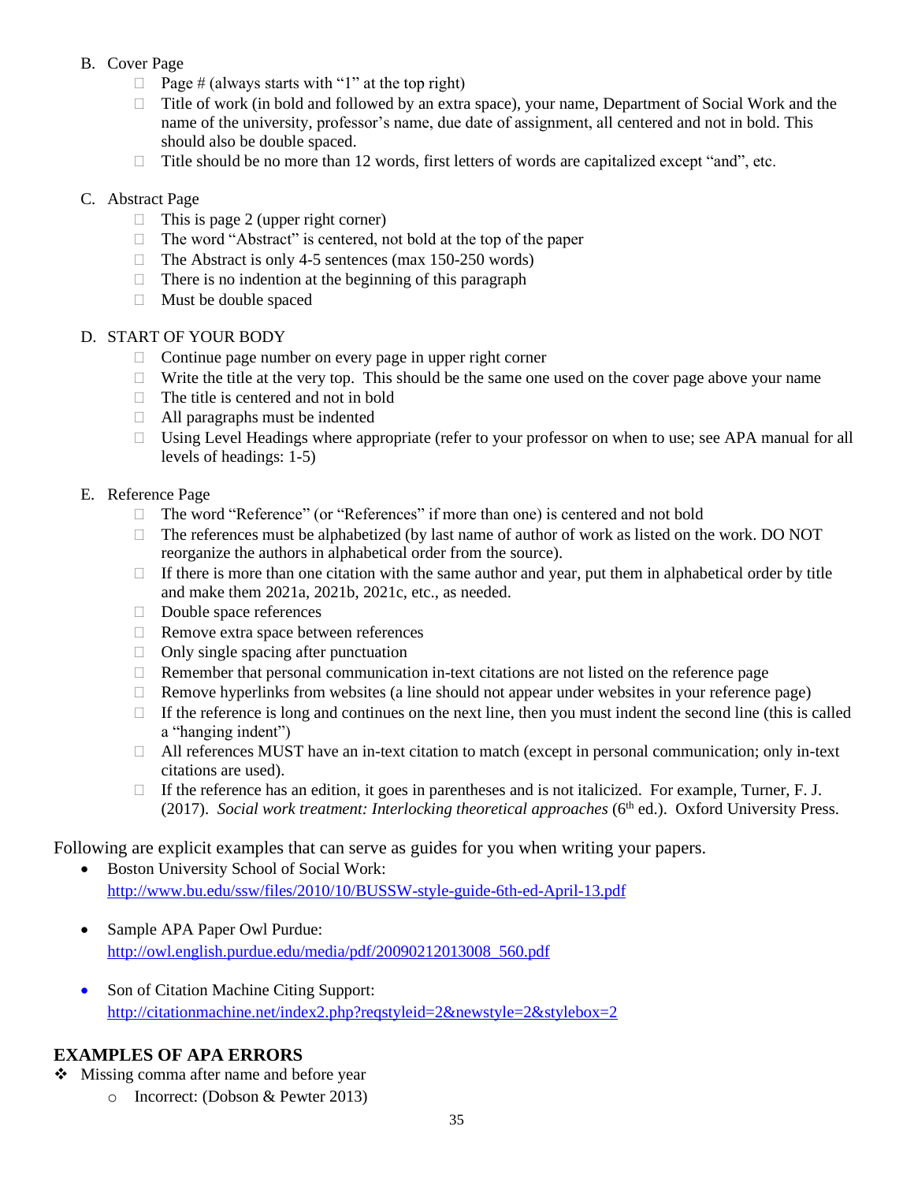B. Cover Page
   - Page # (always starts with "1" at the top right)
   - Title of work (in bold and followed by an extra space), your name, Department of Social Work and the name of the university, professor's name, due date of assignment, all centered and not in bold. This should also be double spaced.
   - Title should be no more than 12 words, first letters of words are capitalized except "and", etc.

C. Abstract Page
   - This is page 2 (upper right corner)
   - The word "Abstract" is centered, not bold at the top of the paper
   - The Abstract is only 4-5 sentences (max 150-250 words)
   - There is no indention at the beginning of this paragraph
   - Must be double spaced

D. START OF YOUR BODY
   - Continue page number on every page in upper right corner
   - Write the title at the very top. This should be the same one used on the cover page above your name
   - The title is centered and not in bold
   - All paragraphs must be indented
   - Using Level Headings where appropriate (refer to your professor on when to use; see APA manual for all levels of headings: 1-5)

E. Reference Page
   - The word "Reference" (or "References" if more than one) is centered and not bold
   - The references must be alphabetized (by last name of author of work as listed on the work. DO NOT reorganize the authors in alphabetical order from the source).
   - If there is more than one citation with the same author and year, put them in alphabetical order by title and make them 2021a, 2021b, 2021c, etc., as needed.
   - Double space references
   - Remove extra space between references
   - Only single spacing after punctuation
   - Remember that personal communication in-text citations are not listed on the reference page
   - Remove hyperlinks from websites (a line should not appear under websites in your reference page)
   - If the reference is long and continues on the next line, then you must indent the second line (this is called a "hanging indent")
   - All references MUST have an in-text citation to match (except in personal communication; only in-text citations are used).
   - If the reference has an edition, it goes in parentheses and is not italicized. For example, Turner, F. J. (2017). *Social work treatment: Interlocking theoretical approaches* (6th ed.). Oxford University Press.

Following are explicit examples that can serve as guides for you when writing your papers.

- Boston University School of Social Work: http://www.bu.edu/ssw/files/2010/10/BUSSW-style-guide-6th-ed-April-13.pdf
- Sample APA Paper Owl Purdue: http://owl.english.purdue.edu/media/pdf/20090212013008_560.pdf
- Son of Citation Machine Citing Support: http://citationmachine.net/index2.php?reqstyleid=2&newstyle=2&stylebox=2

## EXAMPLES OF APA ERRORS

- Missing comma after name and before year
  - Incorrect: (Dobson & Pewter 2013)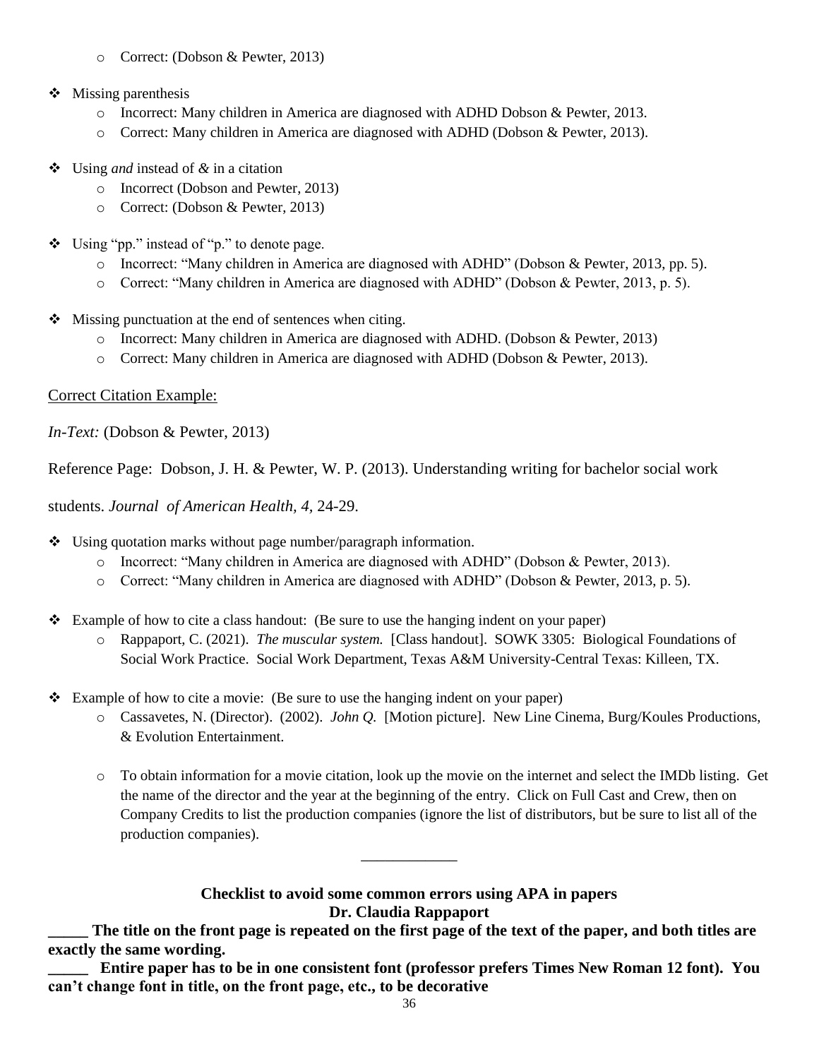- Correct: (Dobson & Pewter, 2013)

- Missing parenthesis
  - Incorrect: Many children in America are diagnosed with ADHD Dobson & Pewter, 2013.
  - Correct: Many children in America are diagnosed with ADHD (Dobson & Pewter, 2013).

- Using *and* instead of *&* in a citation
  - Incorrect (Dobson and Pewter, 2013)
  - Correct: (Dobson & Pewter, 2013)

- Using "pp." instead of "p." to denote page.
  - Incorrect: "Many children in America are diagnosed with ADHD" (Dobson & Pewter, 2013, pp. 5).
  - Correct: "Many children in America are diagnosed with ADHD" (Dobson & Pewter, 2013, p. 5).

- Missing punctuation at the end of sentences when citing.
  - Incorrect: Many children in America are diagnosed with ADHD. (Dobson & Pewter, 2013)
  - Correct: Many children in America are diagnosed with ADHD (Dobson & Pewter, 2013).

<u>Correct Citation Example:</u>

*In-Text:* (Dobson & Pewter, 2013)

Reference Page: Dobson, J. H. & Pewter, W. P. (2013). Understanding writing for bachelor social work students. *Journal of American Health, 4,* 24-29.

- Using quotation marks without page number/paragraph information.
  - Incorrect: "Many children in America are diagnosed with ADHD" (Dobson & Pewter, 2013).
  - Correct: "Many children in America are diagnosed with ADHD" (Dobson & Pewter, 2013, p. 5).

- Example of how to cite a class handout: (Be sure to use the hanging indent on your paper)
  - Rappaport, C. (2021). *The muscular system.* [Class handout]. SOWK 3305: Biological Foundations of Social Work Practice. Social Work Department, Texas A&M University-Central Texas: Killeen, TX.

- Example of how to cite a movie: (Be sure to use the hanging indent on your paper)
  - Cassavetes, N. (Director). (2002). *John Q.* [Motion picture]. New Line Cinema, Burg/Koules Productions, & Evolution Entertainment.

  - To obtain information for a movie citation, look up the movie on the internet and select the IMDb listing. Get the name of the director and the year at the beginning of the entry. Click on Full Cast and Crew, then on Company Credits to list the production companies (ignore the list of distributors, but be sure to list all of the production companies).

____________

**Checklist to avoid some common errors using APA in papers**
**Dr. Claudia Rappaport**

**_____ The title on the front page is repeated on the first page of the text of the paper, and both titles are exactly the same wording.**

**_____ Entire paper has to be in one consistent font (professor prefers Times New Roman 12 font). You can't change font in title, on the front page, etc., to be decorative**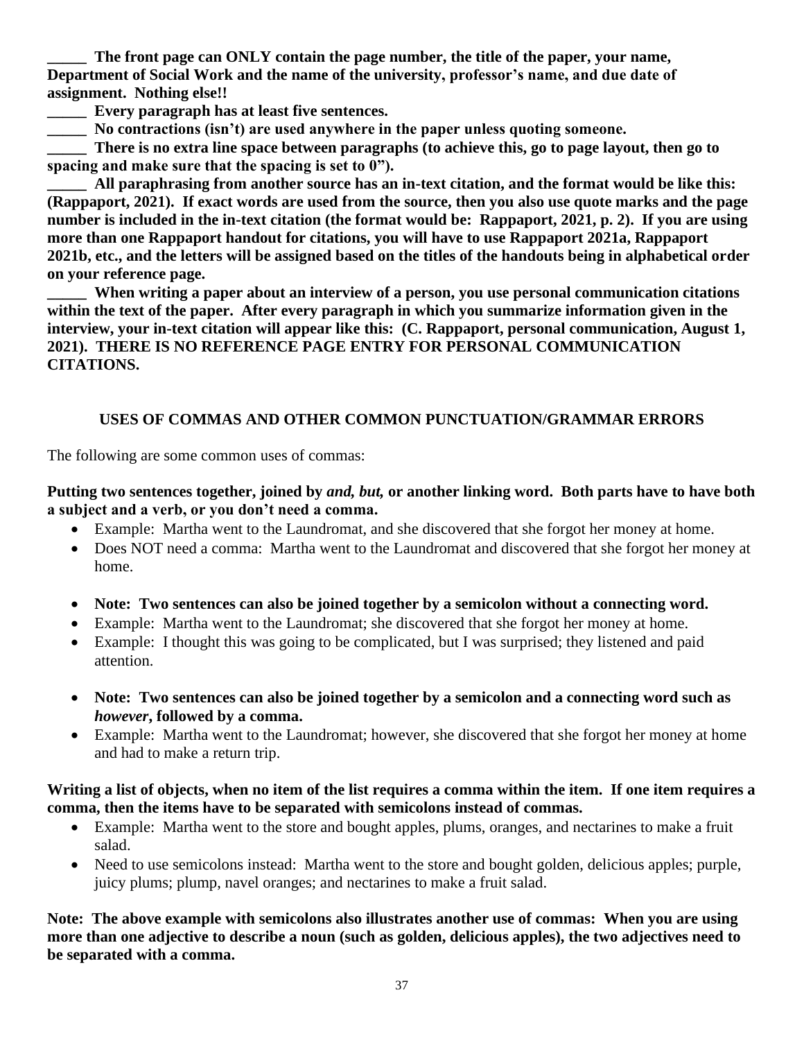**_____ The front page can ONLY contain the page number, the title of the paper, your name, Department of Social Work and the name of the university, professor's name, and due date of assignment. Nothing else!!**

**_____ Every paragraph has at least five sentences.**

**_____ No contractions (isn't) are used anywhere in the paper unless quoting someone.**

**_____ There is no extra line space between paragraphs (to achieve this, go to page layout, then go to spacing and make sure that the spacing is set to 0").**

**_____ All paraphrasing from another source has an in-text citation, and the format would be like this: (Rappaport, 2021). If exact words are used from the source, then you also use quote marks and the page number is included in the in-text citation (the format would be: Rappaport, 2021, p. 2). If you are using more than one Rappaport handout for citations, you will have to use Rappaport 2021a, Rappaport 2021b, etc., and the letters will be assigned based on the titles of the handouts being in alphabetical order on your reference page.**

**_____ When writing a paper about an interview of a person, you use personal communication citations within the text of the paper. After every paragraph in which you summarize information given in the interview, your in-text citation will appear like this: (C. Rappaport, personal communication, August 1, 2021). THERE IS NO REFERENCE PAGE ENTRY FOR PERSONAL COMMUNICATION CITATIONS.**

## USES OF COMMAS AND OTHER COMMON PUNCTUATION/GRAMMAR ERRORS

The following are some common uses of commas:

**Putting two sentences together, joined by *and, but,* or another linking word. Both parts have to have both a subject and a verb, or you don't need a comma.**

- Example: Martha went to the Laundromat, and she discovered that she forgot her money at home.
- Does NOT need a comma: Martha went to the Laundromat and discovered that she forgot her money at home.

- **Note: Two sentences can also be joined together by a semicolon without a connecting word.**
- Example: Martha went to the Laundromat; she discovered that she forgot her money at home.
- Example: I thought this was going to be complicated, but I was surprised; they listened and paid attention.

- **Note: Two sentences can also be joined together by a semicolon and a connecting word such as *however*, followed by a comma.**
- Example: Martha went to the Laundromat; however, she discovered that she forgot her money at home and had to make a return trip.

**Writing a list of objects, when no item of the list requires a comma within the item. If one item requires a comma, then the items have to be separated with semicolons instead of commas.**

- Example: Martha went to the store and bought apples, plums, oranges, and nectarines to make a fruit salad.
- Need to use semicolons instead: Martha went to the store and bought golden, delicious apples; purple, juicy plums; plump, navel oranges; and nectarines to make a fruit salad.

**Note: The above example with semicolons also illustrates another use of commas: When you are using more than one adjective to describe a noun (such as golden, delicious apples), the two adjectives need to be separated with a comma.**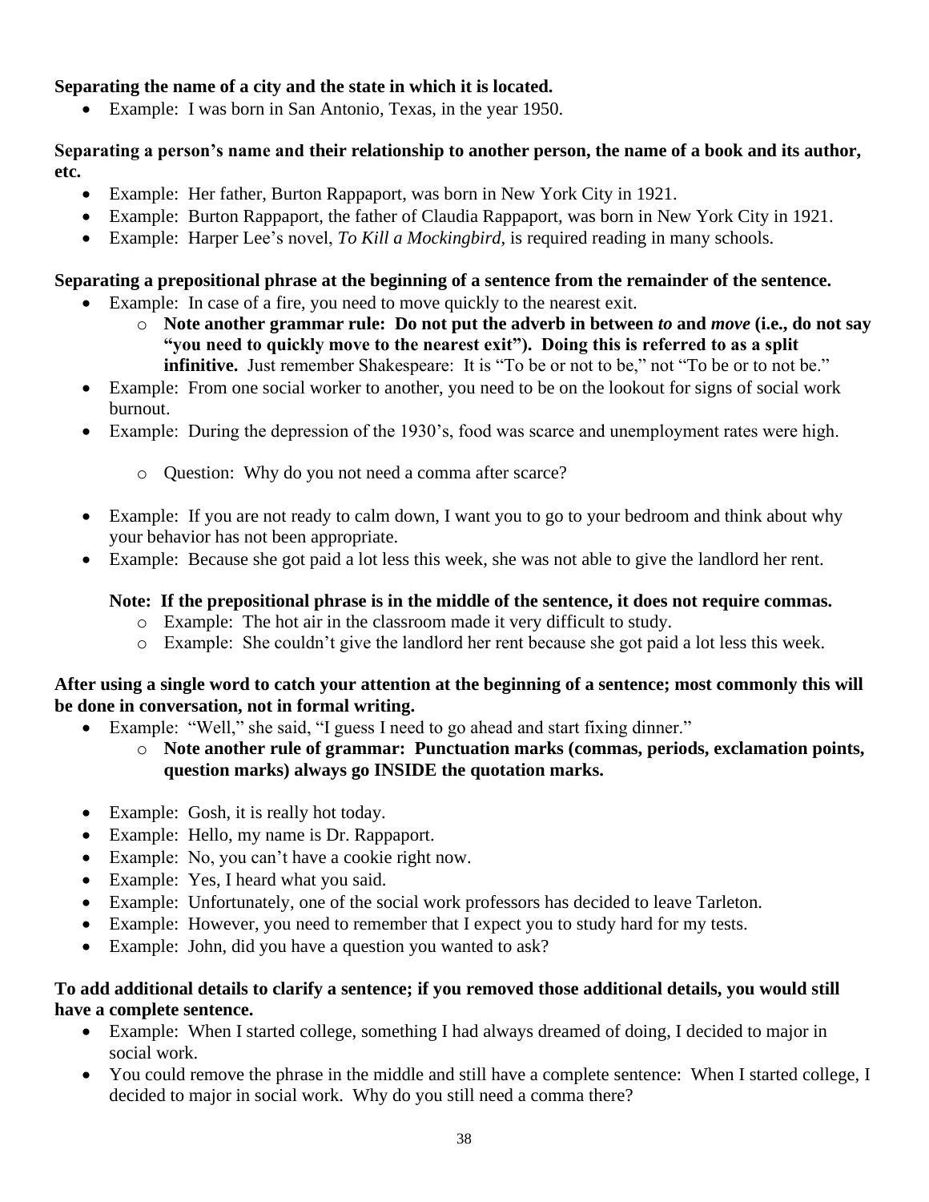**Separating the name of a city and the state in which it is located.**

- Example: I was born in San Antonio, Texas, in the year 1950.

**Separating a person's name and their relationship to another person, the name of a book and its author, etc.**

- Example: Her father, Burton Rappaport, was born in New York City in 1921.
- Example: Burton Rappaport, the father of Claudia Rappaport, was born in New York City in 1921.
- Example: Harper Lee's novel, *To Kill a Mockingbird*, is required reading in many schools.

**Separating a prepositional phrase at the beginning of a sentence from the remainder of the sentence.**

- Example: In case of a fire, you need to move quickly to the nearest exit.
    - **Note another grammar rule: Do not put the adverb in between *to* and *move* (i.e., do not say "you need to quickly move to the nearest exit"). Doing this is referred to as a split infinitive.** Just remember Shakespeare: It is "To be or not to be," not "To be or to not be."
- Example: From one social worker to another, you need to be on the lookout for signs of social work burnout.
- Example: During the depression of the 1930's, food was scarce and unemployment rates were high.
    - Question: Why do you not need a comma after scarce?
- Example: If you are not ready to calm down, I want you to go to your bedroom and think about why your behavior has not been appropriate.
- Example: Because she got paid a lot less this week, she was not able to give the landlord her rent.

**Note: If the prepositional phrase is in the middle of the sentence, it does not require commas.**

- Example: The hot air in the classroom made it very difficult to study.
- Example: She couldn't give the landlord her rent because she got paid a lot less this week.

**After using a single word to catch your attention at the beginning of a sentence; most commonly this will be done in conversation, not in formal writing.**

- Example: "Well," she said, "I guess I need to go ahead and start fixing dinner."
    - **Note another rule of grammar: Punctuation marks (commas, periods, exclamation points, question marks) always go INSIDE the quotation marks.**
- Example: Gosh, it is really hot today.
- Example: Hello, my name is Dr. Rappaport.
- Example: No, you can't have a cookie right now.
- Example: Yes, I heard what you said.
- Example: Unfortunately, one of the social work professors has decided to leave Tarleton.
- Example: However, you need to remember that I expect you to study hard for my tests.
- Example: John, did you have a question you wanted to ask?

**To add additional details to clarify a sentence; if you removed those additional details, you would still have a complete sentence.**

- Example: When I started college, something I had always dreamed of doing, I decided to major in social work.
- You could remove the phrase in the middle and still have a complete sentence: When I started college, I decided to major in social work. Why do you still need a comma there?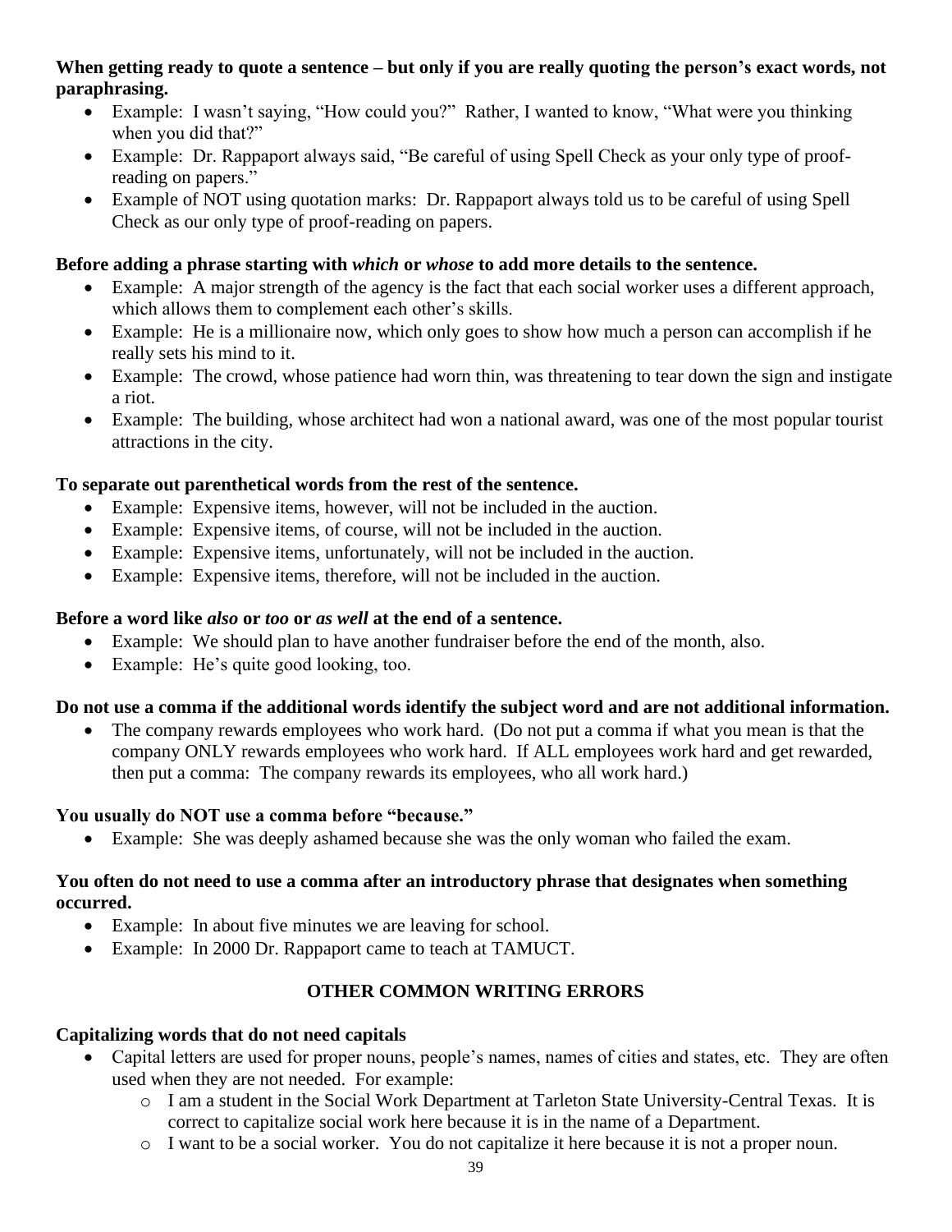**When getting ready to quote a sentence – but only if you are really quoting the person's exact words, not paraphrasing.**

- Example: I wasn't saying, "How could you?" Rather, I wanted to know, "What were you thinking when you did that?"
- Example: Dr. Rappaport always said, "Be careful of using Spell Check as your only type of proof-reading on papers."
- Example of NOT using quotation marks: Dr. Rappaport always told us to be careful of using Spell Check as our only type of proof-reading on papers.

**Before adding a phrase starting with *which* or *whose* to add more details to the sentence.**

- Example: A major strength of the agency is the fact that each social worker uses a different approach, which allows them to complement each other's skills.
- Example: He is a millionaire now, which only goes to show how much a person can accomplish if he really sets his mind to it.
- Example: The crowd, whose patience had worn thin, was threatening to tear down the sign and instigate a riot.
- Example: The building, whose architect had won a national award, was one of the most popular tourist attractions in the city.

**To separate out parenthetical words from the rest of the sentence.**

- Example: Expensive items, however, will not be included in the auction.
- Example: Expensive items, of course, will not be included in the auction.
- Example: Expensive items, unfortunately, will not be included in the auction.
- Example: Expensive items, therefore, will not be included in the auction.

**Before a word like *also* or *too* or *as well* at the end of a sentence.**

- Example: We should plan to have another fundraiser before the end of the month, also.
- Example: He's quite good looking, too.

**Do not use a comma if the additional words identify the subject word and are not additional information.**

- The company rewards employees who work hard. (Do not put a comma if what you mean is that the company ONLY rewards employees who work hard. If ALL employees work hard and get rewarded, then put a comma: The company rewards its employees, who all work hard.)

**You usually do NOT use a comma before "because."**

- Example: She was deeply ashamed because she was the only woman who failed the exam.

**You often do not need to use a comma after an introductory phrase that designates when something occurred.**

- Example: In about five minutes we are leaving for school.
- Example: In 2000 Dr. Rappaport came to teach at TAMUCT.

## OTHER COMMON WRITING ERRORS

**Capitalizing words that do not need capitals**

- Capital letters are used for proper nouns, people's names, names of cities and states, etc. They are often used when they are not needed. For example:
    - I am a student in the Social Work Department at Tarleton State University-Central Texas. It is correct to capitalize social work here because it is in the name of a Department.
    - I want to be a social worker. You do not capitalize it here because it is not a proper noun.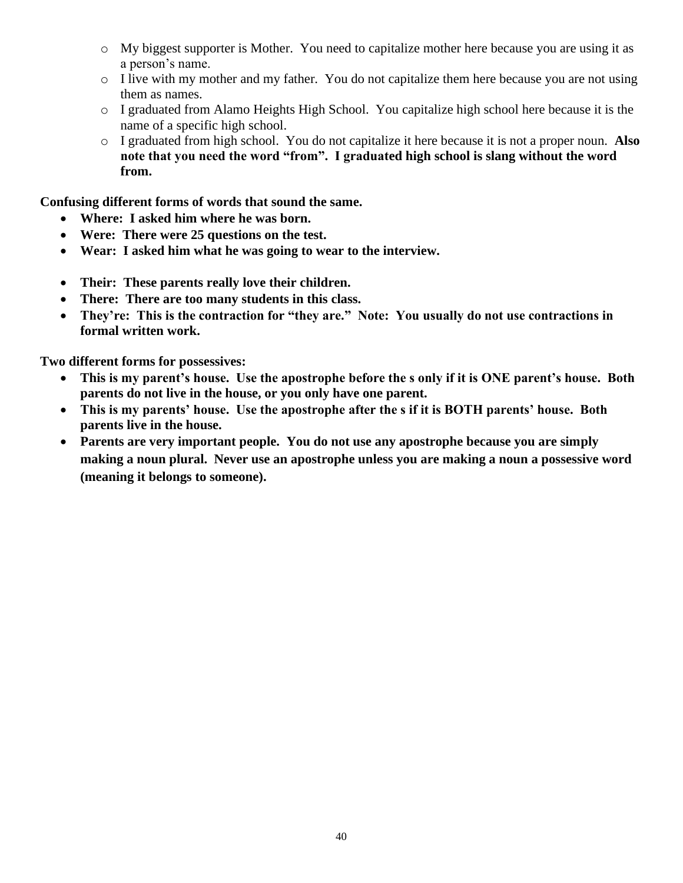- My biggest supporter is Mother. You need to capitalize mother here because you are using it as a person's name.
- I live with my mother and my father. You do not capitalize them here because you are not using them as names.
- I graduated from Alamo Heights High School. You capitalize high school here because it is the name of a specific high school.
- I graduated from high school. You do not capitalize it here because it is not a proper noun. **Also note that you need the word "from". I graduated high school is slang without the word from.**

**Confusing different forms of words that sound the same.**

- **Where: I asked him where he was born.**
- **Were: There were 25 questions on the test.**
- **Wear: I asked him what he was going to wear to the interview.**

- **Their: These parents really love their children.**
- **There: There are too many students in this class.**
- **They're: This is the contraction for "they are." Note: You usually do not use contractions in formal written work.**

**Two different forms for possessives:**

- **This is my parent's house. Use the apostrophe before the s only if it is ONE parent's house. Both parents do not live in the house, or you only have one parent.**
- **This is my parents' house. Use the apostrophe after the s if it is BOTH parents' house. Both parents live in the house.**
- **Parents are very important people. You do not use any apostrophe because you are simply making a noun plural. Never use an apostrophe unless you are making a noun a possessive word (meaning it belongs to someone).**